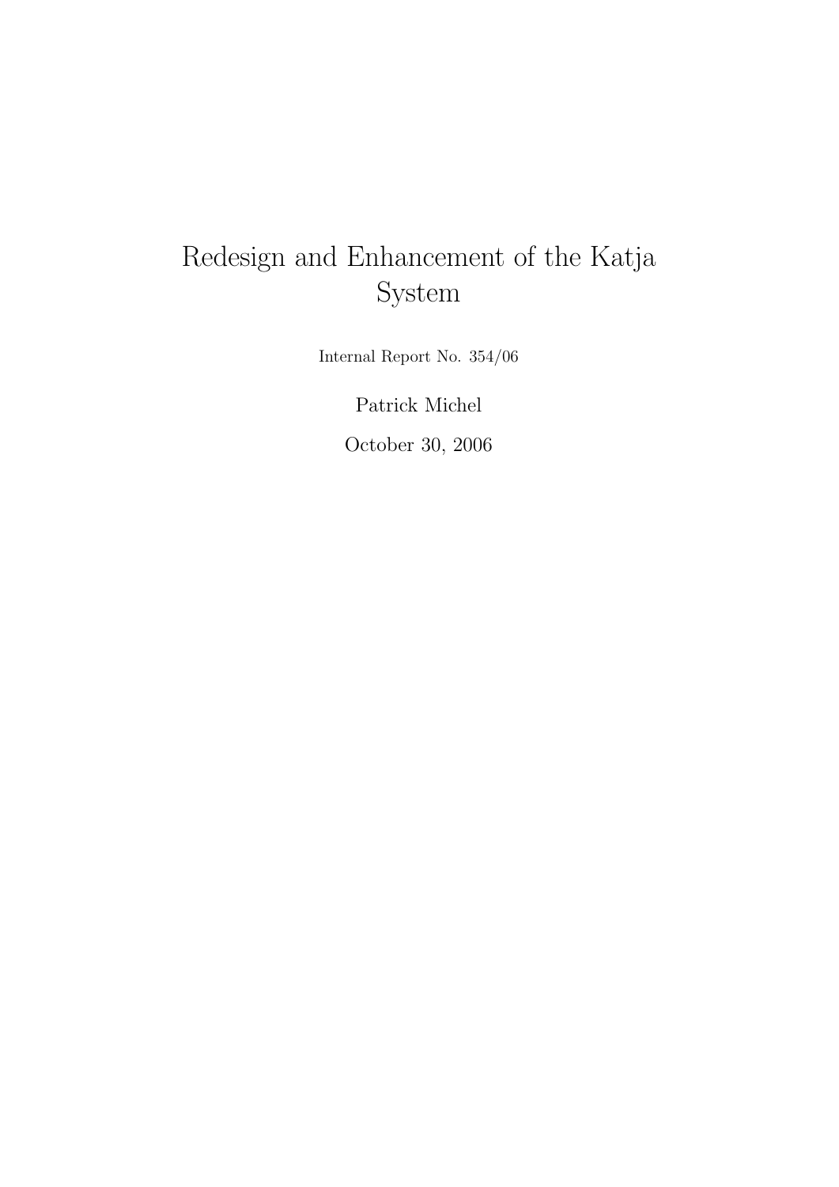# Redesign and Enhancement of the Katja System

Internal Report No. 354/06

Patrick Michel

October 30, 2006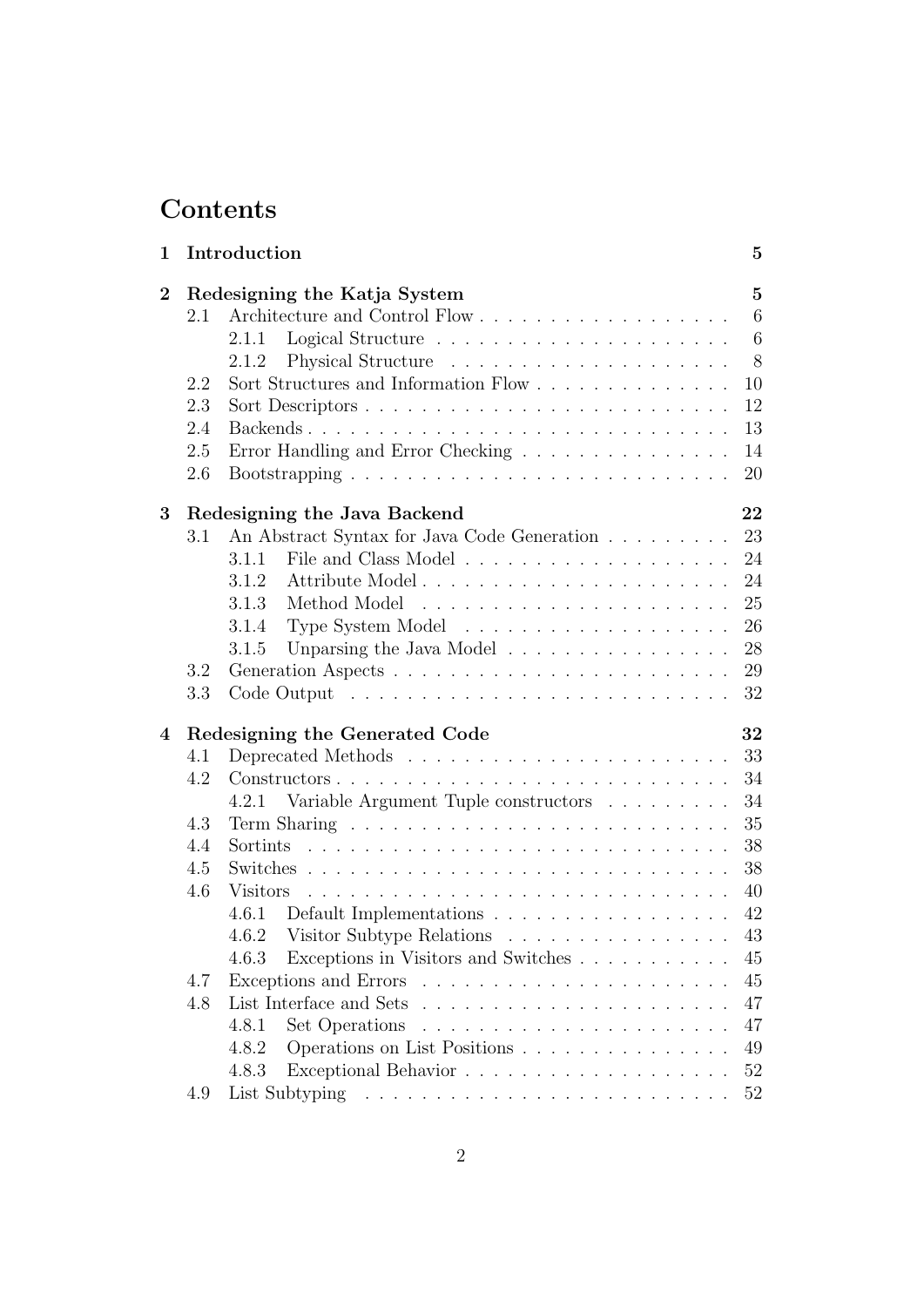# Contents

**1 Introduction** — **5**

**2 Redesigning the Katja System** — **5**

- 2.1 Architecture and Control Flow — 6
  - 2.1.1 Logical Structure — 6
  - 2.1.2 Physical Structure — 8
- 2.2 Sort Structures and Information Flow — 10
- 2.3 Sort Descriptors — 12
- 2.4 Backends — 13
- 2.5 Error Handling and Error Checking — 14
- 2.6 Bootstrapping — 20

**3 Redesigning the Java Backend** — **22**

- 3.1 An Abstract Syntax for Java Code Generation — 23
  - 3.1.1 File and Class Model — 24
  - 3.1.2 Attribute Model — 24
  - 3.1.3 Method Model — 25
  - 3.1.4 Type System Model — 26
  - 3.1.5 Unparsing the Java Model — 28
- 3.2 Generation Aspects — 29
- 3.3 Code Output — 32

**4 Redesigning the Generated Code** — **32**

- 4.1 Deprecated Methods — 33
- 4.2 Constructors — 34
  - 4.2.1 Variable Argument Tuple constructors — 34
- 4.3 Term Sharing — 35
- 4.4 Sortints — 38
- 4.5 Switches — 38
- 4.6 Visitors — 40
  - 4.6.1 Default Implementations — 42
  - 4.6.2 Visitor Subtype Relations — 43
  - 4.6.3 Exceptions in Visitors and Switches — 45
- 4.7 Exceptions and Errors — 45
- 4.8 List Interface and Sets — 47
  - 4.8.1 Set Operations — 47
  - 4.8.2 Operations on List Positions — 49
  - 4.8.3 Exceptional Behavior — 52
- 4.9 List Subtyping — 52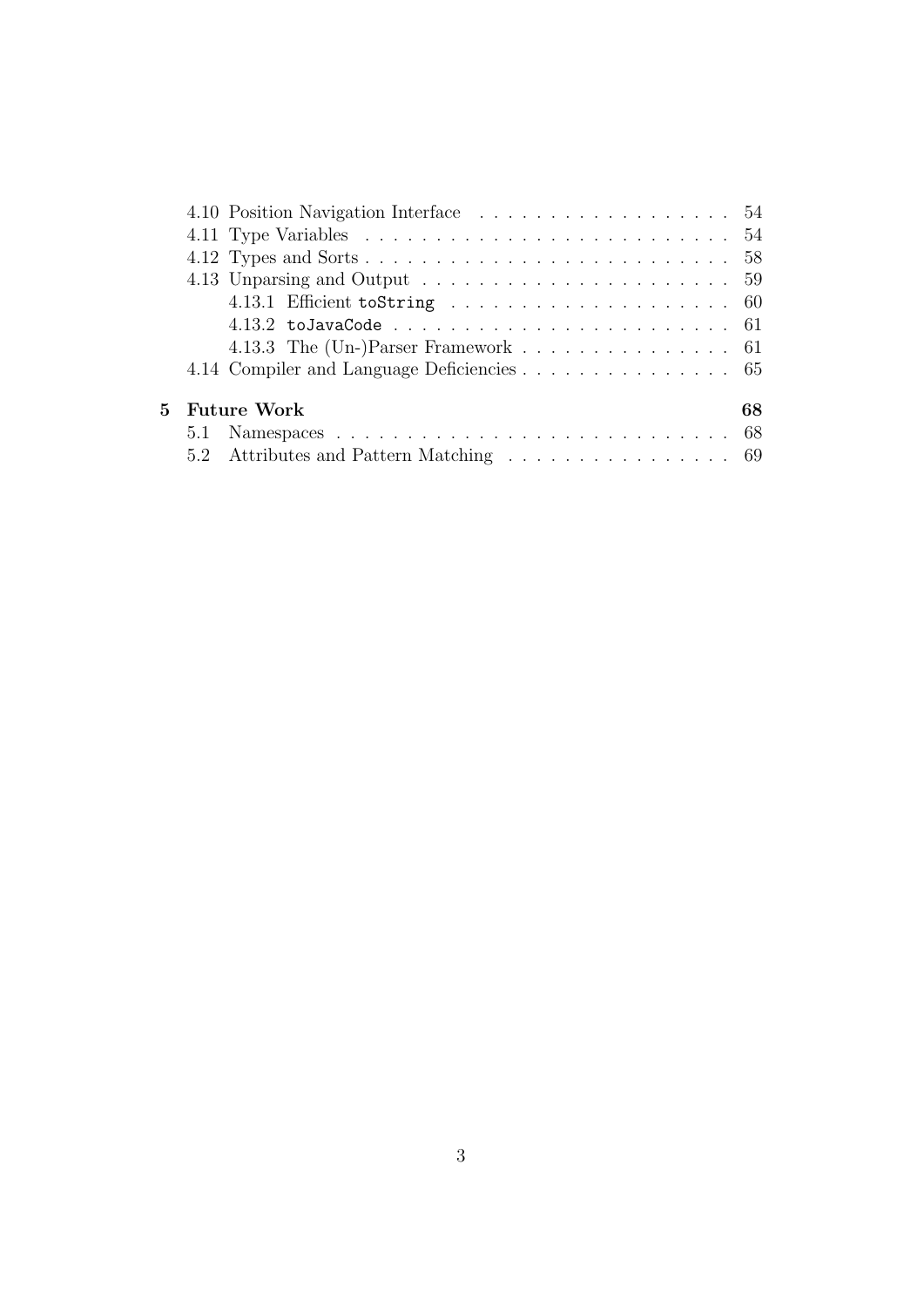- 4.10 Position Navigation Interface . . . . . . . . . . . . . . . . . . 54
- 4.11 Type Variables . . . . . . . . . . . . . . . . . . . . . . . . . 54
- 4.12 Types and Sorts . . . . . . . . . . . . . . . . . . . . . . . . . 58
- 4.13 Unparsing and Output . . . . . . . . . . . . . . . . . . . . . . 59
  - 4.13.1 Efficient `toString` . . . . . . . . . . . . . . . . . . . . 60
  - 4.13.2 `toJavaCode` . . . . . . . . . . . . . . . . . . . . . . . . 61
  - 4.13.3 The (Un-)Parser Framework . . . . . . . . . . . . . . . 61
- 4.14 Compiler and Language Deficiencies . . . . . . . . . . . . . . . 65

**5 Future Work** **68**

- 5.1 Namespaces . . . . . . . . . . . . . . . . . . . . . . . . . . . . 68
- 5.2 Attributes and Pattern Matching . . . . . . . . . . . . . . . . . 69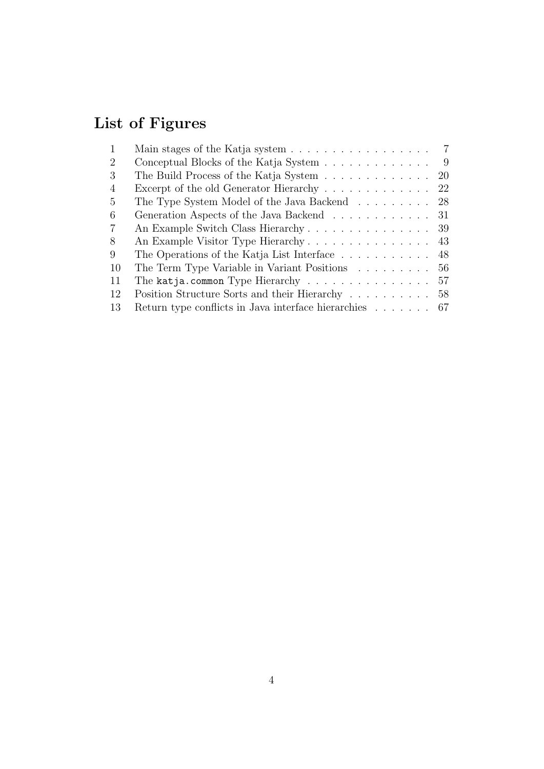# List of Figures

| | | |
|---|---|---|
| 1 | Main stages of the Katja system | 7 |
| 2 | Conceptual Blocks of the Katja System | 9 |
| 3 | The Build Process of the Katja System | 20 |
| 4 | Excerpt of the old Generator Hierarchy | 22 |
| 5 | The Type System Model of the Java Backend | 28 |
| 6 | Generation Aspects of the Java Backend | 31 |
| 7 | An Example Switch Class Hierarchy | 39 |
| 8 | An Example Visitor Type Hierarchy | 43 |
| 9 | The Operations of the Katja List Interface | 48 |
| 10 | The Term Type Variable in Variant Positions | 56 |
| 11 | The `katja.common` Type Hierarchy | 57 |
| 12 | Position Structure Sorts and their Hierarchy | 58 |
| 13 | Return type conflicts in Java interface hierarchies | 67 |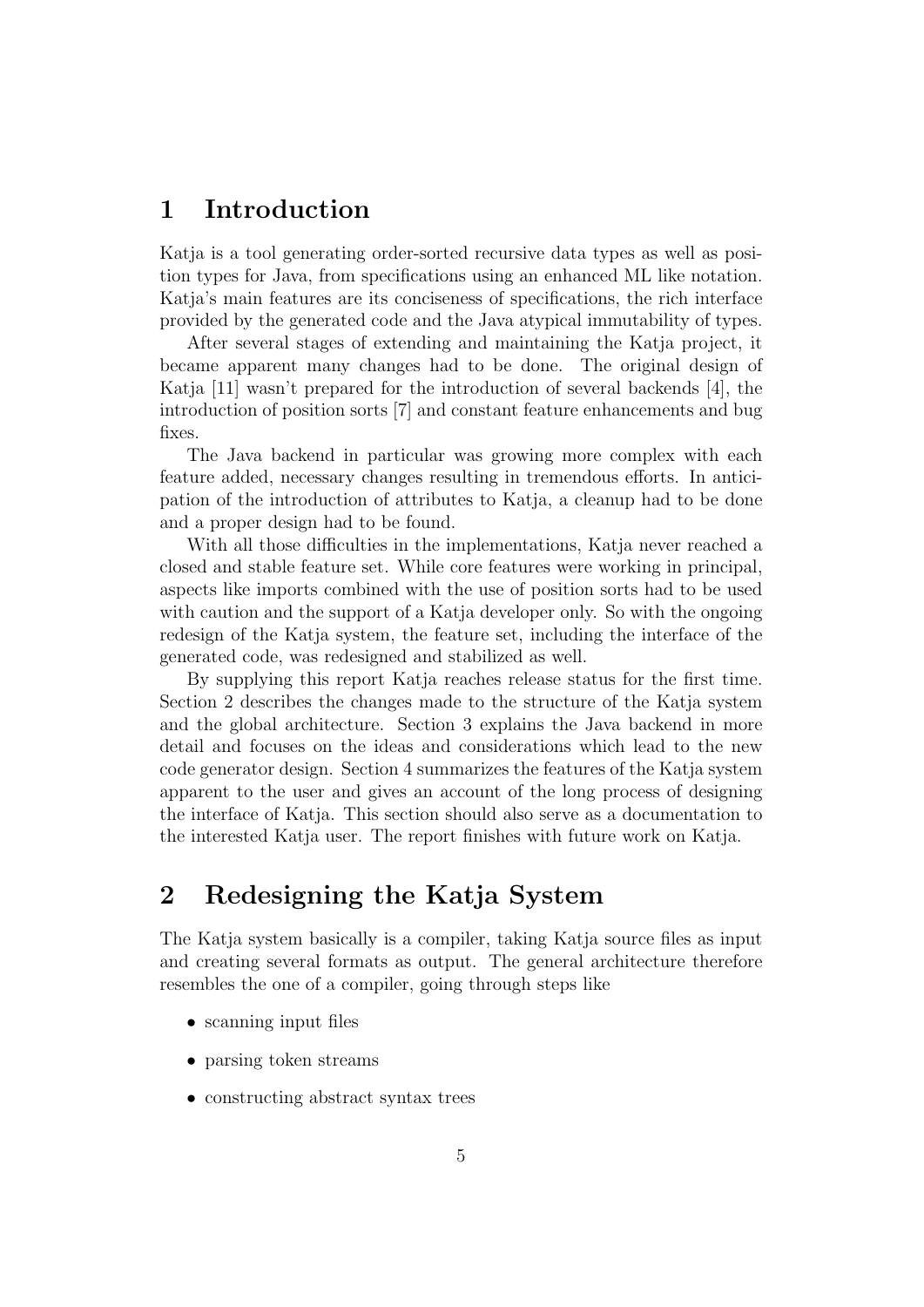# 1 Introduction

Katja is a tool generating order-sorted recursive data types as well as position types for Java, from specifications using an enhanced ML like notation. Katja's main features are its conciseness of specifications, the rich interface provided by the generated code and the Java atypical immutability of types.

After several stages of extending and maintaining the Katja project, it became apparent many changes had to be done. The original design of Katja [11] wasn't prepared for the introduction of several backends [4], the introduction of position sorts [7] and constant feature enhancements and bug fixes.

The Java backend in particular was growing more complex with each feature added, necessary changes resulting in tremendous efforts. In anticipation of the introduction of attributes to Katja, a cleanup had to be done and a proper design had to be found.

With all those difficulties in the implementations, Katja never reached a closed and stable feature set. While core features were working in principal, aspects like imports combined with the use of position sorts had to be used with caution and the support of a Katja developer only. So with the ongoing redesign of the Katja system, the feature set, including the interface of the generated code, was redesigned and stabilized as well.

By supplying this report Katja reaches release status for the first time. Section 2 describes the changes made to the structure of the Katja system and the global architecture. Section 3 explains the Java backend in more detail and focuses on the ideas and considerations which lead to the new code generator design. Section 4 summarizes the features of the Katja system apparent to the user and gives an account of the long process of designing the interface of Katja. This section should also serve as a documentation to the interested Katja user. The report finishes with future work on Katja.

# 2 Redesigning the Katja System

The Katja system basically is a compiler, taking Katja source files as input and creating several formats as output. The general architecture therefore resembles the one of a compiler, going through steps like

- scanning input files
- parsing token streams
- constructing abstract syntax trees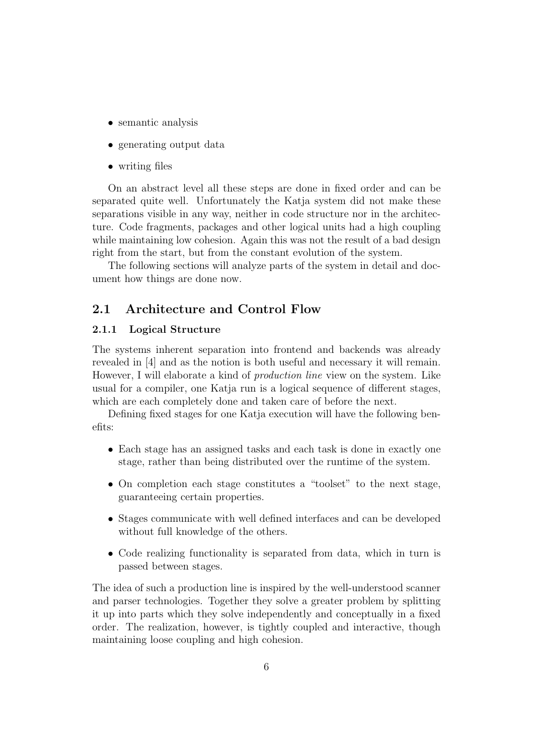- semantic analysis
- generating output data
- writing files

On an abstract level all these steps are done in fixed order and can be separated quite well. Unfortunately the Katja system did not make these separations visible in any way, neither in code structure nor in the architecture. Code fragments, packages and other logical units had a high coupling while maintaining low cohesion. Again this was not the result of a bad design right from the start, but from the constant evolution of the system.

The following sections will analyze parts of the system in detail and document how things are done now.

## 2.1 Architecture and Control Flow

### 2.1.1 Logical Structure

The systems inherent separation into frontend and backends was already revealed in [4] and as the notion is both useful and necessary it will remain. However, I will elaborate a kind of *production line* view on the system. Like usual for a compiler, one Katja run is a logical sequence of different stages, which are each completely done and taken care of before the next.

Defining fixed stages for one Katja execution will have the following benefits:

- Each stage has an assigned tasks and each task is done in exactly one stage, rather than being distributed over the runtime of the system.
- On completion each stage constitutes a “toolset” to the next stage, guaranteeing certain properties.
- Stages communicate with well defined interfaces and can be developed without full knowledge of the others.
- Code realizing functionality is separated from data, which in turn is passed between stages.

The idea of such a production line is inspired by the well-understood scanner and parser technologies. Together they solve a greater problem by splitting it up into parts which they solve independently and conceptually in a fixed order. The realization, however, is tightly coupled and interactive, though maintaining loose coupling and high cohesion.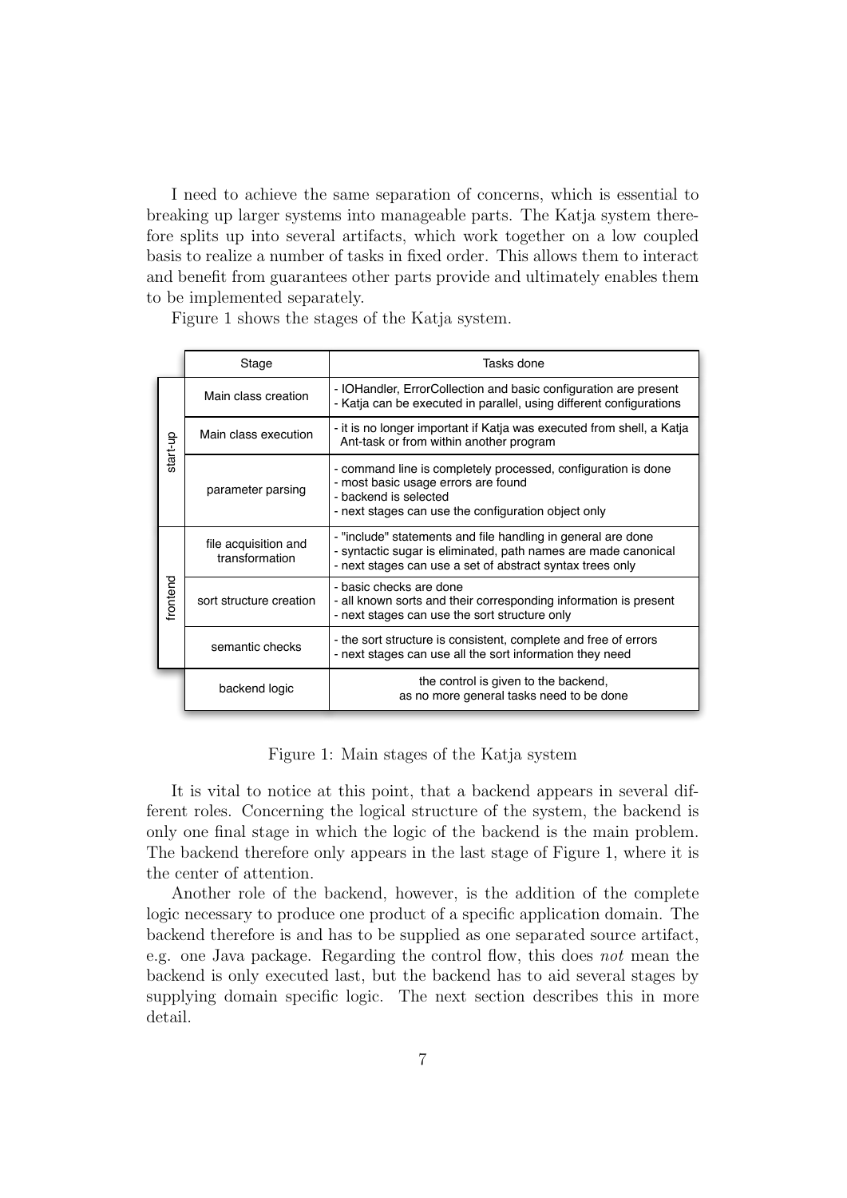I need to achieve the same separation of concerns, which is essential to breaking up larger systems into manageable parts. The Katja system therefore splits up into several artifacts, which work together on a low coupled basis to realize a number of tasks in fixed order. This allows them to interact and benefit from guarantees other parts provide and ultimately enables them to be implemented separately.

Figure 1 shows the stages of the Katja system.

| | Stage | Tasks done |
|---|---|---|
| start-up | Main class creation | - IOHandler, ErrorCollection and basic configuration are present<br>- Katja can be executed in parallel, using different configurations |
| start-up | Main class execution | - it is no longer important if Katja was executed from shell, a Katja Ant-task or from within another program |
| start-up | parameter parsing | - command line is completely processed, configuration is done<br>- most basic usage errors are found<br>- backend is selected<br>- next stages can use the configuration object only |
| frontend | file acquisition and transformation | - "include" statements and file handling in general are done<br>- syntactic sugar is eliminated, path names are made canonical<br>- next stages can use a set of abstract syntax trees only |
| frontend | sort structure creation | - basic checks are done<br>- all known sorts and their corresponding information is present<br>- next stages can use the sort structure only |
| frontend | semantic checks | - the sort structure is consistent, complete and free of errors<br>- next stages can use all the sort information they need |
| | backend logic | the control is given to the backend, as no more general tasks need to be done |

Figure 1: Main stages of the Katja system

It is vital to notice at this point, that a backend appears in several different roles. Concerning the logical structure of the system, the backend is only one final stage in which the logic of the backend is the main problem. The backend therefore only appears in the last stage of Figure 1, where it is the center of attention.

Another role of the backend, however, is the addition of the complete logic necessary to produce one product of a specific application domain. The backend therefore is and has to be supplied as one separated source artifact, e.g. one Java package. Regarding the control flow, this does *not* mean the backend is only executed last, but the backend has to aid several stages by supplying domain specific logic. The next section describes this in more detail.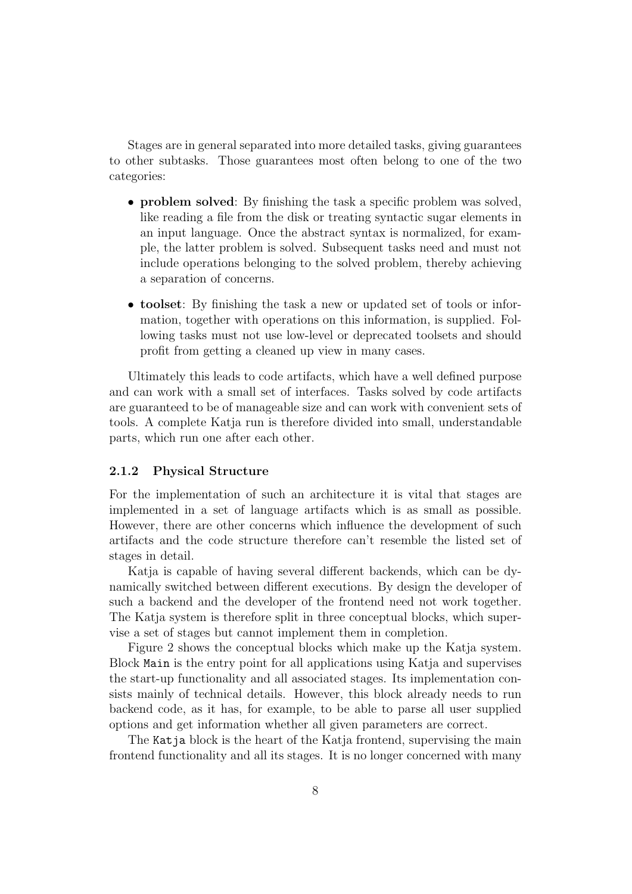Stages are in general separated into more detailed tasks, giving guarantees to other subtasks. Those guarantees most often belong to one of the two categories:

- **problem solved**: By finishing the task a specific problem was solved, like reading a file from the disk or treating syntactic sugar elements in an input language. Once the abstract syntax is normalized, for example, the latter problem is solved. Subsequent tasks need and must not include operations belonging to the solved problem, thereby achieving a separation of concerns.
- **toolset**: By finishing the task a new or updated set of tools or information, together with operations on this information, is supplied. Following tasks must not use low-level or deprecated toolsets and should profit from getting a cleaned up view in many cases.

Ultimately this leads to code artifacts, which have a well defined purpose and can work with a small set of interfaces. Tasks solved by code artifacts are guaranteed to be of manageable size and can work with convenient sets of tools. A complete Katja run is therefore divided into small, understandable parts, which run one after each other.

### 2.1.2 Physical Structure

For the implementation of such an architecture it is vital that stages are implemented in a set of language artifacts which is as small as possible. However, there are other concerns which influence the development of such artifacts and the code structure therefore can't resemble the listed set of stages in detail.

Katja is capable of having several different backends, which can be dynamically switched between different executions. By design the developer of such a backend and the developer of the frontend need not work together. The Katja system is therefore split in three conceptual blocks, which supervise a set of stages but cannot implement them in completion.

Figure 2 shows the conceptual blocks which make up the Katja system. Block `Main` is the entry point for all applications using Katja and supervises the start-up functionality and all associated stages. Its implementation consists mainly of technical details. However, this block already needs to run backend code, as it has, for example, to be able to parse all user supplied options and get information whether all given parameters are correct.

The `Katja` block is the heart of the Katja frontend, supervising the main frontend functionality and all its stages. It is no longer concerned with many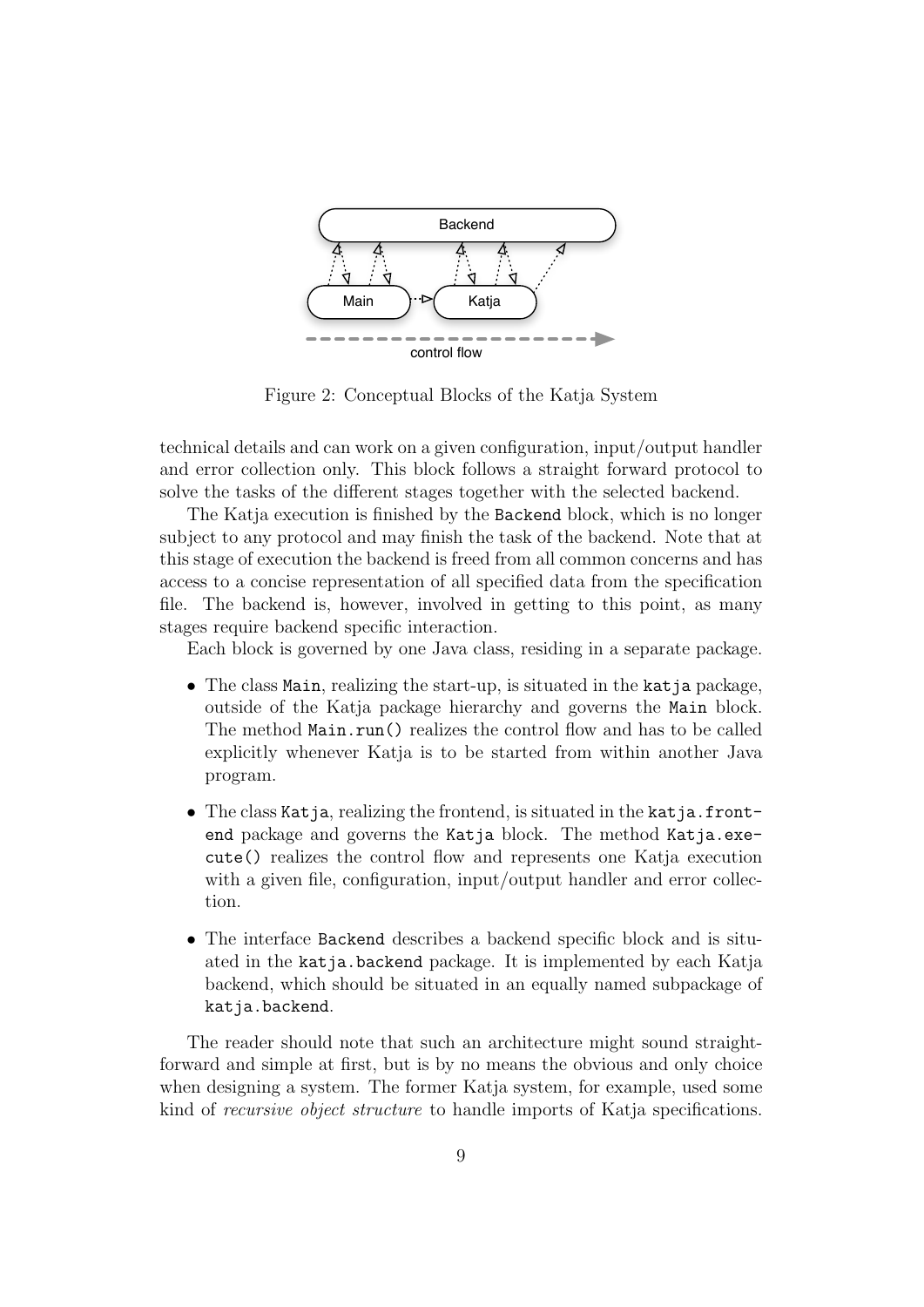Figure 2: Conceptual Blocks of the Katja System

technical details and can work on a given configuration, input/output handler and error collection only. This block follows a straight forward protocol to solve the tasks of the different stages together with the selected backend.

The Katja execution is finished by the `Backend` block, which is no longer subject to any protocol and may finish the task of the backend. Note that at this stage of execution the backend is freed from all common concerns and has access to a concise representation of all specified data from the specification file. The backend is, however, involved in getting to this point, as many stages require backend specific interaction.

Each block is governed by one Java class, residing in a separate package.

- The class `Main`, realizing the start-up, is situated in the `katja` package, outside of the Katja package hierarchy and governs the `Main` block. The method `Main.run()` realizes the control flow and has to be called explicitly whenever Katja is to be started from within another Java program.
- The class `Katja`, realizing the frontend, is situated in the `katja.frontend` package and governs the `Katja` block. The method `Katja.execute()` realizes the control flow and represents one Katja execution with a given file, configuration, input/output handler and error collection.
- The interface `Backend` describes a backend specific block and is situated in the `katja.backend` package. It is implemented by each Katja backend, which should be situated in an equally named subpackage of `katja.backend`.

The reader should note that such an architecture might sound straightforward and simple at first, but is by no means the obvious and only choice when designing a system. The former Katja system, for example, used some kind of *recursive object structure* to handle imports of Katja specifications.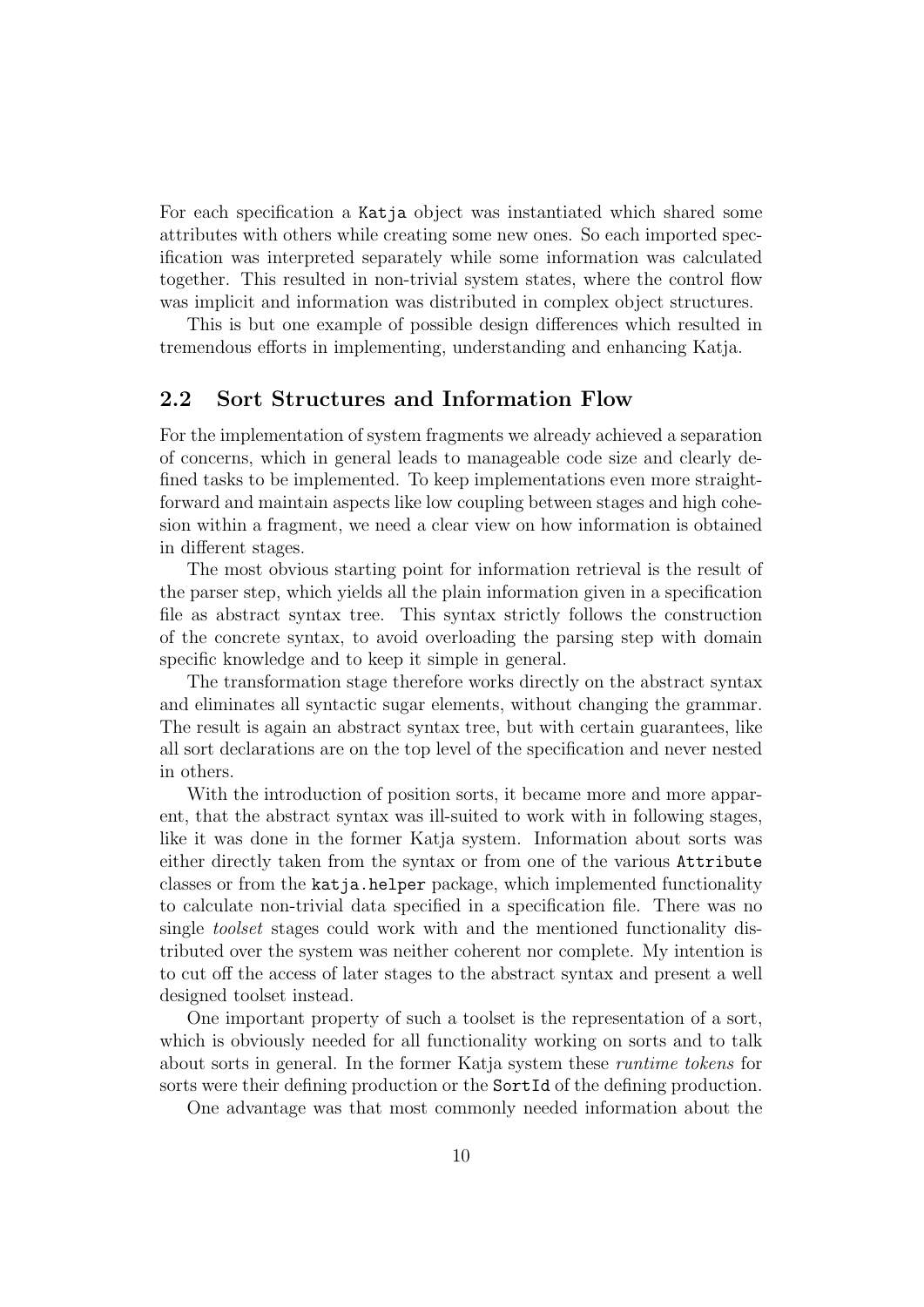For each specification a `Katja` object was instantiated which shared some attributes with others while creating some new ones. So each imported specification was interpreted separately while some information was calculated together. This resulted in non-trivial system states, where the control flow was implicit and information was distributed in complex object structures.

This is but one example of possible design differences which resulted in tremendous efforts in implementing, understanding and enhancing Katja.

## 2.2 Sort Structures and Information Flow

For the implementation of system fragments we already achieved a separation of concerns, which in general leads to manageable code size and clearly defined tasks to be implemented. To keep implementations even more straightforward and maintain aspects like low coupling between stages and high cohesion within a fragment, we need a clear view on how information is obtained in different stages.

The most obvious starting point for information retrieval is the result of the parser step, which yields all the plain information given in a specification file as abstract syntax tree. This syntax strictly follows the construction of the concrete syntax, to avoid overloading the parsing step with domain specific knowledge and to keep it simple in general.

The transformation stage therefore works directly on the abstract syntax and eliminates all syntactic sugar elements, without changing the grammar. The result is again an abstract syntax tree, but with certain guarantees, like all sort declarations are on the top level of the specification and never nested in others.

With the introduction of position sorts, it became more and more apparent, that the abstract syntax was ill-suited to work with in following stages, like it was done in the former Katja system. Information about sorts was either directly taken from the syntax or from one of the various `Attribute` classes or from the `katja.helper` package, which implemented functionality to calculate non-trivial data specified in a specification file. There was no single *toolset* stages could work with and the mentioned functionality distributed over the system was neither coherent nor complete. My intention is to cut off the access of later stages to the abstract syntax and present a well designed toolset instead.

One important property of such a toolset is the representation of a sort, which is obviously needed for all functionality working on sorts and to talk about sorts in general. In the former Katja system these *runtime tokens* for sorts were their defining production or the `SortId` of the defining production.

One advantage was that most commonly needed information about the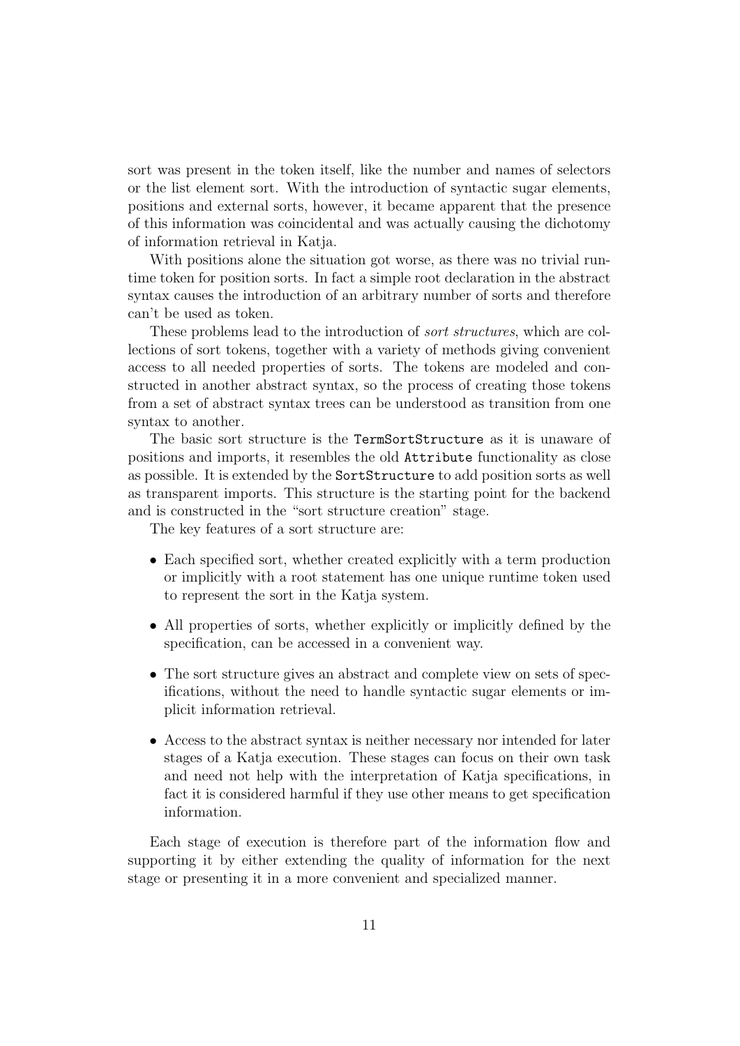sort was present in the token itself, like the number and names of selectors or the list element sort. With the introduction of syntactic sugar elements, positions and external sorts, however, it became apparent that the presence of this information was coincidental and was actually causing the dichotomy of information retrieval in Katja.

With positions alone the situation got worse, as there was no trivial runtime token for position sorts. In fact a simple root declaration in the abstract syntax causes the introduction of an arbitrary number of sorts and therefore can't be used as token.

These problems lead to the introduction of *sort structures*, which are collections of sort tokens, together with a variety of methods giving convenient access to all needed properties of sorts. The tokens are modeled and constructed in another abstract syntax, so the process of creating those tokens from a set of abstract syntax trees can be understood as transition from one syntax to another.

The basic sort structure is the `TermSortStructure` as it is unaware of positions and imports, it resembles the old `Attribute` functionality as close as possible. It is extended by the `SortStructure` to add position sorts as well as transparent imports. This structure is the starting point for the backend and is constructed in the "sort structure creation" stage.

The key features of a sort structure are:

- Each specified sort, whether created explicitly with a term production or implicitly with a root statement has one unique runtime token used to represent the sort in the Katja system.
- All properties of sorts, whether explicitly or implicitly defined by the specification, can be accessed in a convenient way.
- The sort structure gives an abstract and complete view on sets of specifications, without the need to handle syntactic sugar elements or implicit information retrieval.
- Access to the abstract syntax is neither necessary nor intended for later stages of a Katja execution. These stages can focus on their own task and need not help with the interpretation of Katja specifications, in fact it is considered harmful if they use other means to get specification information.

Each stage of execution is therefore part of the information flow and supporting it by either extending the quality of information for the next stage or presenting it in a more convenient and specialized manner.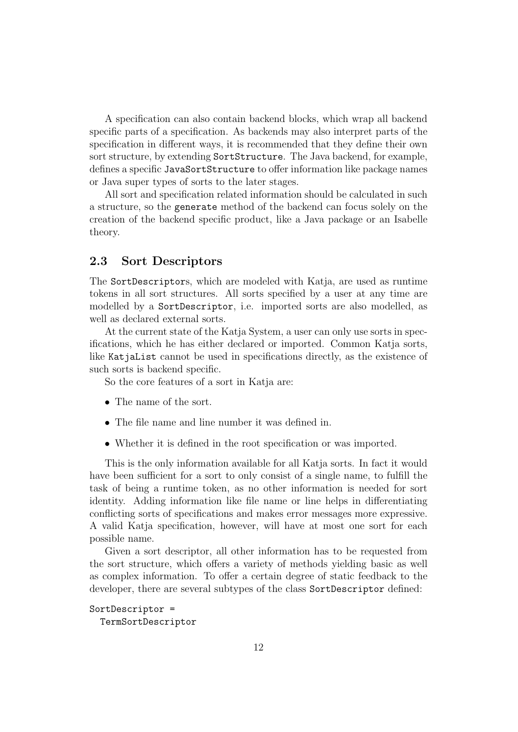A specification can also contain backend blocks, which wrap all backend specific parts of a specification. As backends may also interpret parts of the specification in different ways, it is recommended that they define their own sort structure, by extending `SortStructure`. The Java backend, for example, defines a specific `JavaSortStructure` to offer information like package names or Java super types of sorts to the later stages.

All sort and specification related information should be calculated in such a structure, so the `generate` method of the backend can focus solely on the creation of the backend specific product, like a Java package or an Isabelle theory.

## 2.3 Sort Descriptors

The `SortDescriptor`s, which are modeled with Katja, are used as runtime tokens in all sort structures. All sorts specified by a user at any time are modelled by a `SortDescriptor`, i.e. imported sorts are also modelled, as well as declared external sorts.

At the current state of the Katja System, a user can only use sorts in specifications, which he has either declared or imported. Common Katja sorts, like `KatjaList` cannot be used in specifications directly, as the existence of such sorts is backend specific.

So the core features of a sort in Katja are:

- The name of the sort.
- The file name and line number it was defined in.
- Whether it is defined in the root specification or was imported.

This is the only information available for all Katja sorts. In fact it would have been sufficient for a sort to only consist of a single name, to fulfill the task of being a runtime token, as no other information is needed for sort identity. Adding information like file name or line helps in differentiating conflicting sorts of specifications and makes error messages more expressive. A valid Katja specification, however, will have at most one sort for each possible name.

Given a sort descriptor, all other information has to be requested from the sort structure, which offers a variety of methods yielding basic as well as complex information. To offer a certain degree of static feedback to the developer, there are several subtypes of the class `SortDescriptor` defined:

```
SortDescriptor =
  TermSortDescriptor
```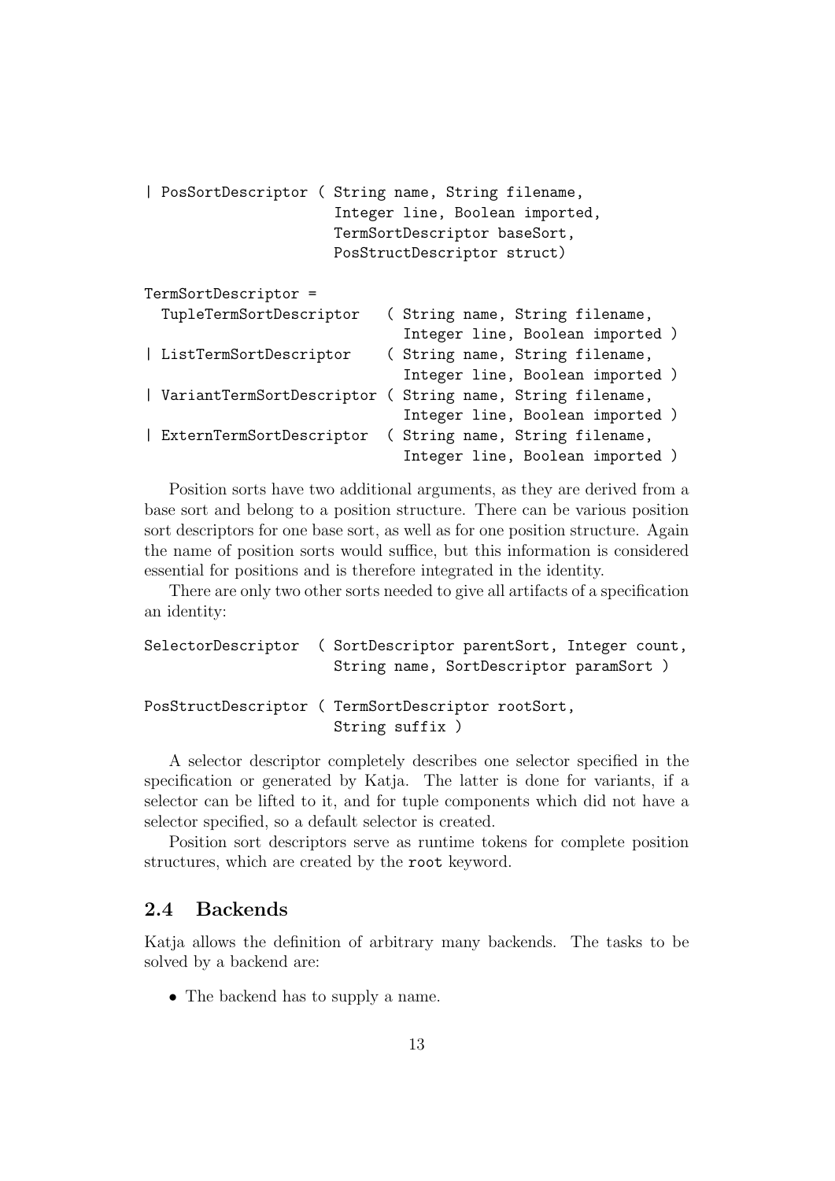```
| PosSortDescriptor ( String name, String filename,
                      Integer line, Boolean imported,
                      TermSortDescriptor baseSort,
                      PosStructDescriptor struct)

TermSortDescriptor =
  TupleTermSortDescriptor   ( String name, String filename,
                              Integer line, Boolean imported )
| ListTermSortDescriptor    ( String name, String filename,
                              Integer line, Boolean imported )
| VariantTermSortDescriptor ( String name, String filename,
                              Integer line, Boolean imported )
| ExternTermSortDescriptor  ( String name, String filename,
                              Integer line, Boolean imported )
```

Position sorts have two additional arguments, as they are derived from a base sort and belong to a position structure. There can be various position sort descriptors for one base sort, as well as for one position structure. Again the name of position sorts would suffice, but this information is considered essential for positions and is therefore integrated in the identity.

There are only two other sorts needed to give all artifacts of a specification an identity:

```
SelectorDescriptor  ( SortDescriptor parentSort, Integer count,
                      String name, SortDescriptor paramSort )

PosStructDescriptor ( TermSortDescriptor rootSort,
                      String suffix )
```

A selector descriptor completely describes one selector specified in the specification or generated by Katja. The latter is done for variants, if a selector can be lifted to it, and for tuple components which did not have a selector specified, so a default selector is created.

Position sort descriptors serve as runtime tokens for complete position structures, which are created by the `root` keyword.

## 2.4 Backends

Katja allows the definition of arbitrary many backends. The tasks to be solved by a backend are:

- The backend has to supply a name.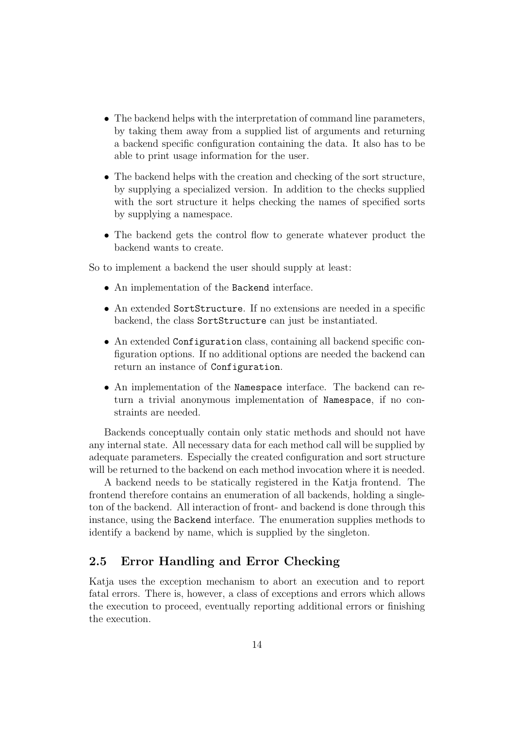- The backend helps with the interpretation of command line parameters, by taking them away from a supplied list of arguments and returning a backend specific configuration containing the data. It also has to be able to print usage information for the user.
- The backend helps with the creation and checking of the sort structure, by supplying a specialized version. In addition to the checks supplied with the sort structure it helps checking the names of specified sorts by supplying a namespace.
- The backend gets the control flow to generate whatever product the backend wants to create.

So to implement a backend the user should supply at least:

- An implementation of the `Backend` interface.
- An extended `SortStructure`. If no extensions are needed in a specific backend, the class `SortStructure` can just be instantiated.
- An extended `Configuration` class, containing all backend specific configuration options. If no additional options are needed the backend can return an instance of `Configuration`.
- An implementation of the `Namespace` interface. The backend can return a trivial anonymous implementation of `Namespace`, if no constraints are needed.

Backends conceptually contain only static methods and should not have any internal state. All necessary data for each method call will be supplied by adequate parameters. Especially the created configuration and sort structure will be returned to the backend on each method invocation where it is needed.

A backend needs to be statically registered in the Katja frontend. The frontend therefore contains an enumeration of all backends, holding a singleton of the backend. All interaction of front- and backend is done through this instance, using the `Backend` interface. The enumeration supplies methods to identify a backend by name, which is supplied by the singleton.

## 2.5 Error Handling and Error Checking

Katja uses the exception mechanism to abort an execution and to report fatal errors. There is, however, a class of exceptions and errors which allows the execution to proceed, eventually reporting additional errors or finishing the execution.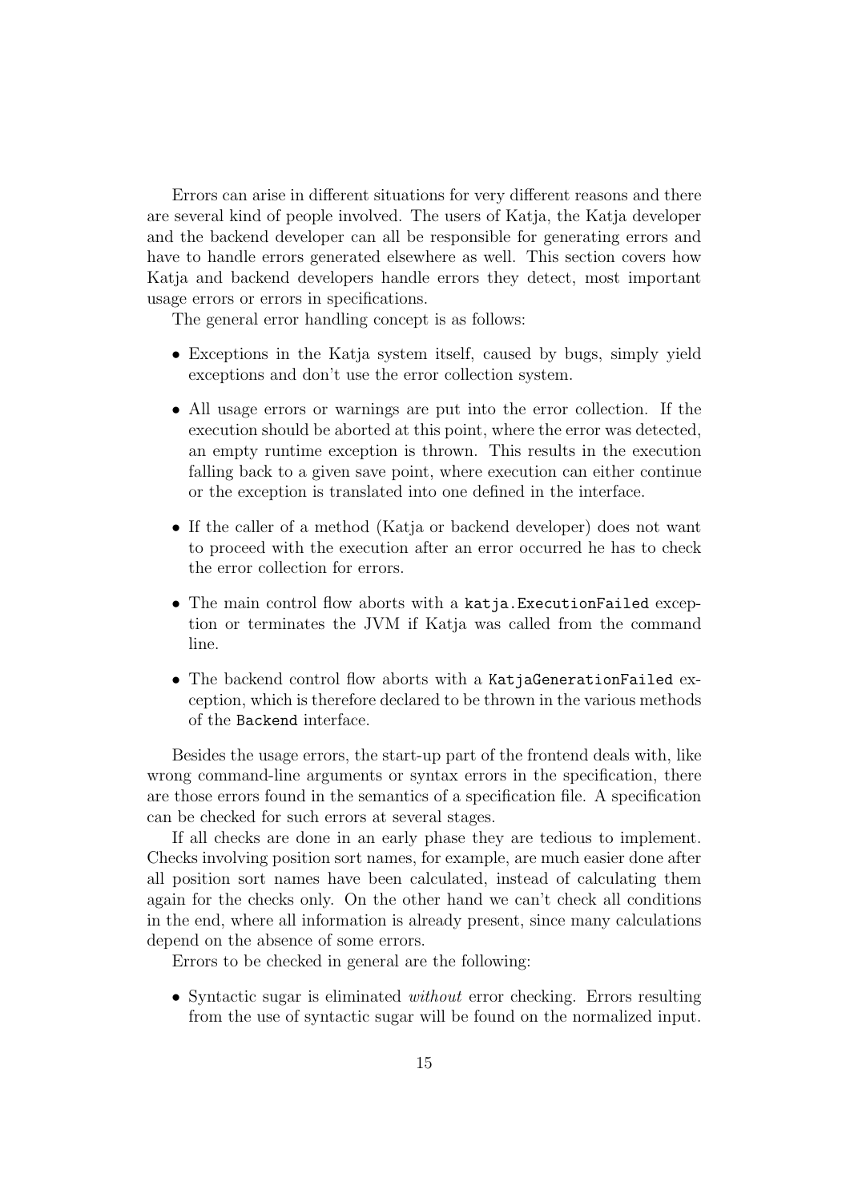Errors can arise in different situations for very different reasons and there are several kind of people involved. The users of Katja, the Katja developer and the backend developer can all be responsible for generating errors and have to handle errors generated elsewhere as well. This section covers how Katja and backend developers handle errors they detect, most important usage errors or errors in specifications.

The general error handling concept is as follows:

- Exceptions in the Katja system itself, caused by bugs, simply yield exceptions and don't use the error collection system.
- All usage errors or warnings are put into the error collection. If the execution should be aborted at this point, where the error was detected, an empty runtime exception is thrown. This results in the execution falling back to a given save point, where execution can either continue or the exception is translated into one defined in the interface.
- If the caller of a method (Katja or backend developer) does not want to proceed with the execution after an error occurred he has to check the error collection for errors.
- The main control flow aborts with a `katja.ExecutionFailed` exception or terminates the JVM if Katja was called from the command line.
- The backend control flow aborts with a `KatjaGenerationFailed` exception, which is therefore declared to be thrown in the various methods of the `Backend` interface.

Besides the usage errors, the start-up part of the frontend deals with, like wrong command-line arguments or syntax errors in the specification, there are those errors found in the semantics of a specification file. A specification can be checked for such errors at several stages.

If all checks are done in an early phase they are tedious to implement. Checks involving position sort names, for example, are much easier done after all position sort names have been calculated, instead of calculating them again for the checks only. On the other hand we can't check all conditions in the end, where all information is already present, since many calculations depend on the absence of some errors.

Errors to be checked in general are the following:

- Syntactic sugar is eliminated *without* error checking. Errors resulting from the use of syntactic sugar will be found on the normalized input.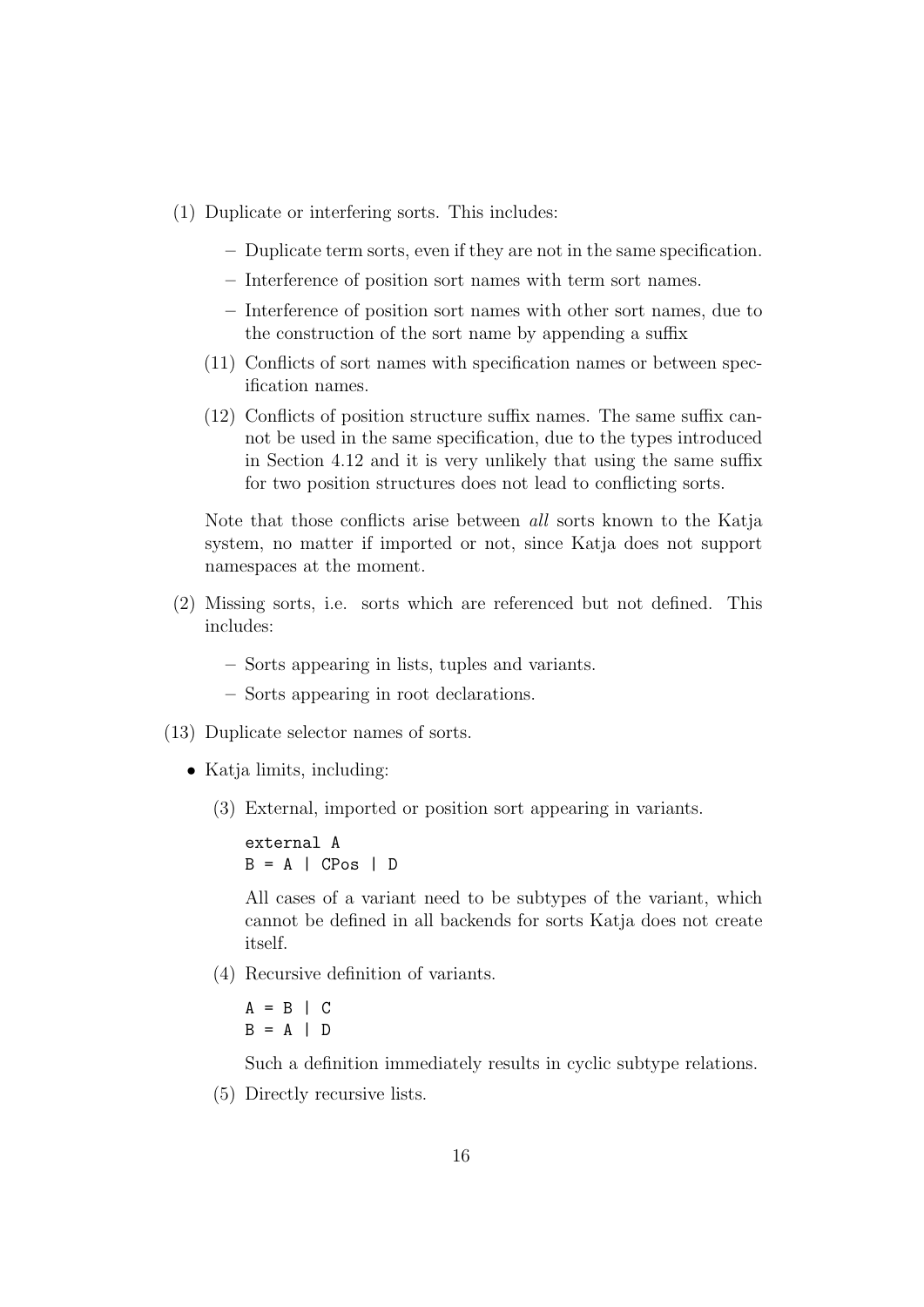(1) Duplicate or interfering sorts. This includes:

   – Duplicate term sorts, even if they are not in the same specification.

   – Interference of position sort names with term sort names.

   – Interference of position sort names with other sort names, due to the construction of the sort name by appending a suffix

   (11) Conflicts of sort names with specification names or between specification names.

   (12) Conflicts of position structure suffix names. The same suffix cannot be used in the same specification, due to the types introduced in Section 4.12 and it is very unlikely that using the same suffix for two position structures does not lead to conflicting sorts.

   Note that those conflicts arise between *all* sorts known to the Katja system, no matter if imported or not, since Katja does not support namespaces at the moment.

(2) Missing sorts, i.e. sorts which are referenced but not defined. This includes:

   – Sorts appearing in lists, tuples and variants.

   – Sorts appearing in root declarations.

(13) Duplicate selector names of sorts.

- Katja limits, including:

  (3) External, imported or position sort appearing in variants.

  ```
  external A
  B = A | CPos | D
  ```

  All cases of a variant need to be subtypes of the variant, which cannot be defined in all backends for sorts Katja does not create itself.

  (4) Recursive definition of variants.

  ```
  A = B | C
  B = A | D
  ```

  Such a definition immediately results in cyclic subtype relations.

  (5) Directly recursive lists.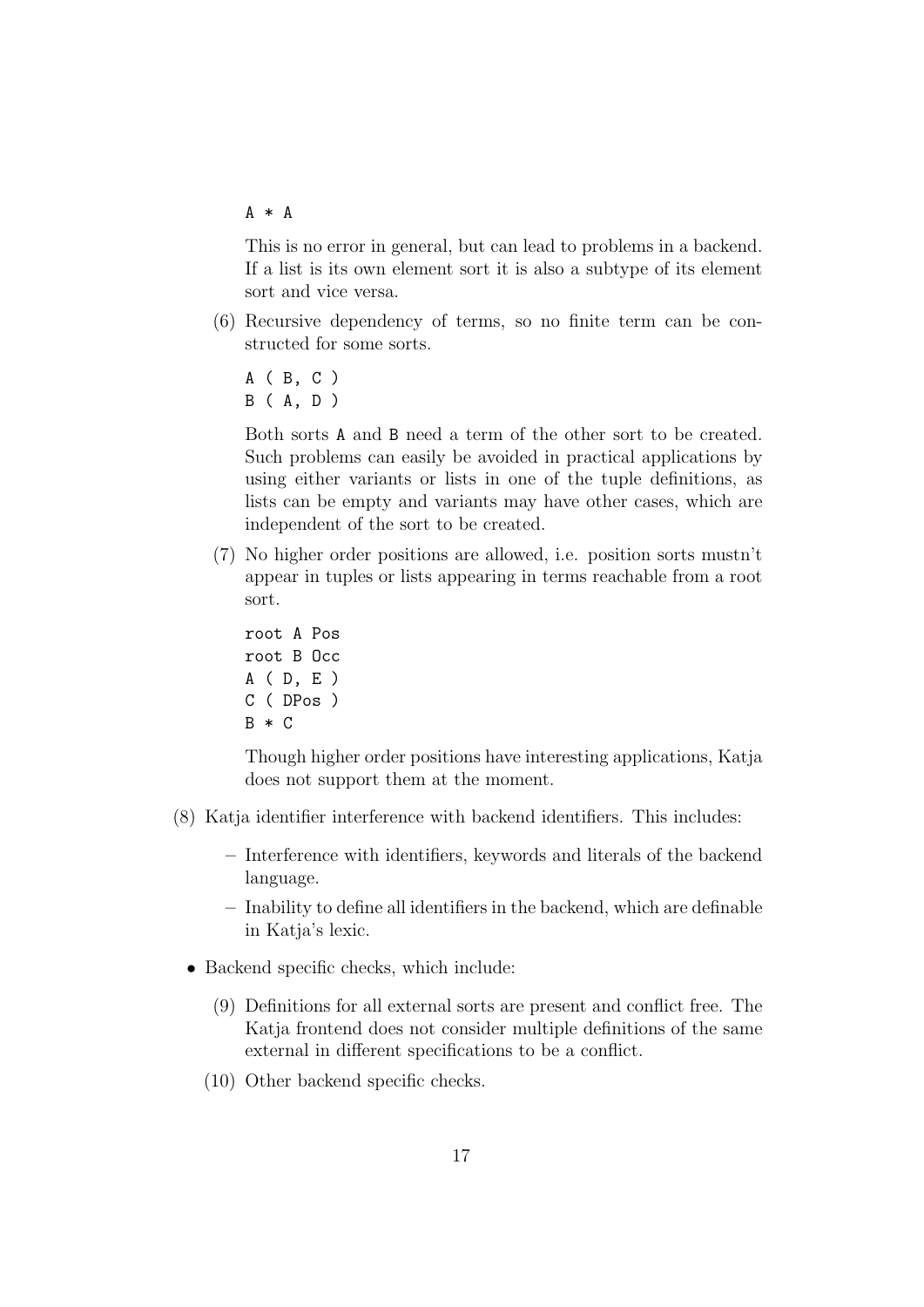```
A * A
```

This is no error in general, but can lead to problems in a backend. If a list is its own element sort it is also a subtype of its element sort and vice versa.

(6) Recursive dependency of terms, so no finite term can be constructed for some sorts.

```
A ( B, C )
B ( A, D )
```

Both sorts A and B need a term of the other sort to be created. Such problems can easily be avoided in practical applications by using either variants or lists in one of the tuple definitions, as lists can be empty and variants may have other cases, which are independent of the sort to be created.

(7) No higher order positions are allowed, i.e. position sorts mustn't appear in tuples or lists appearing in terms reachable from a root sort.

```
root A Pos
root B Occ
A ( D, E )
C ( DPos )
B * C
```

Though higher order positions have interesting applications, Katja does not support them at the moment.

(8) Katja identifier interference with backend identifiers. This includes:

- Interference with identifiers, keywords and literals of the backend language.
- Inability to define all identifiers in the backend, which are definable in Katja's lexic.

- Backend specific checks, which include:

  (9) Definitions for all external sorts are present and conflict free. The Katja frontend does not consider multiple definitions of the same external in different specifications to be a conflict.

  (10) Other backend specific checks.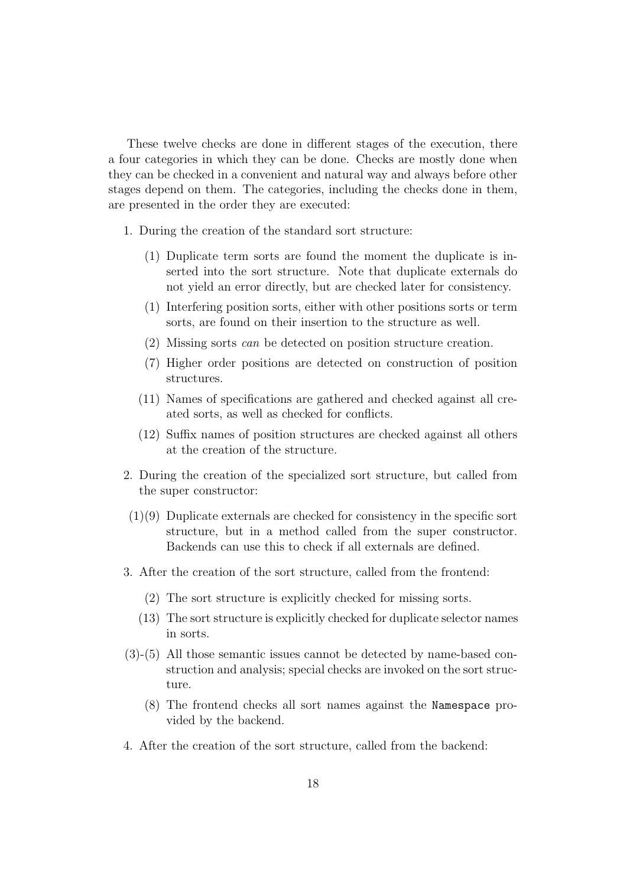These twelve checks are done in different stages of the execution, there a four categories in which they can be done. Checks are mostly done when they can be checked in a convenient and natural way and always before other stages depend on them. The categories, including the checks done in them, are presented in the order they are executed:

1. During the creation of the standard sort structure:

   - (1) Duplicate term sorts are found the moment the duplicate is inserted into the sort structure. Note that duplicate externals do not yield an error directly, but are checked later for consistency.
   - (1) Interfering position sorts, either with other positions sorts or term sorts, are found on their insertion to the structure as well.
   - (2) Missing sorts *can* be detected on position structure creation.
   - (7) Higher order positions are detected on construction of position structures.
   - (11) Names of specifications are gathered and checked against all created sorts, as well as checked for conflicts.
   - (12) Suffix names of position structures are checked against all others at the creation of the structure.

2. During the creation of the specialized sort structure, but called from the super constructor:

   - (1)(9) Duplicate externals are checked for consistency in the specific sort structure, but in a method called from the super constructor. Backends can use this to check if all externals are defined.

3. After the creation of the sort structure, called from the frontend:

   - (2) The sort structure is explicitly checked for missing sorts.
   - (13) The sort structure is explicitly checked for duplicate selector names in sorts.
   - (3)-(5) All those semantic issues cannot be detected by name-based construction and analysis; special checks are invoked on the sort structure.
   - (8) The frontend checks all sort names against the `Namespace` provided by the backend.

4. After the creation of the sort structure, called from the backend: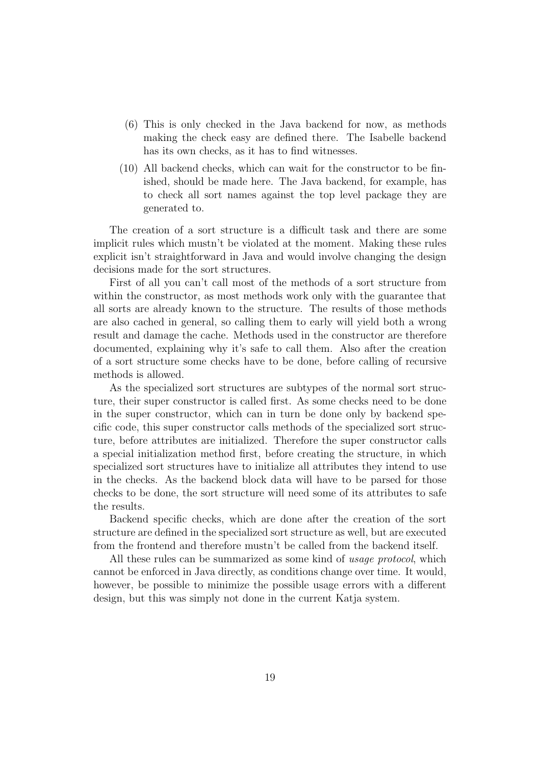(6) This is only checked in the Java backend for now, as methods making the check easy are defined there. The Isabelle backend has its own checks, as it has to find witnesses.

(10) All backend checks, which can wait for the constructor to be finished, should be made here. The Java backend, for example, has to check all sort names against the top level package they are generated to.

The creation of a sort structure is a difficult task and there are some implicit rules which mustn't be violated at the moment. Making these rules explicit isn't straightforward in Java and would involve changing the design decisions made for the sort structures.

First of all you can't call most of the methods of a sort structure from within the constructor, as most methods work only with the guarantee that all sorts are already known to the structure. The results of those methods are also cached in general, so calling them to early will yield both a wrong result and damage the cache. Methods used in the constructor are therefore documented, explaining why it's safe to call them. Also after the creation of a sort structure some checks have to be done, before calling of recursive methods is allowed.

As the specialized sort structures are subtypes of the normal sort structure, their super constructor is called first. As some checks need to be done in the super constructor, which can in turn be done only by backend specific code, this super constructor calls methods of the specialized sort structure, before attributes are initialized. Therefore the super constructor calls a special initialization method first, before creating the structure, in which specialized sort structures have to initialize all attributes they intend to use in the checks. As the backend block data will have to be parsed for those checks to be done, the sort structure will need some of its attributes to safe the results.

Backend specific checks, which are done after the creation of the sort structure are defined in the specialized sort structure as well, but are executed from the frontend and therefore mustn't be called from the backend itself.

All these rules can be summarized as some kind of *usage protocol*, which cannot be enforced in Java directly, as conditions change over time. It would, however, be possible to minimize the possible usage errors with a different design, but this was simply not done in the current Katja system.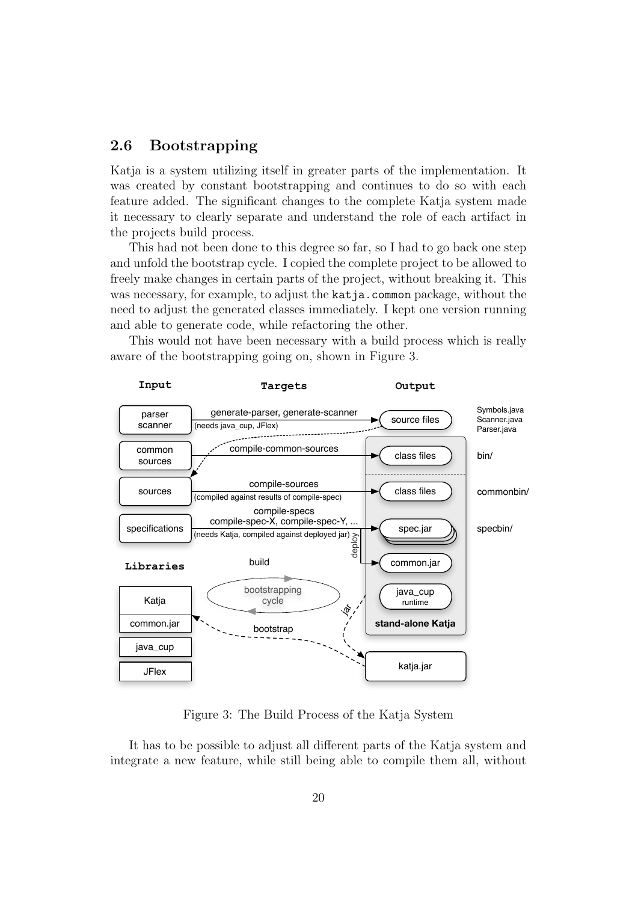## 2.6 Bootstrapping

Katja is a system utilizing itself in greater parts of the implementation. It was created by constant bootstrapping and continues to do so with each feature added. The significant changes to the complete Katja system made it necessary to clearly separate and understand the role of each artifact in the projects build process.

This had not been done to this degree so far, so I had to go back one step and unfold the bootstrap cycle. I copied the complete project to be allowed to freely make changes in certain parts of the project, without breaking it. This was necessary, for example, to adjust the `katja.common` package, without the need to adjust the generated classes immediately. I kept one version running and able to generate code, while refactoring the other.

This would not have been necessary with a build process which is really aware of the bootstrapping going on, shown in Figure 3.

Figure 3: The Build Process of the Katja System

It has to be possible to adjust all different parts of the Katja system and integrate a new feature, while still being able to compile them all, without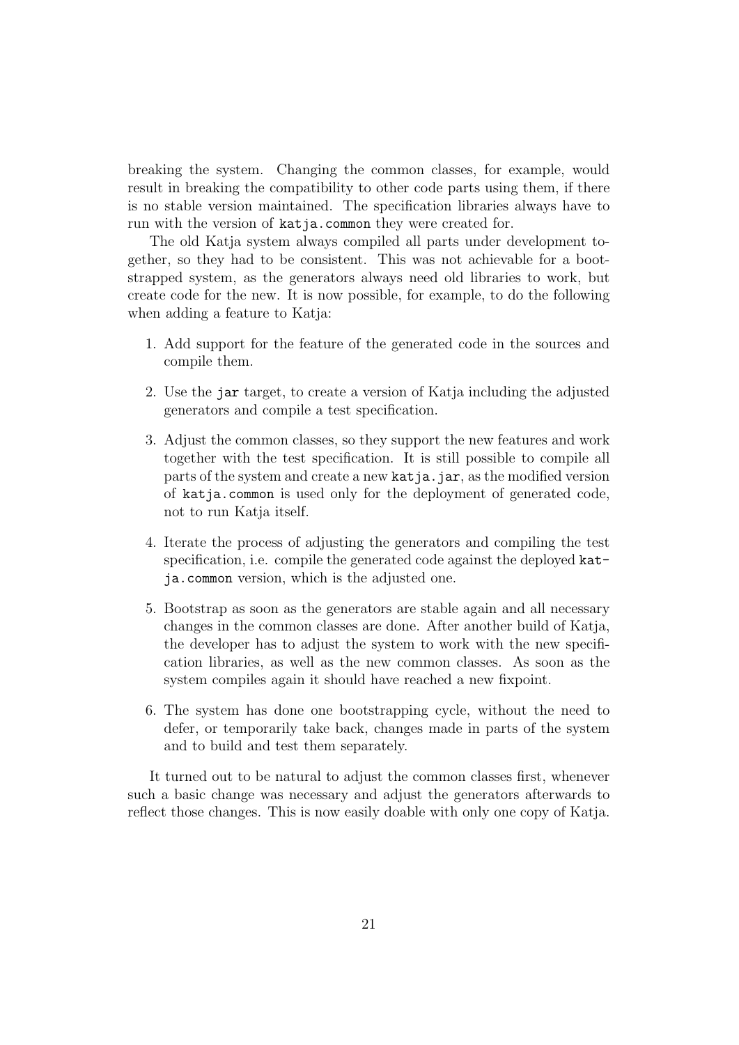breaking the system. Changing the common classes, for example, would result in breaking the compatibility to other code parts using them, if there is no stable version maintained. The specification libraries always have to run with the version of `katja.common` they were created for.

The old Katja system always compiled all parts under development together, so they had to be consistent. This was not achievable for a bootstrapped system, as the generators always need old libraries to work, but create code for the new. It is now possible, for example, to do the following when adding a feature to Katja:

1. Add support for the feature of the generated code in the sources and compile them.
2. Use the `jar` target, to create a version of Katja including the adjusted generators and compile a test specification.
3. Adjust the common classes, so they support the new features and work together with the test specification. It is still possible to compile all parts of the system and create a new `katja.jar`, as the modified version of `katja.common` is used only for the deployment of generated code, not to run Katja itself.
4. Iterate the process of adjusting the generators and compiling the test specification, i.e. compile the generated code against the deployed `katja.common` version, which is the adjusted one.
5. Bootstrap as soon as the generators are stable again and all necessary changes in the common classes are done. After another build of Katja, the developer has to adjust the system to work with the new specification libraries, as well as the new common classes. As soon as the system compiles again it should have reached a new fixpoint.
6. The system has done one bootstrapping cycle, without the need to defer, or temporarily take back, changes made in parts of the system and to build and test them separately.

It turned out to be natural to adjust the common classes first, whenever such a basic change was necessary and adjust the generators afterwards to reflect those changes. This is now easily doable with only one copy of Katja.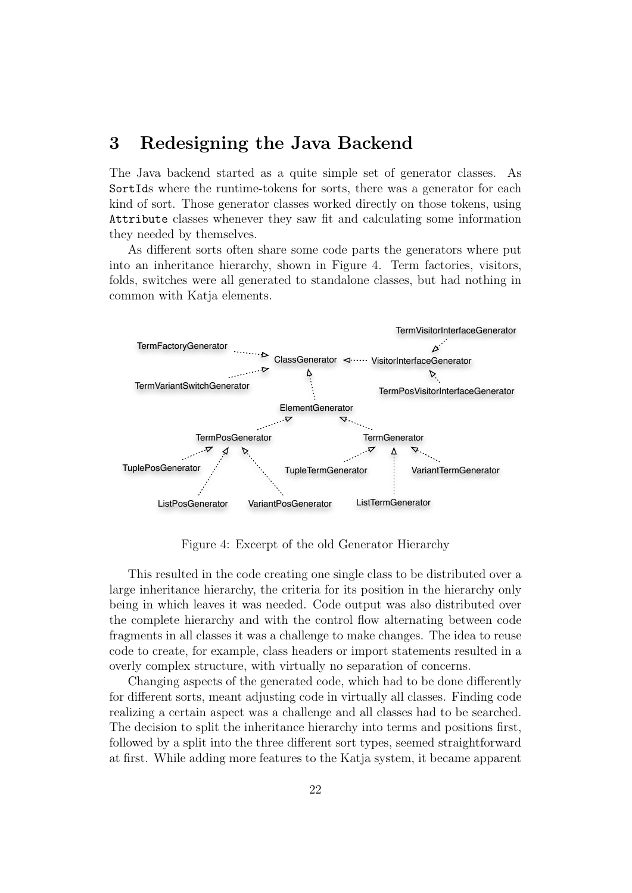# 3 Redesigning the Java Backend

The Java backend started as a quite simple set of generator classes. As `SortId`s where the runtime-tokens for sorts, there was a generator for each kind of sort. Those generator classes worked directly on those tokens, using `Attribute` classes whenever they saw fit and calculating some information they needed by themselves.

As different sorts often share some code parts the generators where put into an inheritance hierarchy, shown in Figure 4. Term factories, visitors, folds, switches were all generated to standalone classes, but had nothing in common with Katja elements.

Figure 4: Excerpt of the old Generator Hierarchy

This resulted in the code creating one single class to be distributed over a large inheritance hierarchy, the criteria for its position in the hierarchy only being in which leaves it was needed. Code output was also distributed over the complete hierarchy and with the control flow alternating between code fragments in all classes it was a challenge to make changes. The idea to reuse code to create, for example, class headers or import statements resulted in a overly complex structure, with virtually no separation of concerns.

Changing aspects of the generated code, which had to be done differently for different sorts, meant adjusting code in virtually all classes. Finding code realizing a certain aspect was a challenge and all classes had to be searched. The decision to split the inheritance hierarchy into terms and positions first, followed by a split into the three different sort types, seemed straightforward at first. While adding more features to the Katja system, it became apparent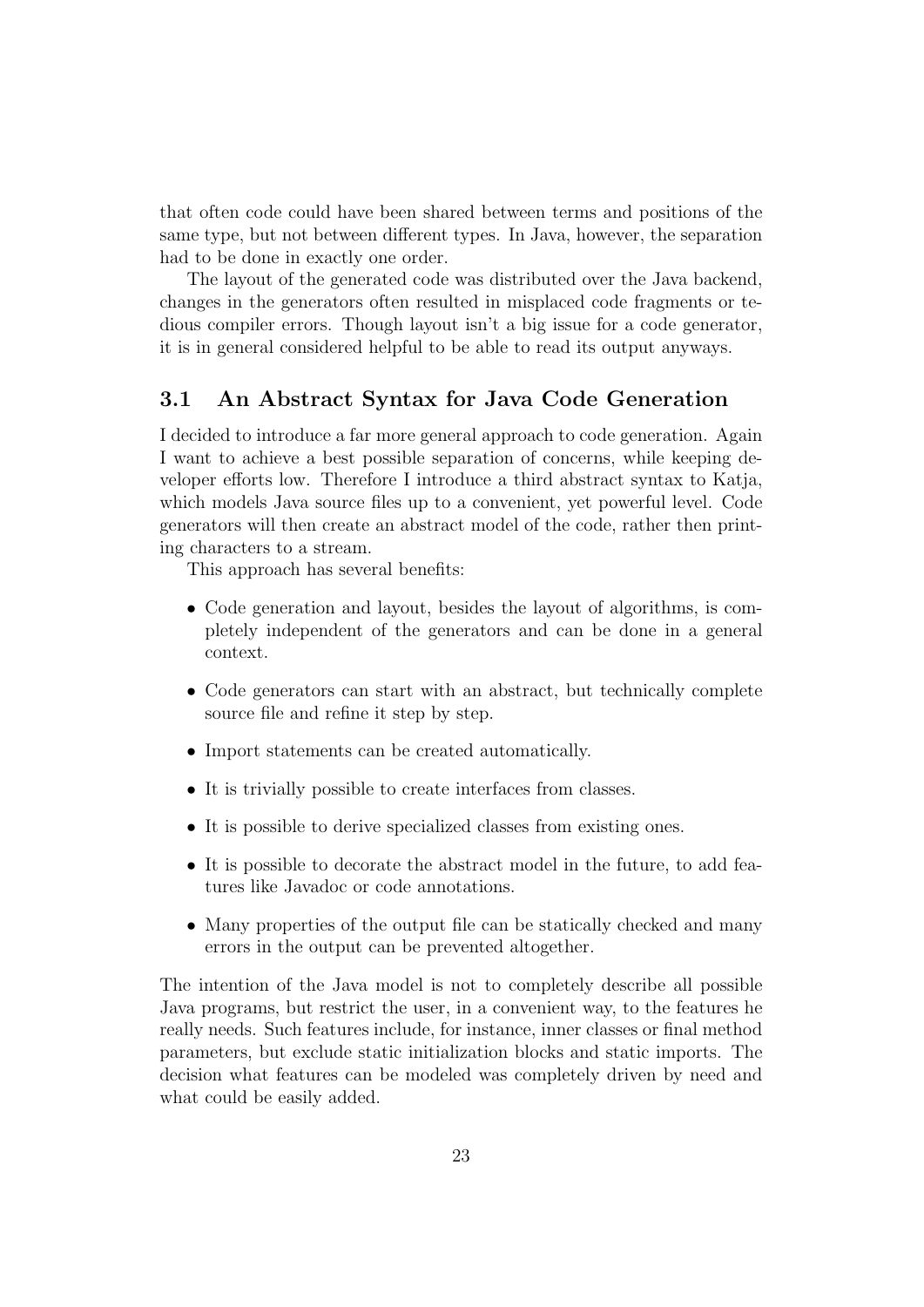that often code could have been shared between terms and positions of the same type, but not between different types. In Java, however, the separation had to be done in exactly one order.

The layout of the generated code was distributed over the Java backend, changes in the generators often resulted in misplaced code fragments or tedious compiler errors. Though layout isn't a big issue for a code generator, it is in general considered helpful to be able to read its output anyways.

## 3.1 An Abstract Syntax for Java Code Generation

I decided to introduce a far more general approach to code generation. Again I want to achieve a best possible separation of concerns, while keeping developer efforts low. Therefore I introduce a third abstract syntax to Katja, which models Java source files up to a convenient, yet powerful level. Code generators will then create an abstract model of the code, rather then printing characters to a stream.

This approach has several benefits:

- Code generation and layout, besides the layout of algorithms, is completely independent of the generators and can be done in a general context.
- Code generators can start with an abstract, but technically complete source file and refine it step by step.
- Import statements can be created automatically.
- It is trivially possible to create interfaces from classes.
- It is possible to derive specialized classes from existing ones.
- It is possible to decorate the abstract model in the future, to add features like Javadoc or code annotations.
- Many properties of the output file can be statically checked and many errors in the output can be prevented altogether.

The intention of the Java model is not to completely describe all possible Java programs, but restrict the user, in a convenient way, to the features he really needs. Such features include, for instance, inner classes or final method parameters, but exclude static initialization blocks and static imports. The decision what features can be modeled was completely driven by need and what could be easily added.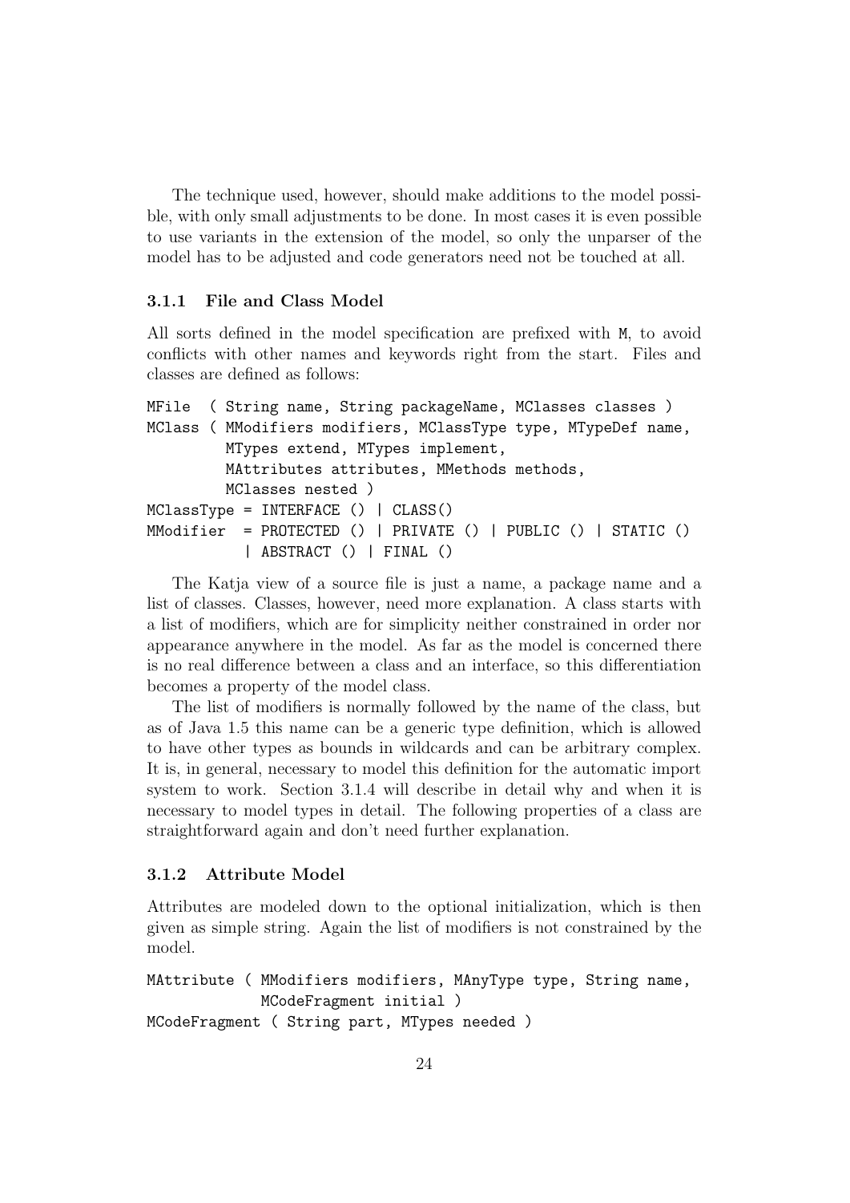The technique used, however, should make additions to the model possible, with only small adjustments to be done. In most cases it is even possible to use variants in the extension of the model, so only the unparser of the model has to be adjusted and code generators need not be touched at all.

### 3.1.1 File and Class Model

All sorts defined in the model specification are prefixed with `M`, to avoid conflicts with other names and keywords right from the start. Files and classes are defined as follows:

```
MFile  ( String name, String packageName, MClasses classes )
MClass ( MModifiers modifiers, MClassType type, MTypeDef name,
         MTypes extend, MTypes implement,
         MAttributes attributes, MMethods methods,
         MClasses nested )
MClassType = INTERFACE () | CLASS()
MModifier  = PROTECTED () | PRIVATE () | PUBLIC () | STATIC ()
           | ABSTRACT () | FINAL ()
```

The Katja view of a source file is just a name, a package name and a list of classes. Classes, however, need more explanation. A class starts with a list of modifiers, which are for simplicity neither constrained in order nor appearance anywhere in the model. As far as the model is concerned there is no real difference between a class and an interface, so this differentiation becomes a property of the model class.

The list of modifiers is normally followed by the name of the class, but as of Java 1.5 this name can be a generic type definition, which is allowed to have other types as bounds in wildcards and can be arbitrary complex. It is, in general, necessary to model this definition for the automatic import system to work. Section 3.1.4 will describe in detail why and when it is necessary to model types in detail. The following properties of a class are straightforward again and don't need further explanation.

### 3.1.2 Attribute Model

Attributes are modeled down to the optional initialization, which is then given as simple string. Again the list of modifiers is not constrained by the model.

```
MAttribute ( MModifiers modifiers, MAnyType type, String name,
             MCodeFragment initial )
MCodeFragment ( String part, MTypes needed )
```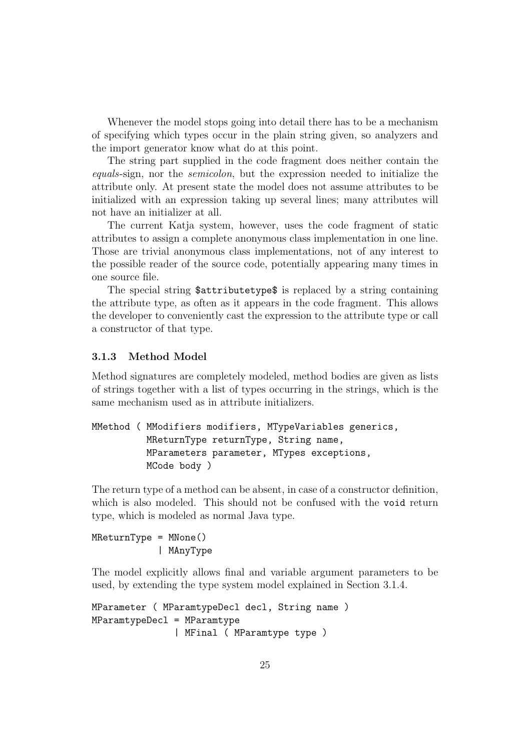Whenever the model stops going into detail there has to be a mechanism of specifying which types occur in the plain string given, so analyzers and the import generator know what do at this point.

The string part supplied in the code fragment does neither contain the *equals*-sign, nor the *semicolon*, but the expression needed to initialize the attribute only. At present state the model does not assume attributes to be initialized with an expression taking up several lines; many attributes will not have an initializer at all.

The current Katja system, however, uses the code fragment of static attributes to assign a complete anonymous class implementation in one line. Those are trivial anonymous class implementations, not of any interest to the possible reader of the source code, potentially appearing many times in one source file.

The special string `$attributetype$` is replaced by a string containing the attribute type, as often as it appears in the code fragment. This allows the developer to conveniently cast the expression to the attribute type or call a constructor of that type.

### 3.1.3 Method Model

Method signatures are completely modeled, method bodies are given as lists of strings together with a list of types occurring in the strings, which is the same mechanism used as in attribute initializers.

```
MMethod ( MModifiers modifiers, MTypeVariables generics,
          MReturnType returnType, String name,
          MParameters parameter, MTypes exceptions,
          MCode body )
```

The return type of a method can be absent, in case of a constructor definition, which is also modeled. This should not be confused with the `void` return type, which is modeled as normal Java type.

```
MReturnType = MNone()
            | MAnyType
```

The model explicitly allows final and variable argument parameters to be used, by extending the type system model explained in Section 3.1.4.

```
MParameter ( MParamtypeDecl decl, String name )
MParamtypeDecl = MParamtype
               | MFinal ( MParamtype type )
```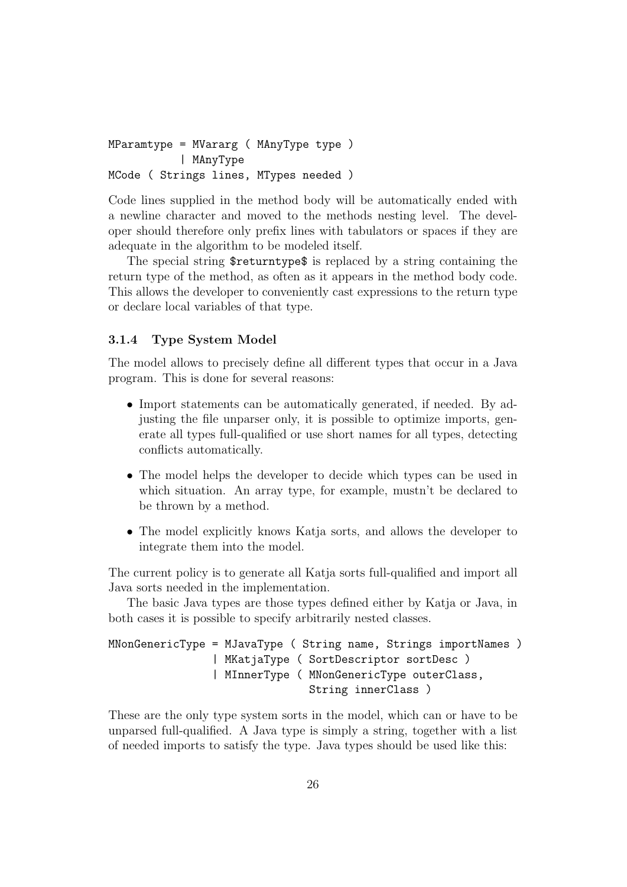```
MParamtype = MVararg ( MAnyType type )
           | MAnyType
MCode ( Strings lines, MTypes needed )
```

Code lines supplied in the method body will be automatically ended with a newline character and moved to the methods nesting level. The developer should therefore only prefix lines with tabulators or spaces if they are adequate in the algorithm to be modeled itself.

The special string `$returntype$` is replaced by a string containing the return type of the method, as often as it appears in the method body code. This allows the developer to conveniently cast expressions to the return type or declare local variables of that type.

### 3.1.4 Type System Model

The model allows to precisely define all different types that occur in a Java program. This is done for several reasons:

- Import statements can be automatically generated, if needed. By adjusting the file unparser only, it is possible to optimize imports, generate all types full-qualified or use short names for all types, detecting conflicts automatically.
- The model helps the developer to decide which types can be used in which situation. An array type, for example, mustn't be declared to be thrown by a method.
- The model explicitly knows Katja sorts, and allows the developer to integrate them into the model.

The current policy is to generate all Katja sorts full-qualified and import all Java sorts needed in the implementation.

The basic Java types are those types defined either by Katja or Java, in both cases it is possible to specify arbitrarily nested classes.

```
MNonGenericType = MJavaType ( String name, Strings importNames )
                | MKatjaType ( SortDescriptor sortDesc )
                | MInnerType ( MNonGenericType outerClass,
                               String innerClass )
```

These are the only type system sorts in the model, which can or have to be unparsed full-qualified. A Java type is simply a string, together with a list of needed imports to satisfy the type. Java types should be used like this: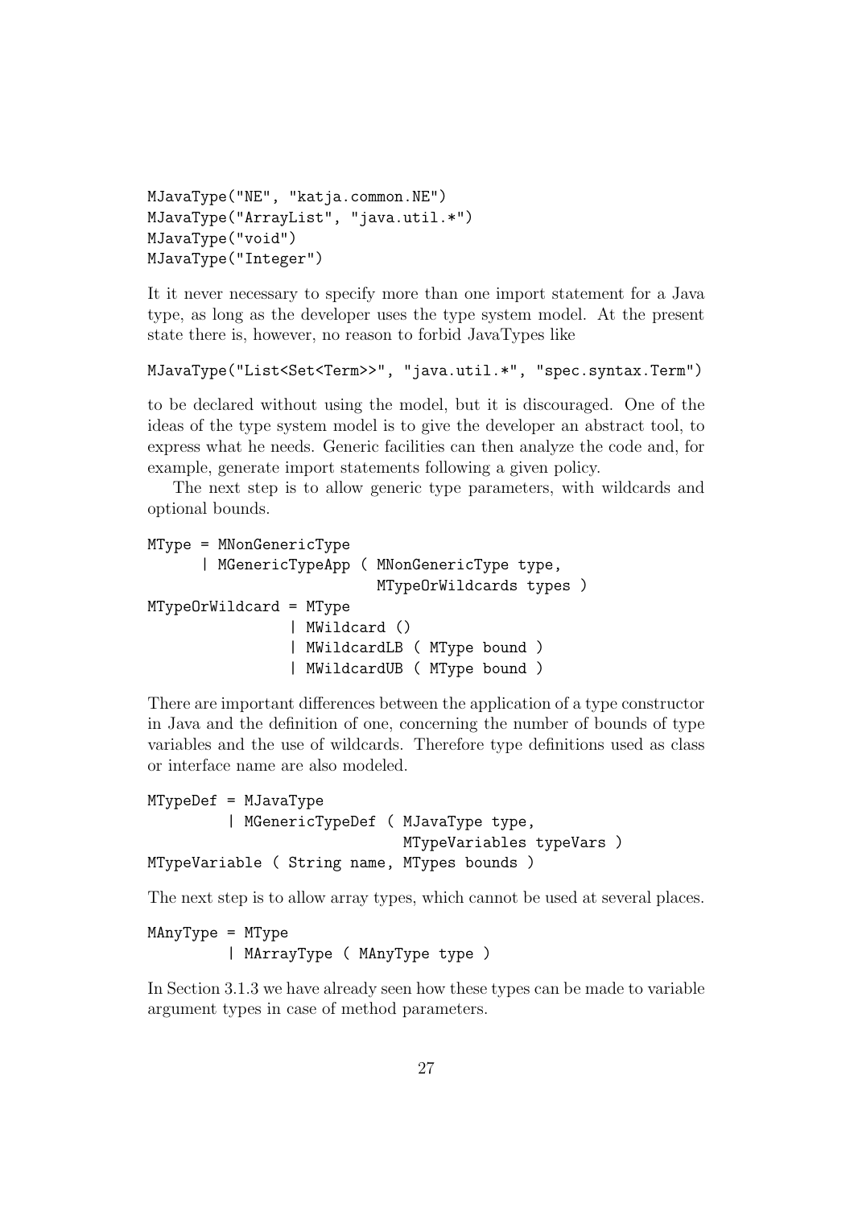```
MJavaType("NE", "katja.common.NE")
MJavaType("ArrayList", "java.util.*")
MJavaType("void")
MJavaType("Integer")
```

It it never necessary to specify more than one import statement for a Java type, as long as the developer uses the type system model. At the present state there is, however, no reason to forbid JavaTypes like

```
MJavaType("List<Set<Term>>", "java.util.*", "spec.syntax.Term")
```

to be declared without using the model, but it is discouraged. One of the ideas of the type system model is to give the developer an abstract tool, to express what he needs. Generic facilities can then analyze the code and, for example, generate import statements following a given policy.

The next step is to allow generic type parameters, with wildcards and optional bounds.

```
MType = MNonGenericType
      | MGenericTypeApp ( MNonGenericType type,
                          MTypeOrWildcards types )
MTypeOrWildcard = MType
                | MWildcard ()
                | MWildcardLB ( MType bound )
                | MWildcardUB ( MType bound )
```

There are important differences between the application of a type constructor in Java and the definition of one, concerning the number of bounds of type variables and the use of wildcards. Therefore type definitions used as class or interface name are also modeled.

```
MTypeDef = MJavaType
         | MGenericTypeDef ( MJavaType type,
                             MTypeVariables typeVars )
MTypeVariable ( String name, MTypes bounds )
```

The next step is to allow array types, which cannot be used at several places.

```
MAnyType = MType
         | MArrayType ( MAnyType type )
```

In Section 3.1.3 we have already seen how these types can be made to variable argument types in case of method parameters.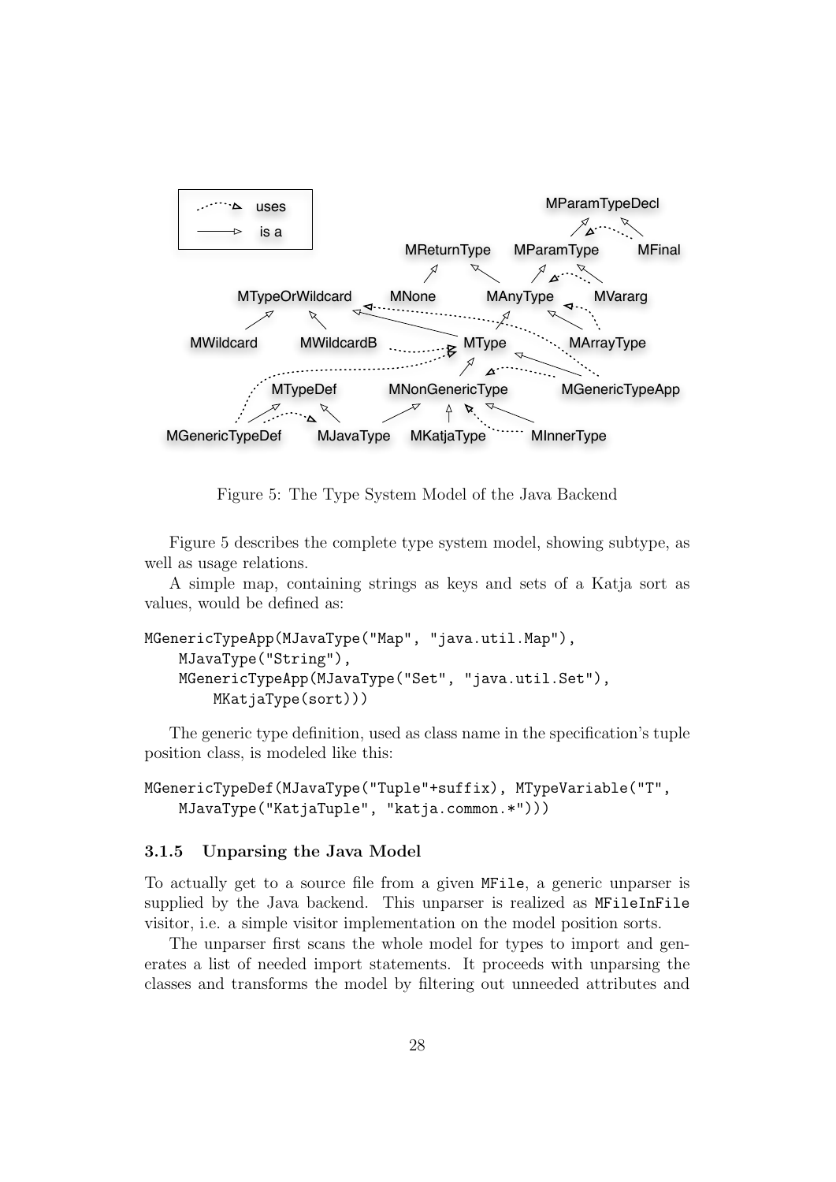Figure 5: The Type System Model of the Java Backend

Figure 5 describes the complete type system model, showing subtype, as well as usage relations.

A simple map, containing strings as keys and sets of a Katja sort as values, would be defined as:

```
MGenericTypeApp(MJavaType("Map", "java.util.Map"),
    MJavaType("String"),
    MGenericTypeApp(MJavaType("Set", "java.util.Set"),
        MKatjaType(sort)))
```

The generic type definition, used as class name in the specification's tuple position class, is modeled like this:

```
MGenericTypeDef(MJavaType("Tuple"+suffix), MTypeVariable("T",
    MJavaType("KatjaTuple", "katja.common.*")))
```

### 3.1.5 Unparsing the Java Model

To actually get to a source file from a given `MFile`, a generic unparser is supplied by the Java backend. This unparser is realized as `MFileInFile` visitor, i.e. a simple visitor implementation on the model position sorts.

The unparser first scans the whole model for types to import and generates a list of needed import statements. It proceeds with unparsing the classes and transforms the model by filtering out unneeded attributes and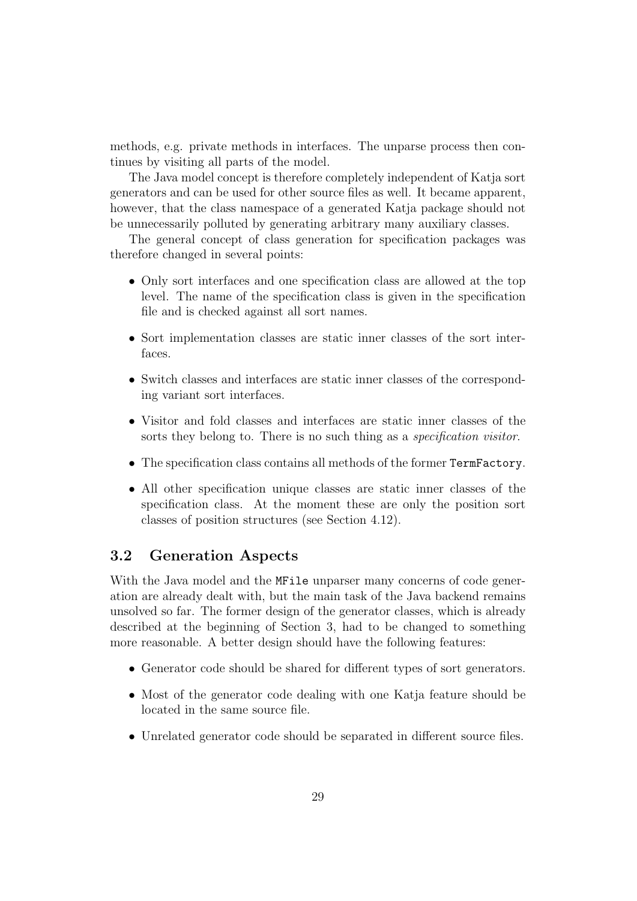methods, e.g. private methods in interfaces. The unparse process then continues by visiting all parts of the model.

The Java model concept is therefore completely independent of Katja sort generators and can be used for other source files as well. It became apparent, however, that the class namespace of a generated Katja package should not be unnecessarily polluted by generating arbitrary many auxiliary classes.

The general concept of class generation for specification packages was therefore changed in several points:

- Only sort interfaces and one specification class are allowed at the top level. The name of the specification class is given in the specification file and is checked against all sort names.
- Sort implementation classes are static inner classes of the sort interfaces.
- Switch classes and interfaces are static inner classes of the corresponding variant sort interfaces.
- Visitor and fold classes and interfaces are static inner classes of the sorts they belong to. There is no such thing as a *specification visitor*.
- The specification class contains all methods of the former `TermFactory`.
- All other specification unique classes are static inner classes of the specification class. At the moment these are only the position sort classes of position structures (see Section 4.12).

## 3.2 Generation Aspects

With the Java model and the `MFile` unparser many concerns of code generation are already dealt with, but the main task of the Java backend remains unsolved so far. The former design of the generator classes, which is already described at the beginning of Section 3, had to be changed to something more reasonable. A better design should have the following features:

- Generator code should be shared for different types of sort generators.
- Most of the generator code dealing with one Katja feature should be located in the same source file.
- Unrelated generator code should be separated in different source files.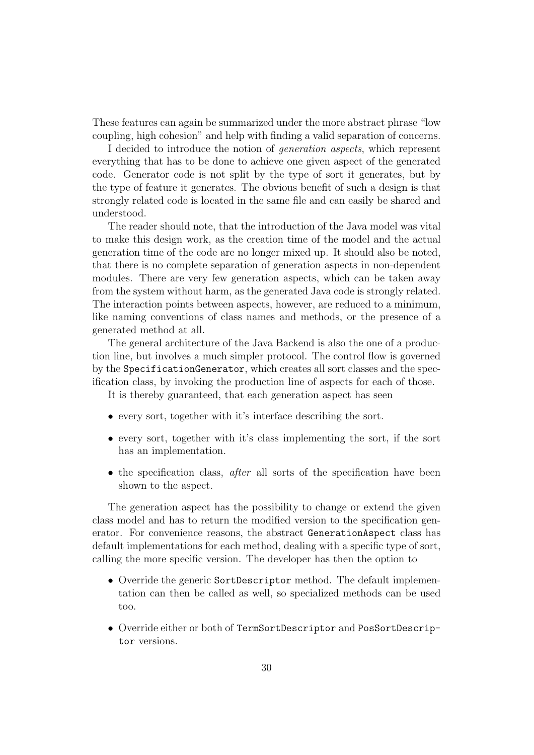These features can again be summarized under the more abstract phrase "low coupling, high cohesion" and help with finding a valid separation of concerns.

I decided to introduce the notion of *generation aspects*, which represent everything that has to be done to achieve one given aspect of the generated code. Generator code is not split by the type of sort it generates, but by the type of feature it generates. The obvious benefit of such a design is that strongly related code is located in the same file and can easily be shared and understood.

The reader should note, that the introduction of the Java model was vital to make this design work, as the creation time of the model and the actual generation time of the code are no longer mixed up. It should also be noted, that there is no complete separation of generation aspects in non-dependent modules. There are very few generation aspects, which can be taken away from the system without harm, as the generated Java code is strongly related. The interaction points between aspects, however, are reduced to a minimum, like naming conventions of class names and methods, or the presence of a generated method at all.

The general architecture of the Java Backend is also the one of a production line, but involves a much simpler protocol. The control flow is governed by the `SpecificationGenerator`, which creates all sort classes and the specification class, by invoking the production line of aspects for each of those.

It is thereby guaranteed, that each generation aspect has seen

- every sort, together with it's interface describing the sort.
- every sort, together with it's class implementing the sort, if the sort has an implementation.
- the specification class, *after* all sorts of the specification have been shown to the aspect.

The generation aspect has the possibility to change or extend the given class model and has to return the modified version to the specification generator. For convenience reasons, the abstract `GenerationAspect` class has default implementations for each method, dealing with a specific type of sort, calling the more specific version. The developer has then the option to

- Override the generic `SortDescriptor` method. The default implementation can then be called as well, so specialized methods can be used too.
- Override either or both of `TermSortDescriptor` and `PosSortDescriptor` versions.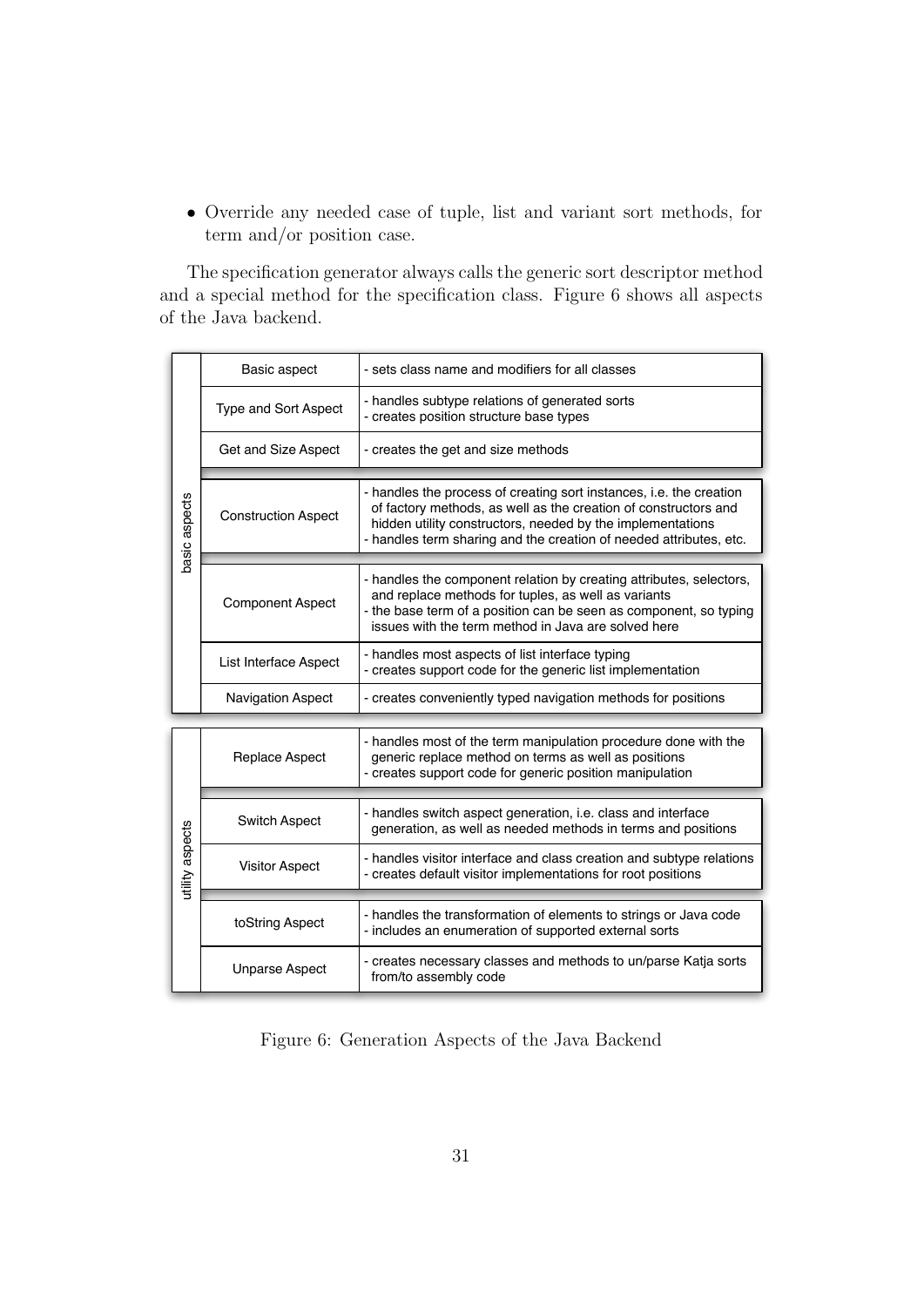- Override any needed case of tuple, list and variant sort methods, for term and/or position case.

The specification generator always calls the generic sort descriptor method and a special method for the specification class. Figure 6 shows all aspects of the Java backend.

| Group | Aspect | Description |
|---|---|---|
| basic aspects | Basic aspect | - sets class name and modifiers for all classes |
| | Type and Sort Aspect | - handles subtype relations of generated sorts<br>- creates position structure base types |
| | Get and Size Aspect | - creates the get and size methods |
| | Construction Aspect | - handles the process of creating sort instances, i.e. the creation of factory methods, as well as the creation of constructors and hidden utility constructors, needed by the implementations<br>- handles term sharing and the creation of needed attributes, etc. |
| | Component Aspect | - handles the component relation by creating attributes, selectors, and replace methods for tuples, as well as variants<br>- the base term of a position can be seen as component, so typing issues with the term method in Java are solved here |
| | List Interface Aspect | - handles most aspects of list interface typing<br>- creates support code for the generic list implementation |
| | Navigation Aspect | - creates conveniently typed navigation methods for positions |
| utility aspects | Replace Aspect | - handles most of the term manipulation procedure done with the generic replace method on terms as well as positions<br>- creates support code for generic position manipulation |
| | Switch Aspect | - handles switch aspect generation, i.e. class and interface generation, as well as needed methods in terms and positions |
| | Visitor Aspect | - handles visitor interface and class creation and subtype relations<br>- creates default visitor implementations for root positions |
| | toString Aspect | - handles the transformation of elements to strings or Java code<br>- includes an enumeration of supported external sorts |
| | Unparse Aspect | - creates necessary classes and methods to un/parse Katja sorts from/to assembly code |

Figure 6: Generation Aspects of the Java Backend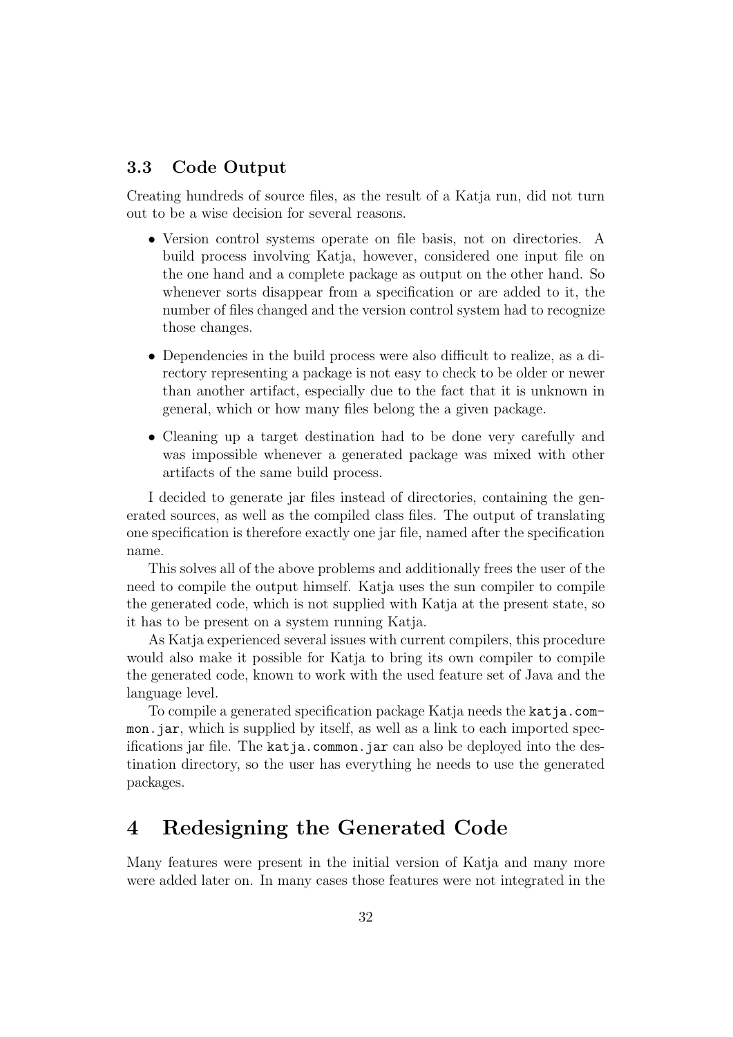### 3.3 Code Output

Creating hundreds of source files, as the result of a Katja run, did not turn out to be a wise decision for several reasons.

- Version control systems operate on file basis, not on directories. A build process involving Katja, however, considered one input file on the one hand and a complete package as output on the other hand. So whenever sorts disappear from a specification or are added to it, the number of files changed and the version control system had to recognize those changes.

- Dependencies in the build process were also difficult to realize, as a directory representing a package is not easy to check to be older or newer than another artifact, especially due to the fact that it is unknown in general, which or how many files belong the a given package.

- Cleaning up a target destination had to be done very carefully and was impossible whenever a generated package was mixed with other artifacts of the same build process.

I decided to generate jar files instead of directories, containing the generated sources, as well as the compiled class files. The output of translating one specification is therefore exactly one jar file, named after the specification name.

This solves all of the above problems and additionally frees the user of the need to compile the output himself. Katja uses the sun compiler to compile the generated code, which is not supplied with Katja at the present state, so it has to be present on a system running Katja.

As Katja experienced several issues with current compilers, this procedure would also make it possible for Katja to bring its own compiler to compile the generated code, known to work with the used feature set of Java and the language level.

To compile a generated specification package Katja needs the `katja.common.jar`, which is supplied by itself, as well as a link to each imported specifications jar file. The `katja.common.jar` can also be deployed into the destination directory, so the user has everything he needs to use the generated packages.

# 4 Redesigning the Generated Code

Many features were present in the initial version of Katja and many more were added later on. In many cases those features were not integrated in the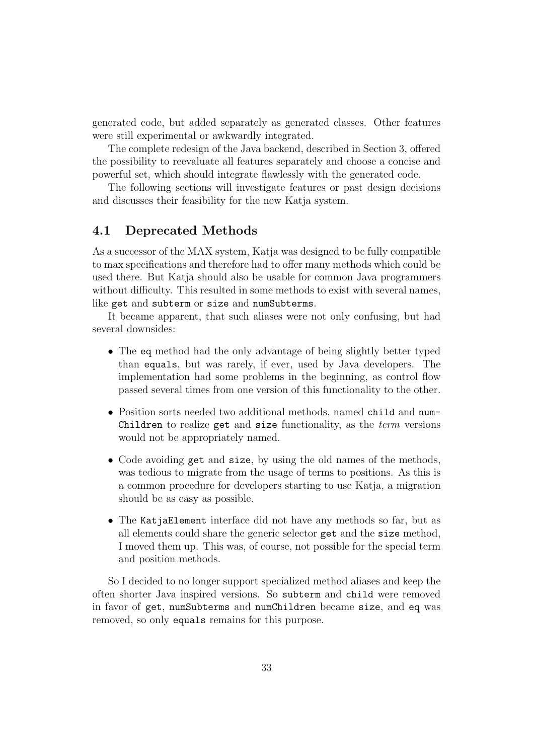generated code, but added separately as generated classes. Other features were still experimental or awkwardly integrated.

The complete redesign of the Java backend, described in Section 3, offered the possibility to reevaluate all features separately and choose a concise and powerful set, which should integrate flawlessly with the generated code.

The following sections will investigate features or past design decisions and discusses their feasibility for the new Katja system.

## 4.1 Deprecated Methods

As a successor of the MAX system, Katja was designed to be fully compatible to max specifications and therefore had to offer many methods which could be used there. But Katja should also be usable for common Java programmers without difficulty. This resulted in some methods to exist with several names, like `get` and `subterm` or `size` and `numSubterms`.

It became apparent, that such aliases were not only confusing, but had several downsides:

- The `eq` method had the only advantage of being slightly better typed than `equals`, but was rarely, if ever, used by Java developers. The implementation had some problems in the beginning, as control flow passed several times from one version of this functionality to the other.
- Position sorts needed two additional methods, named `child` and `numChildren` to realize `get` and `size` functionality, as the *term* versions would not be appropriately named.
- Code avoiding `get` and `size`, by using the old names of the methods, was tedious to migrate from the usage of terms to positions. As this is a common procedure for developers starting to use Katja, a migration should be as easy as possible.
- The `KatjaElement` interface did not have any methods so far, but as all elements could share the generic selector `get` and the `size` method, I moved them up. This was, of course, not possible for the special term and position methods.

So I decided to no longer support specialized method aliases and keep the often shorter Java inspired versions. So `subterm` and `child` were removed in favor of `get`, `numSubterms` and `numChildren` became `size`, and `eq` was removed, so only `equals` remains for this purpose.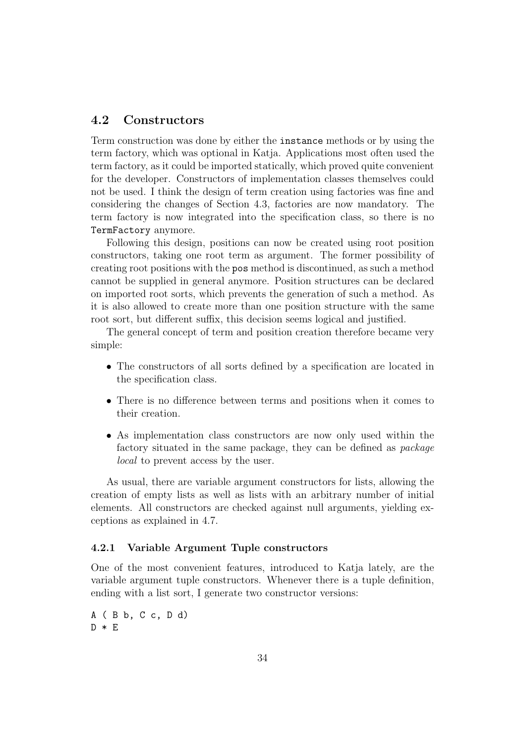## 4.2 Constructors

Term construction was done by either the `instance` methods or by using the term factory, which was optional in Katja. Applications most often used the term factory, as it could be imported statically, which proved quite convenient for the developer. Constructors of implementation classes themselves could not be used. I think the design of term creation using factories was fine and considering the changes of Section 4.3, factories are now mandatory. The term factory is now integrated into the specification class, so there is no `TermFactory` anymore.

Following this design, positions can now be created using root position constructors, taking one root term as argument. The former possibility of creating root positions with the `pos` method is discontinued, as such a method cannot be supplied in general anymore. Position structures can be declared on imported root sorts, which prevents the generation of such a method. As it is also allowed to create more than one position structure with the same root sort, but different suffix, this decision seems logical and justified.

The general concept of term and position creation therefore became very simple:

- The constructors of all sorts defined by a specification are located in the specification class.
- There is no difference between terms and positions when it comes to their creation.
- As implementation class constructors are now only used within the factory situated in the same package, they can be defined as *package local* to prevent access by the user.

As usual, there are variable argument constructors for lists, allowing the creation of empty lists as well as lists with an arbitrary number of initial elements. All constructors are checked against null arguments, yielding exceptions as explained in 4.7.

### 4.2.1 Variable Argument Tuple constructors

One of the most convenient features, introduced to Katja lately, are the variable argument tuple constructors. Whenever there is a tuple definition, ending with a list sort, I generate two constructor versions:

```
A ( B b, C c, D d)
D * E
```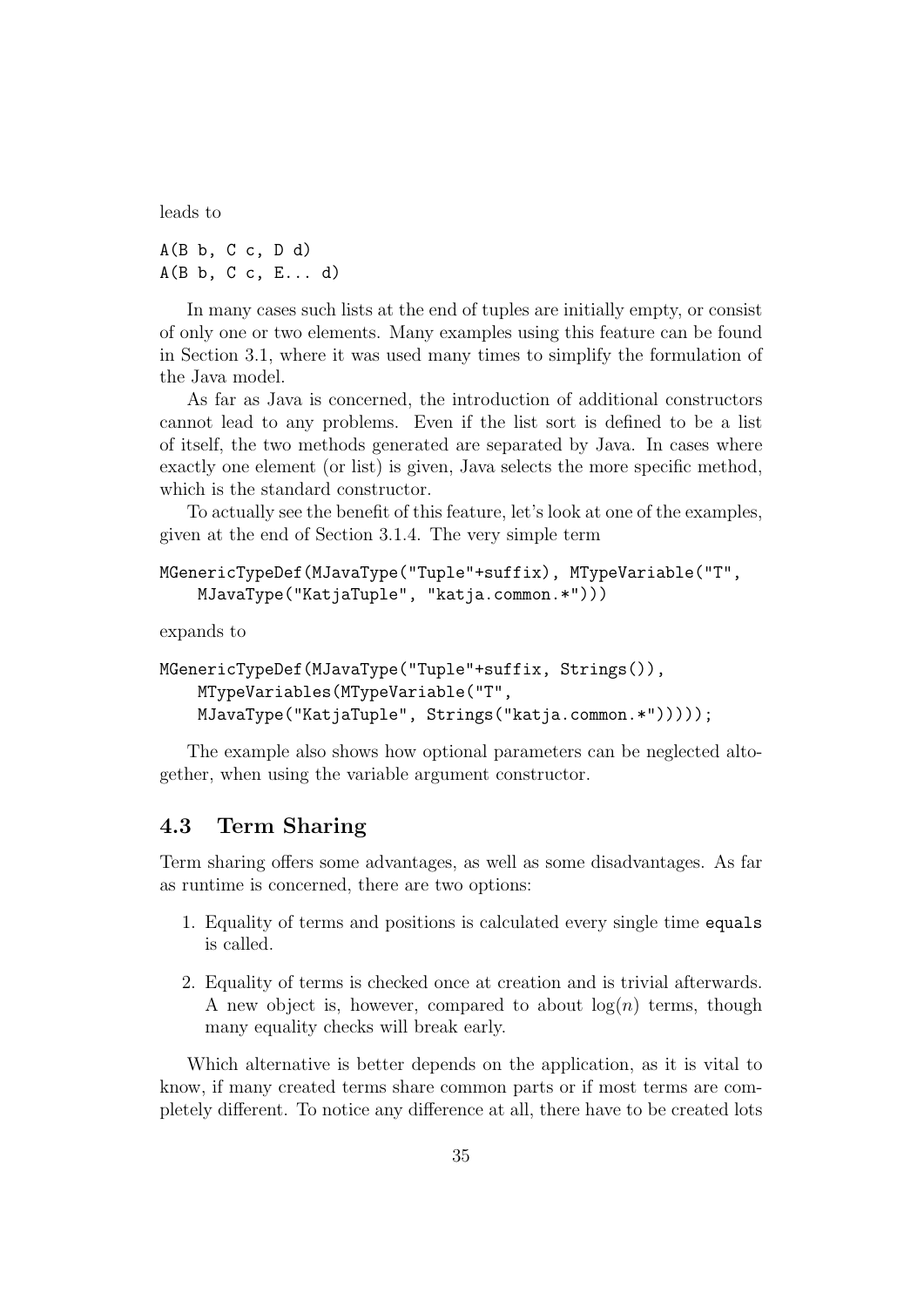leads to

```
A(B b, C c, D d)
A(B b, C c, E... d)
```

In many cases such lists at the end of tuples are initially empty, or consist of only one or two elements. Many examples using this feature can be found in Section 3.1, where it was used many times to simplify the formulation of the Java model.

As far as Java is concerned, the introduction of additional constructors cannot lead to any problems. Even if the list sort is defined to be a list of itself, the two methods generated are separated by Java. In cases where exactly one element (or list) is given, Java selects the more specific method, which is the standard constructor.

To actually see the benefit of this feature, let's look at one of the examples, given at the end of Section 3.1.4. The very simple term

```
MGenericTypeDef(MJavaType("Tuple"+suffix), MTypeVariable("T",
    MJavaType("KatjaTuple", "katja.common.*")))
```

expands to

```
MGenericTypeDef(MJavaType("Tuple"+suffix, Strings()),
    MTypeVariables(MTypeVariable("T",
    MJavaType("KatjaTuple", Strings("katja.common.*")))));
```

The example also shows how optional parameters can be neglected altogether, when using the variable argument constructor.

## 4.3 Term Sharing

Term sharing offers some advantages, as well as some disadvantages. As far as runtime is concerned, there are two options:

1. Equality of terms and positions is calculated every single time `equals` is called.
2. Equality of terms is checked once at creation and is trivial afterwards. A new object is, however, compared to about $\log(n)$ terms, though many equality checks will break early.

Which alternative is better depends on the application, as it is vital to know, if many created terms share common parts or if most terms are completely different. To notice any difference at all, there have to be created lots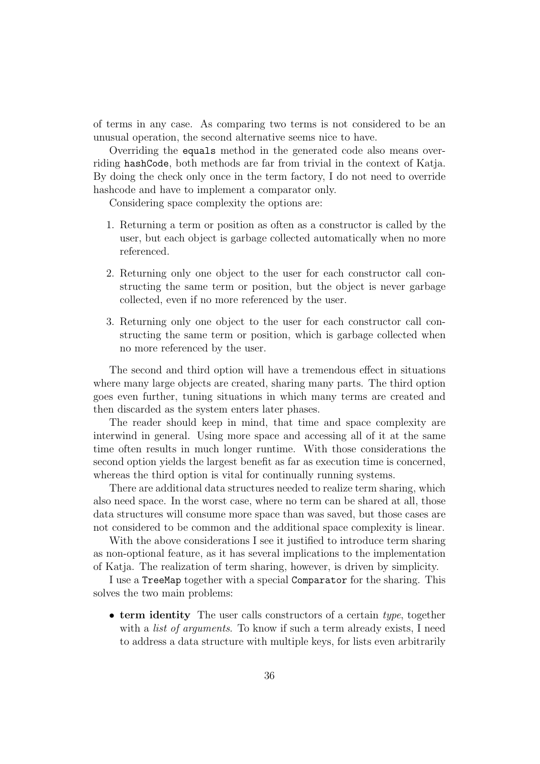of terms in any case. As comparing two terms is not considered to be an unusual operation, the second alternative seems nice to have.

Overriding the `equals` method in the generated code also means overriding `hashCode`, both methods are far from trivial in the context of Katja. By doing the check only once in the term factory, I do not need to override hashcode and have to implement a comparator only.

Considering space complexity the options are:

1. Returning a term or position as often as a constructor is called by the user, but each object is garbage collected automatically when no more referenced.
2. Returning only one object to the user for each constructor call constructing the same term or position, but the object is never garbage collected, even if no more referenced by the user.
3. Returning only one object to the user for each constructor call constructing the same term or position, which is garbage collected when no more referenced by the user.

The second and third option will have a tremendous effect in situations where many large objects are created, sharing many parts. The third option goes even further, tuning situations in which many terms are created and then discarded as the system enters later phases.

The reader should keep in mind, that time and space complexity are interwind in general. Using more space and accessing all of it at the same time often results in much longer runtime. With those considerations the second option yields the largest benefit as far as execution time is concerned, whereas the third option is vital for continually running systems.

There are additional data structures needed to realize term sharing, which also need space. In the worst case, where no term can be shared at all, those data structures will consume more space than was saved, but those cases are not considered to be common and the additional space complexity is linear.

With the above considerations I see it justified to introduce term sharing as non-optional feature, as it has several implications to the implementation of Katja. The realization of term sharing, however, is driven by simplicity.

I use a `TreeMap` together with a special `Comparator` for the sharing. This solves the two main problems:

- **term identity** The user calls constructors of a certain *type*, together with a *list of arguments*. To know if such a term already exists, I need to address a data structure with multiple keys, for lists even arbitrarily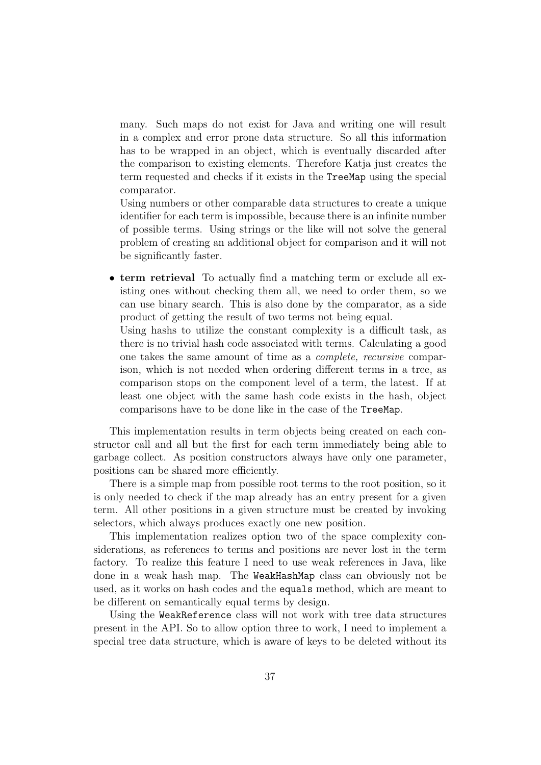many. Such maps do not exist for Java and writing one will result in a complex and error prone data structure. So all this information has to be wrapped in an object, which is eventually discarded after the comparison to existing elements. Therefore Katja just creates the term requested and checks if it exists in the `TreeMap` using the special comparator.

  Using numbers or other comparable data structures to create a unique identifier for each term is impossible, because there is an infinite number of possible terms. Using strings or the like will not solve the general problem of creating an additional object for comparison and it will not be significantly faster.

- **term retrieval** To actually find a matching term or exclude all existing ones without checking them all, we need to order them, so we can use binary search. This is also done by the comparator, as a side product of getting the result of two terms not being equal.

  Using hashs to utilize the constant complexity is a difficult task, as there is no trivial hash code associated with terms. Calculating a good one takes the same amount of time as a *complete, recursive* comparison, which is not needed when ordering different terms in a tree, as comparison stops on the component level of a term, the latest. If at least one object with the same hash code exists in the hash, object comparisons have to be done like in the case of the `TreeMap`.

This implementation results in term objects being created on each constructor call and all but the first for each term immediately being able to garbage collect. As position constructors always have only one parameter, positions can be shared more efficiently.

There is a simple map from possible root terms to the root position, so it is only needed to check if the map already has an entry present for a given term. All other positions in a given structure must be created by invoking selectors, which always produces exactly one new position.

This implementation realizes option two of the space complexity considerations, as references to terms and positions are never lost in the term factory. To realize this feature I need to use weak references in Java, like done in a weak hash map. The `WeakHashMap` class can obviously not be used, as it works on hash codes and the `equals` method, which are meant to be different on semantically equal terms by design.

Using the `WeakReference` class will not work with tree data structures present in the API. So to allow option three to work, I need to implement a special tree data structure, which is aware of keys to be deleted without its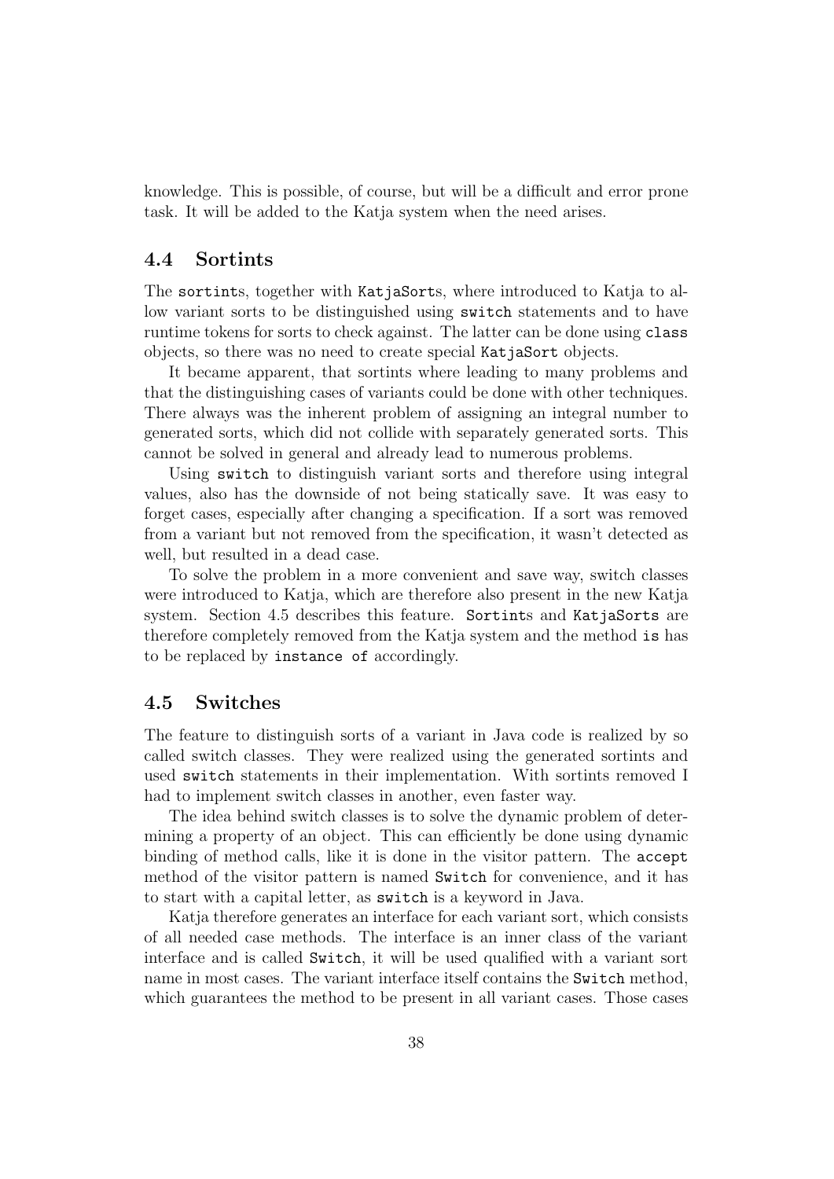knowledge. This is possible, of course, but will be a difficult and error prone task. It will be added to the Katja system when the need arises.

## 4.4 Sortints

The `sortint`s, together with `KatjaSort`s, where introduced to Katja to allow variant sorts to be distinguished using `switch` statements and to have runtime tokens for sorts to check against. The latter can be done using `class` objects, so there was no need to create special `KatjaSort` objects.

It became apparent, that sortints where leading to many problems and that the distinguishing cases of variants could be done with other techniques. There always was the inherent problem of assigning an integral number to generated sorts, which did not collide with separately generated sorts. This cannot be solved in general and already lead to numerous problems.

Using `switch` to distinguish variant sorts and therefore using integral values, also has the downside of not being statically save. It was easy to forget cases, especially after changing a specification. If a sort was removed from a variant but not removed from the specification, it wasn't detected as well, but resulted in a dead case.

To solve the problem in a more convenient and save way, switch classes were introduced to Katja, which are therefore also present in the new Katja system. Section 4.5 describes this feature. `Sortint`s and `KatjaSorts` are therefore completely removed from the Katja system and the method `is` has to be replaced by `instance of` accordingly.

## 4.5 Switches

The feature to distinguish sorts of a variant in Java code is realized by so called switch classes. They were realized using the generated sortints and used `switch` statements in their implementation. With sortints removed I had to implement switch classes in another, even faster way.

The idea behind switch classes is to solve the dynamic problem of determining a property of an object. This can efficiently be done using dynamic binding of method calls, like it is done in the visitor pattern. The `accept` method of the visitor pattern is named `Switch` for convenience, and it has to start with a capital letter, as `switch` is a keyword in Java.

Katja therefore generates an interface for each variant sort, which consists of all needed case methods. The interface is an inner class of the variant interface and is called `Switch`, it will be used qualified with a variant sort name in most cases. The variant interface itself contains the `Switch` method, which guarantees the method to be present in all variant cases. Those cases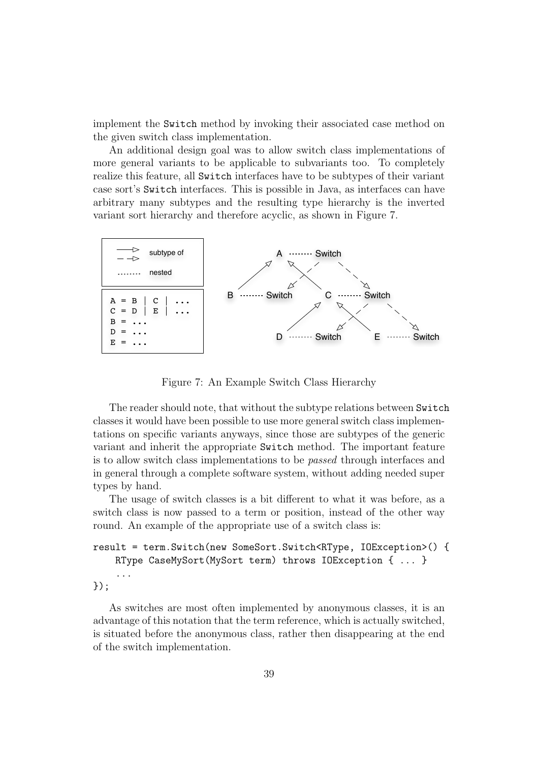implement the Switch method by invoking their associated case method on the given switch class implementation.

An additional design goal was to allow switch class implementations of more general variants to be applicable to subvariants too. To completely realize this feature, all Switch interfaces have to be subtypes of their variant case sort's Switch interfaces. This is possible in Java, as interfaces can have arbitrary many subtypes and the resulting type hierarchy is the inverted variant sort hierarchy and therefore acyclic, as shown in Figure 7.

```
A = B | C | ...
C = D | E | ...
B = ...
D = ...
E = ...
```

Figure 7: An Example Switch Class Hierarchy

The reader should note, that without the subtype relations between Switch classes it would have been possible to use more general switch class implementations on specific variants anyways, since those are subtypes of the generic variant and inherit the appropriate Switch method. The important feature is to allow switch class implementations to be *passed* through interfaces and in general through a complete software system, without adding needed super types by hand.

The usage of switch classes is a bit different to what it was before, as a switch class is now passed to a term or position, instead of the other way round. An example of the appropriate use of a switch class is:

```
result = term.Switch(new SomeSort.Switch<RType, IOException>() {
    RType CaseMySort(MySort term) throws IOException { ... }
    ...
});
```

As switches are most often implemented by anonymous classes, it is an advantage of this notation that the term reference, which is actually switched, is situated before the anonymous class, rather then disappearing at the end of the switch implementation.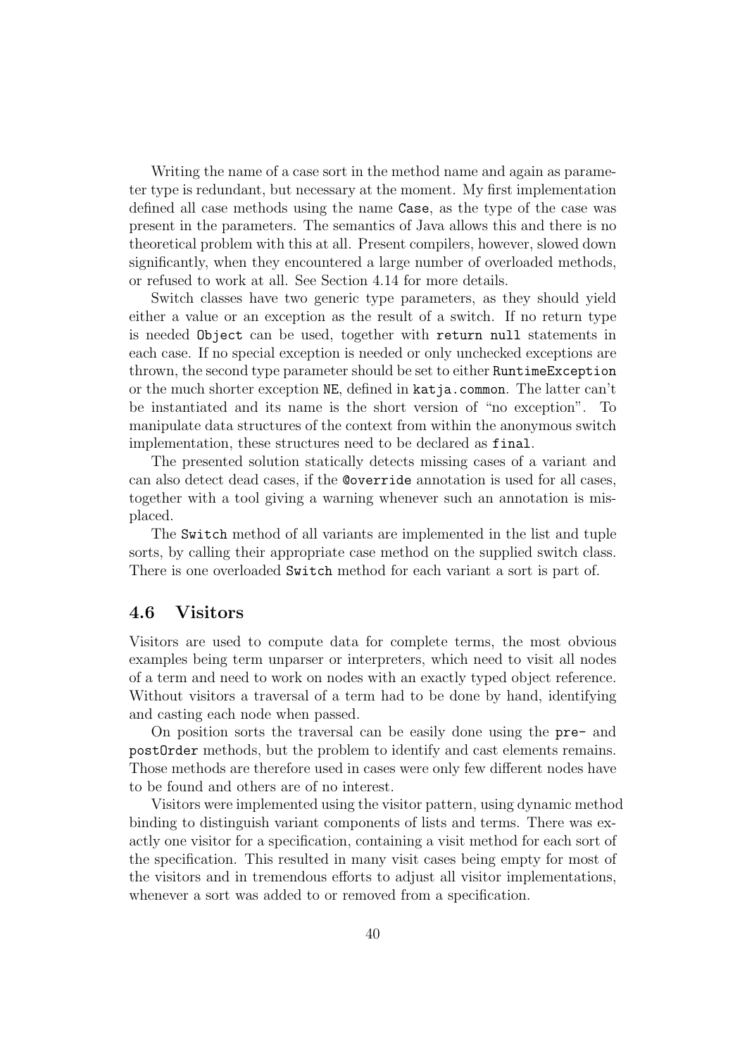Writing the name of a case sort in the method name and again as parameter type is redundant, but necessary at the moment. My first implementation defined all case methods using the name `Case`, as the type of the case was present in the parameters. The semantics of Java allows this and there is no theoretical problem with this at all. Present compilers, however, slowed down significantly, when they encountered a large number of overloaded methods, or refused to work at all. See Section 4.14 for more details.

Switch classes have two generic type parameters, as they should yield either a value or an exception as the result of a switch. If no return type is needed `Object` can be used, together with `return null` statements in each case. If no special exception is needed or only unchecked exceptions are thrown, the second type parameter should be set to either `RuntimeException` or the much shorter exception `NE`, defined in `katja.common`. The latter can't be instantiated and its name is the short version of "no exception". To manipulate data structures of the context from within the anonymous switch implementation, these structures need to be declared as `final`.

The presented solution statically detects missing cases of a variant and can also detect dead cases, if the `@override` annotation is used for all cases, together with a tool giving a warning whenever such an annotation is misplaced.

The `Switch` method of all variants are implemented in the list and tuple sorts, by calling their appropriate case method on the supplied switch class. There is one overloaded `Switch` method for each variant a sort is part of.

## 4.6 Visitors

Visitors are used to compute data for complete terms, the most obvious examples being term unparser or interpreters, which need to visit all nodes of a term and need to work on nodes with an exactly typed object reference. Without visitors a traversal of a term had to be done by hand, identifying and casting each node when passed.

On position sorts the traversal can be easily done using the `pre-` and `postOrder` methods, but the problem to identify and cast elements remains. Those methods are therefore used in cases were only few different nodes have to be found and others are of no interest.

Visitors were implemented using the visitor pattern, using dynamic method binding to distinguish variant components of lists and terms. There was exactly one visitor for a specification, containing a visit method for each sort of the specification. This resulted in many visit cases being empty for most of the visitors and in tremendous efforts to adjust all visitor implementations, whenever a sort was added to or removed from a specification.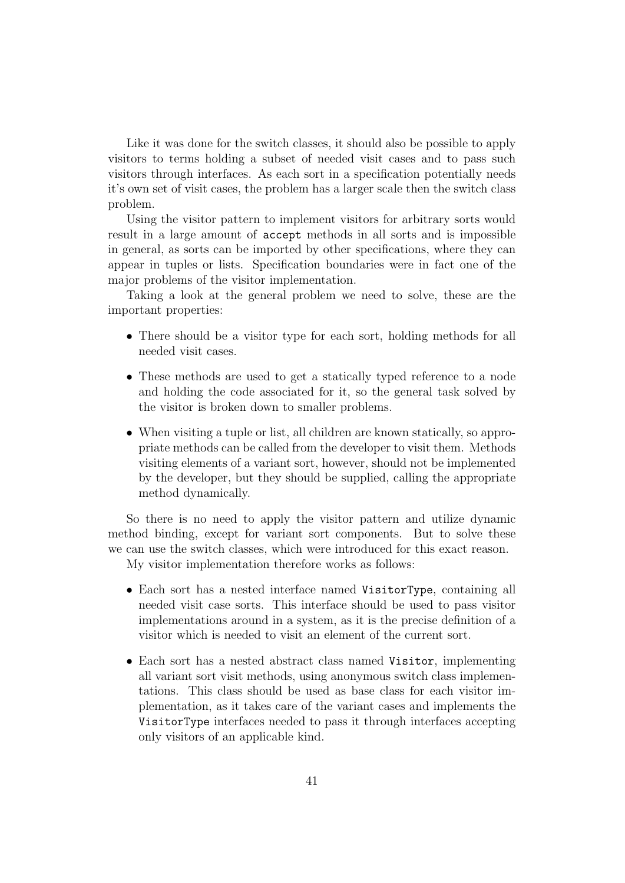Like it was done for the switch classes, it should also be possible to apply visitors to terms holding a subset of needed visit cases and to pass such visitors through interfaces. As each sort in a specification potentially needs it's own set of visit cases, the problem has a larger scale then the switch class problem.

Using the visitor pattern to implement visitors for arbitrary sorts would result in a large amount of `accept` methods in all sorts and is impossible in general, as sorts can be imported by other specifications, where they can appear in tuples or lists. Specification boundaries were in fact one of the major problems of the visitor implementation.

Taking a look at the general problem we need to solve, these are the important properties:

- There should be a visitor type for each sort, holding methods for all needed visit cases.
- These methods are used to get a statically typed reference to a node and holding the code associated for it, so the general task solved by the visitor is broken down to smaller problems.
- When visiting a tuple or list, all children are known statically, so appropriate methods can be called from the developer to visit them. Methods visiting elements of a variant sort, however, should not be implemented by the developer, but they should be supplied, calling the appropriate method dynamically.

So there is no need to apply the visitor pattern and utilize dynamic method binding, except for variant sort components. But to solve these we can use the switch classes, which were introduced for this exact reason.

My visitor implementation therefore works as follows:

- Each sort has a nested interface named `VisitorType`, containing all needed visit case sorts. This interface should be used to pass visitor implementations around in a system, as it is the precise definition of a visitor which is needed to visit an element of the current sort.
- Each sort has a nested abstract class named `Visitor`, implementing all variant sort visit methods, using anonymous switch class implementations. This class should be used as base class for each visitor implementation, as it takes care of the variant cases and implements the `VisitorType` interfaces needed to pass it through interfaces accepting only visitors of an applicable kind.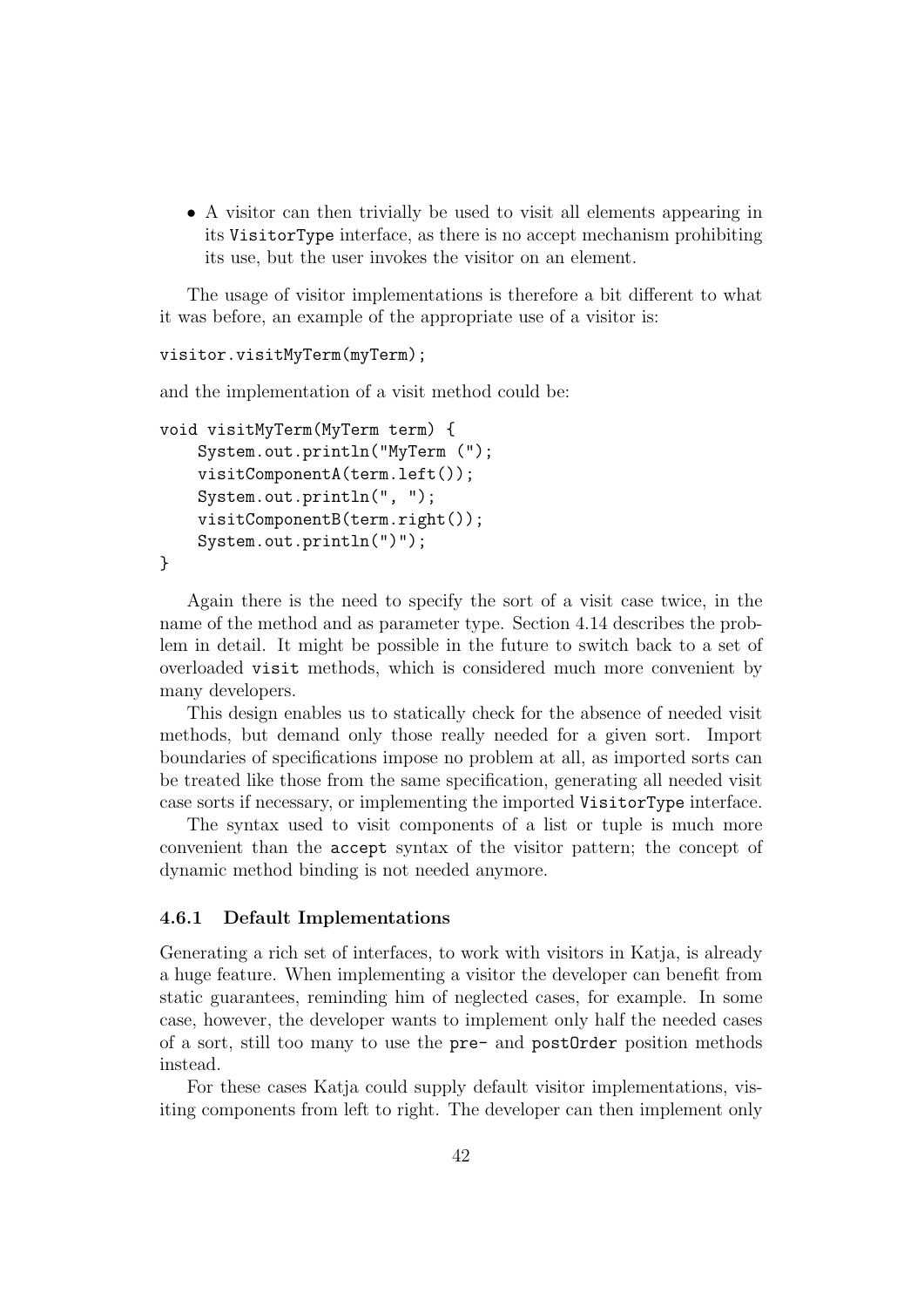- A visitor can then trivially be used to visit all elements appearing in its `VisitorType` interface, as there is no accept mechanism prohibiting its use, but the user invokes the visitor on an element.

The usage of visitor implementations is therefore a bit different to what it was before, an example of the appropriate use of a visitor is:

```
visitor.visitMyTerm(myTerm);
```

and the implementation of a visit method could be:

```
void visitMyTerm(MyTerm term) {
    System.out.println("MyTerm (");
    visitComponentA(term.left());
    System.out.println(", ");
    visitComponentB(term.right());
    System.out.println(")");
}
```

Again there is the need to specify the sort of a visit case twice, in the name of the method and as parameter type. Section 4.14 describes the problem in detail. It might be possible in the future to switch back to a set of overloaded `visit` methods, which is considered much more convenient by many developers.

This design enables us to statically check for the absence of needed visit methods, but demand only those really needed for a given sort. Import boundaries of specifications impose no problem at all, as imported sorts can be treated like those from the same specification, generating all needed visit case sorts if necessary, or implementing the imported `VisitorType` interface.

The syntax used to visit components of a list or tuple is much more convenient than the `accept` syntax of the visitor pattern; the concept of dynamic method binding is not needed anymore.

### 4.6.1 Default Implementations

Generating a rich set of interfaces, to work with visitors in Katja, is already a huge feature. When implementing a visitor the developer can benefit from static guarantees, reminding him of neglected cases, for example. In some case, however, the developer wants to implement only half the needed cases of a sort, still too many to use the `pre-` and `postOrder` position methods instead.

For these cases Katja could supply default visitor implementations, visiting components from left to right. The developer can then implement only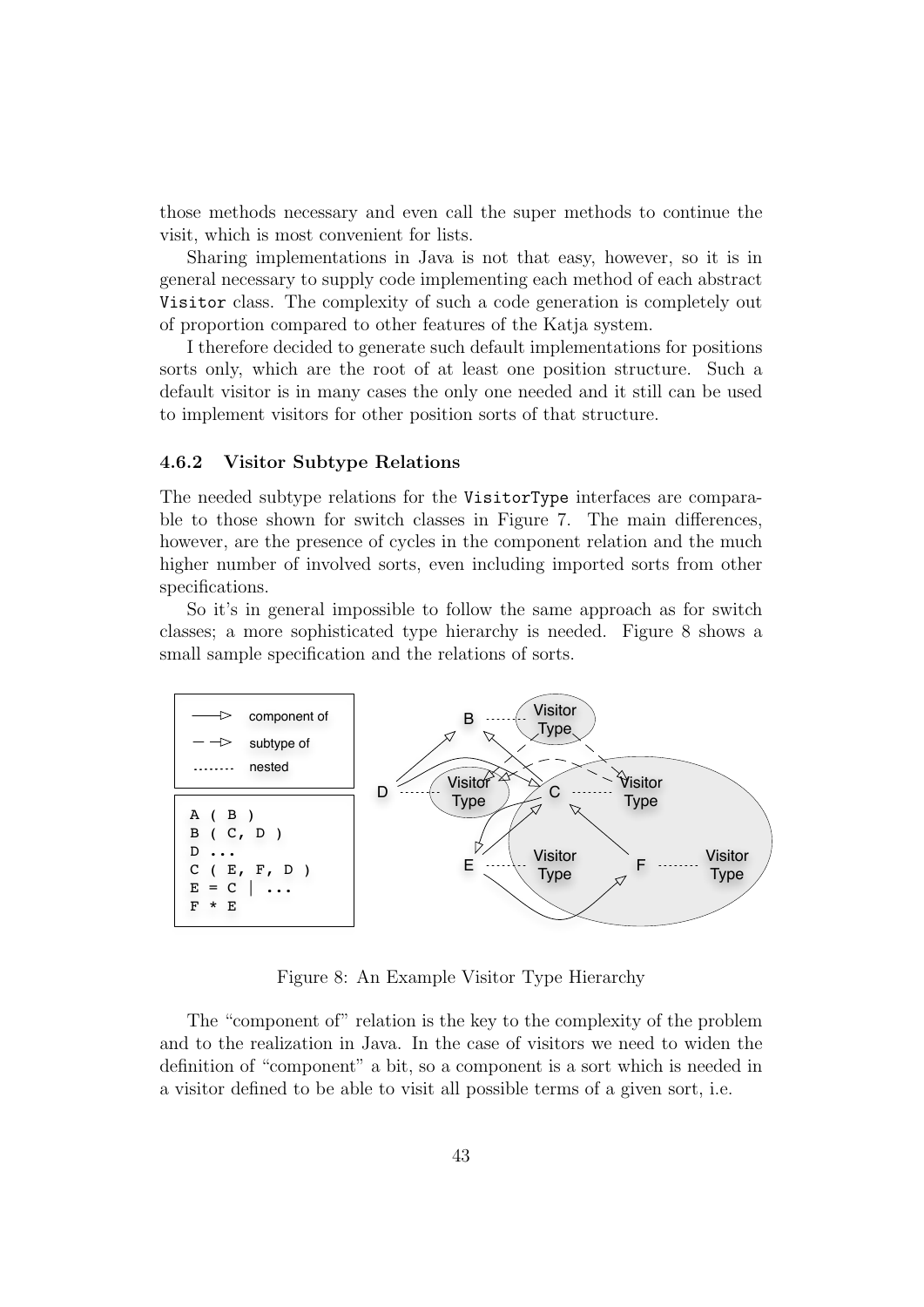those methods necessary and even call the super methods to continue the visit, which is most convenient for lists.

Sharing implementations in Java is not that easy, however, so it is in general necessary to supply code implementing each method of each abstract `Visitor` class. The complexity of such a code generation is completely out of proportion compared to other features of the Katja system.

I therefore decided to generate such default implementations for positions sorts only, which are the root of at least one position structure. Such a default visitor is in many cases the only one needed and it still can be used to implement visitors for other position sorts of that structure.

### 4.6.2 Visitor Subtype Relations

The needed subtype relations for the `VisitorType` interfaces are comparable to those shown for switch classes in Figure 7. The main differences, however, are the presence of cycles in the component relation and the much higher number of involved sorts, even including imported sorts from other specifications.

So it's in general impossible to follow the same approach as for switch classes; a more sophisticated type hierarchy is needed. Figure 8 shows a small sample specification and the relations of sorts.

```
A ( B )
B ( C, D )
D ...
C ( E, F, D )
E = C | ...
F * E
```

Figure 8: An Example Visitor Type Hierarchy

The "component of" relation is the key to the complexity of the problem and to the realization in Java. In the case of visitors we need to widen the definition of "component" a bit, so a component is a sort which is needed in a visitor defined to be able to visit all possible terms of a given sort, i.e.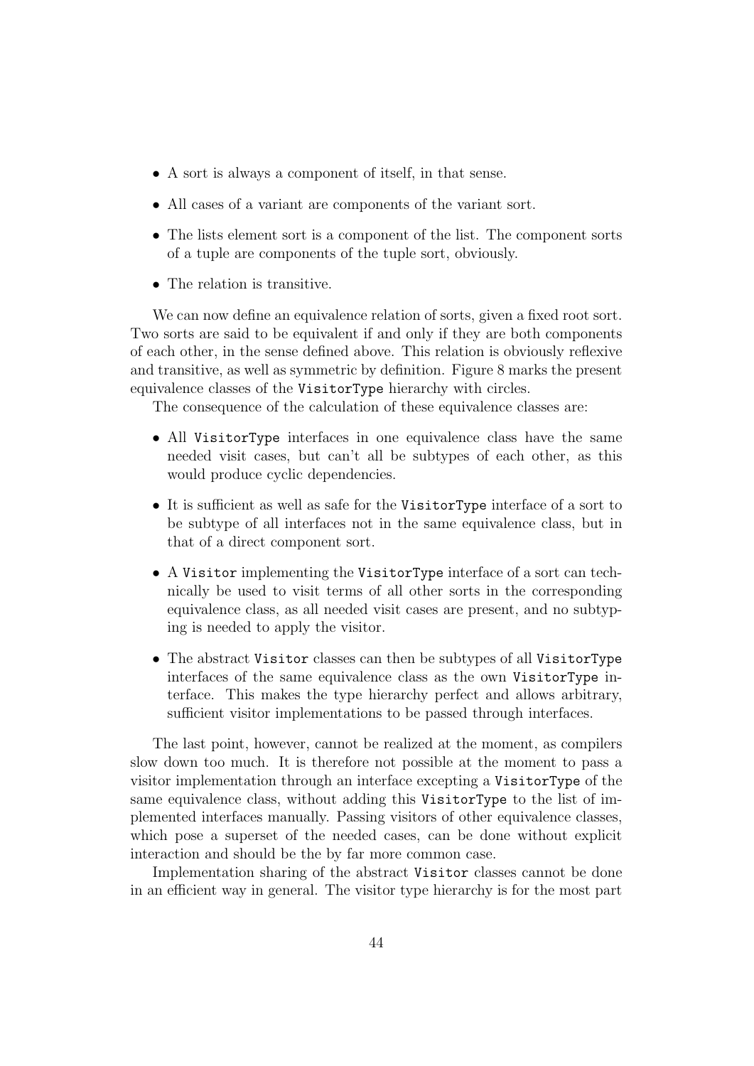- A sort is always a component of itself, in that sense.
- All cases of a variant are components of the variant sort.
- The lists element sort is a component of the list. The component sorts of a tuple are components of the tuple sort, obviously.
- The relation is transitive.

We can now define an equivalence relation of sorts, given a fixed root sort. Two sorts are said to be equivalent if and only if they are both components of each other, in the sense defined above. This relation is obviously reflexive and transitive, as well as symmetric by definition. Figure 8 marks the present equivalence classes of the `VisitorType` hierarchy with circles.

The consequence of the calculation of these equivalence classes are:

- All `VisitorType` interfaces in one equivalence class have the same needed visit cases, but can't all be subtypes of each other, as this would produce cyclic dependencies.
- It is sufficient as well as safe for the `VisitorType` interface of a sort to be subtype of all interfaces not in the same equivalence class, but in that of a direct component sort.
- A `Visitor` implementing the `VisitorType` interface of a sort can technically be used to visit terms of all other sorts in the corresponding equivalence class, as all needed visit cases are present, and no subtyping is needed to apply the visitor.
- The abstract `Visitor` classes can then be subtypes of all `VisitorType` interfaces of the same equivalence class as the own `VisitorType` interface. This makes the type hierarchy perfect and allows arbitrary, sufficient visitor implementations to be passed through interfaces.

The last point, however, cannot be realized at the moment, as compilers slow down too much. It is therefore not possible at the moment to pass a visitor implementation through an interface excepting a `VisitorType` of the same equivalence class, without adding this `VisitorType` to the list of implemented interfaces manually. Passing visitors of other equivalence classes, which pose a superset of the needed cases, can be done without explicit interaction and should be the by far more common case.

Implementation sharing of the abstract `Visitor` classes cannot be done in an efficient way in general. The visitor type hierarchy is for the most part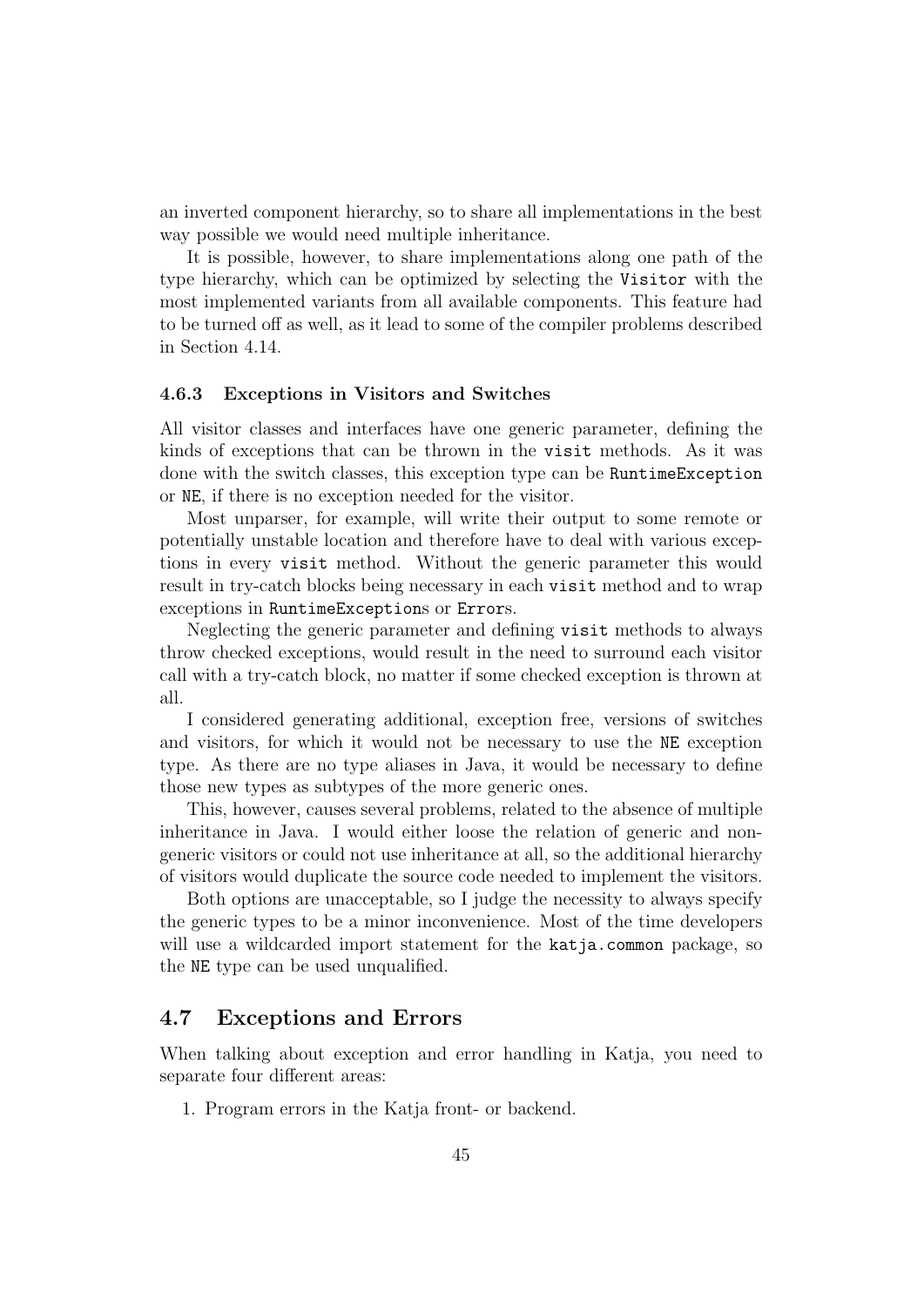an inverted component hierarchy, so to share all implementations in the best way possible we would need multiple inheritance.

It is possible, however, to share implementations along one path of the type hierarchy, which can be optimized by selecting the `Visitor` with the most implemented variants from all available components. This feature had to be turned off as well, as it lead to some of the compiler problems described in Section 4.14.

### 4.6.3 Exceptions in Visitors and Switches

All visitor classes and interfaces have one generic parameter, defining the kinds of exceptions that can be thrown in the `visit` methods. As it was done with the switch classes, this exception type can be `RuntimeException` or `NE`, if there is no exception needed for the visitor.

Most unparser, for example, will write their output to some remote or potentially unstable location and therefore have to deal with various exceptions in every `visit` method. Without the generic parameter this would result in try-catch blocks being necessary in each `visit` method and to wrap exceptions in `RuntimeException`s or `Error`s.

Neglecting the generic parameter and defining `visit` methods to always throw checked exceptions, would result in the need to surround each visitor call with a try-catch block, no matter if some checked exception is thrown at all.

I considered generating additional, exception free, versions of switches and visitors, for which it would not be necessary to use the `NE` exception type. As there are no type aliases in Java, it would be necessary to define those new types as subtypes of the more generic ones.

This, however, causes several problems, related to the absence of multiple inheritance in Java. I would either loose the relation of generic and non-generic visitors or could not use inheritance at all, so the additional hierarchy of visitors would duplicate the source code needed to implement the visitors.

Both options are unacceptable, so I judge the necessity to always specify the generic types to be a minor inconvenience. Most of the time developers will use a wildcarded import statement for the `katja.common` package, so the `NE` type can be used unqualified.

## 4.7 Exceptions and Errors

When talking about exception and error handling in Katja, you need to separate four different areas:

1. Program errors in the Katja front- or backend.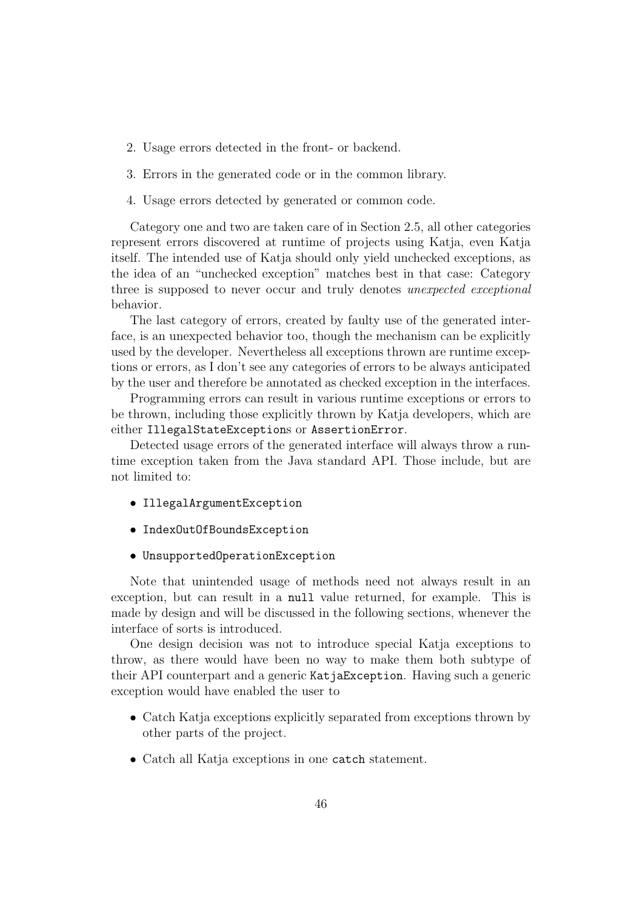2. Usage errors detected in the front- or backend.
3. Errors in the generated code or in the common library.
4. Usage errors detected by generated or common code.

Category one and two are taken care of in Section 2.5, all other categories represent errors discovered at runtime of projects using Katja, even Katja itself. The intended use of Katja should only yield unchecked exceptions, as the idea of an "unchecked exception" matches best in that case: Category three is supposed to never occur and truly denotes *unexpected exceptional* behavior.

The last category of errors, created by faulty use of the generated interface, is an unexpected behavior too, though the mechanism can be explicitly used by the developer. Nevertheless all exceptions thrown are runtime exceptions or errors, as I don't see any categories of errors to be always anticipated by the user and therefore be annotated as checked exception in the interfaces.

Programming errors can result in various runtime exceptions or errors to be thrown, including those explicitly thrown by Katja developers, which are either `IllegalStateException`s or `AssertionError`.

Detected usage errors of the generated interface will always throw a runtime exception taken from the Java standard API. Those include, but are not limited to:

- `IllegalArgumentException`
- `IndexOutOfBoundsException`
- `UnsupportedOperationException`

Note that unintended usage of methods need not always result in an exception, but can result in a `null` value returned, for example. This is made by design and will be discussed in the following sections, whenever the interface of sorts is introduced.

One design decision was not to introduce special Katja exceptions to throw, as there would have been no way to make them both subtype of their API counterpart and a generic `KatjaException`. Having such a generic exception would have enabled the user to

- Catch Katja exceptions explicitly separated from exceptions thrown by other parts of the project.
- Catch all Katja exceptions in one `catch` statement.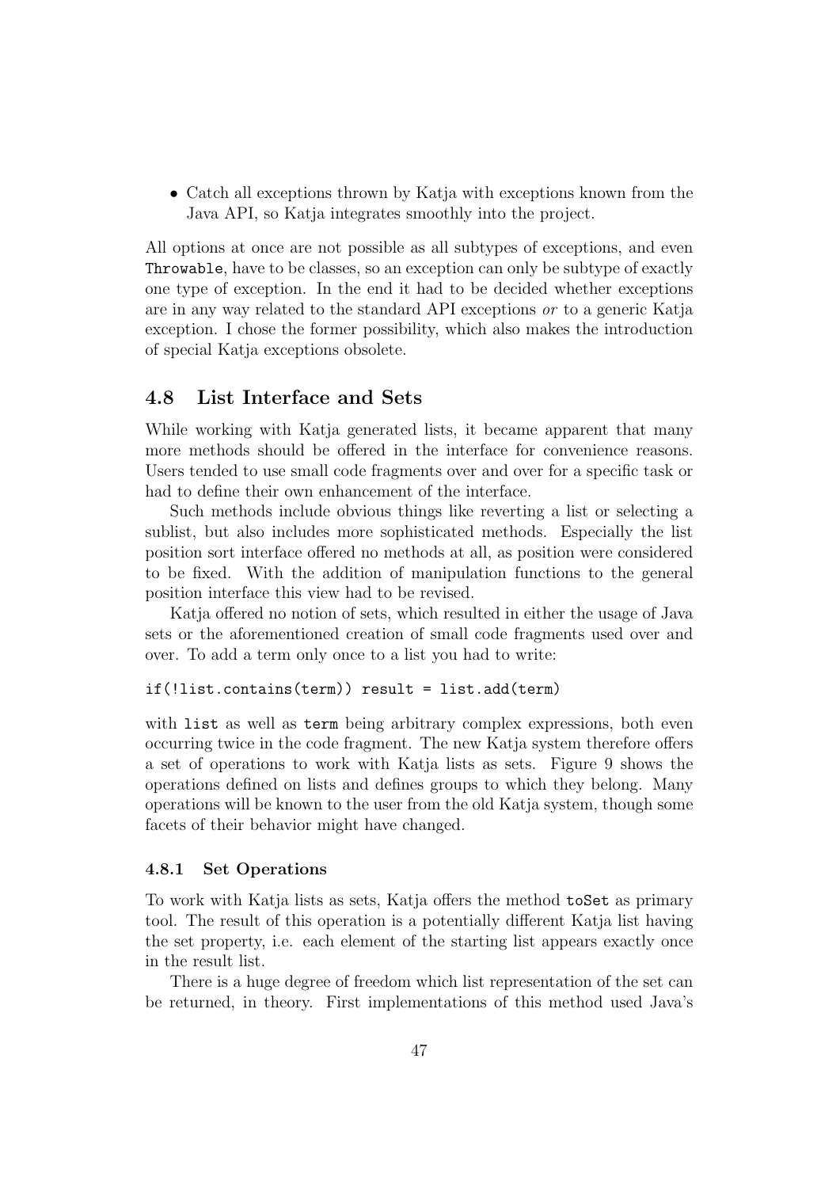- Catch all exceptions thrown by Katja with exceptions known from the Java API, so Katja integrates smoothly into the project.

All options at once are not possible as all subtypes of exceptions, and even `Throwable`, have to be classes, so an exception can only be subtype of exactly one type of exception. In the end it had to be decided whether exceptions are in any way related to the standard API exceptions *or* to a generic Katja exception. I chose the former possibility, which also makes the introduction of special Katja exceptions obsolete.

## 4.8 List Interface and Sets

While working with Katja generated lists, it became apparent that many more methods should be offered in the interface for convenience reasons. Users tended to use small code fragments over and over for a specific task or had to define their own enhancement of the interface.

Such methods include obvious things like reverting a list or selecting a sublist, but also includes more sophisticated methods. Especially the list position sort interface offered no methods at all, as position were considered to be fixed. With the addition of manipulation functions to the general position interface this view had to be revised.

Katja offered no notion of sets, which resulted in either the usage of Java sets or the aforementioned creation of small code fragments used over and over. To add a term only once to a list you had to write:

```
if(!list.contains(term)) result = list.add(term)
```

with `list` as well as `term` being arbitrary complex expressions, both even occurring twice in the code fragment. The new Katja system therefore offers a set of operations to work with Katja lists as sets. Figure 9 shows the operations defined on lists and defines groups to which they belong. Many operations will be known to the user from the old Katja system, though some facets of their behavior might have changed.

### 4.8.1 Set Operations

To work with Katja lists as sets, Katja offers the method `toSet` as primary tool. The result of this operation is a potentially different Katja list having the set property, i.e. each element of the starting list appears exactly once in the result list.

There is a huge degree of freedom which list representation of the set can be returned, in theory. First implementations of this method used Java's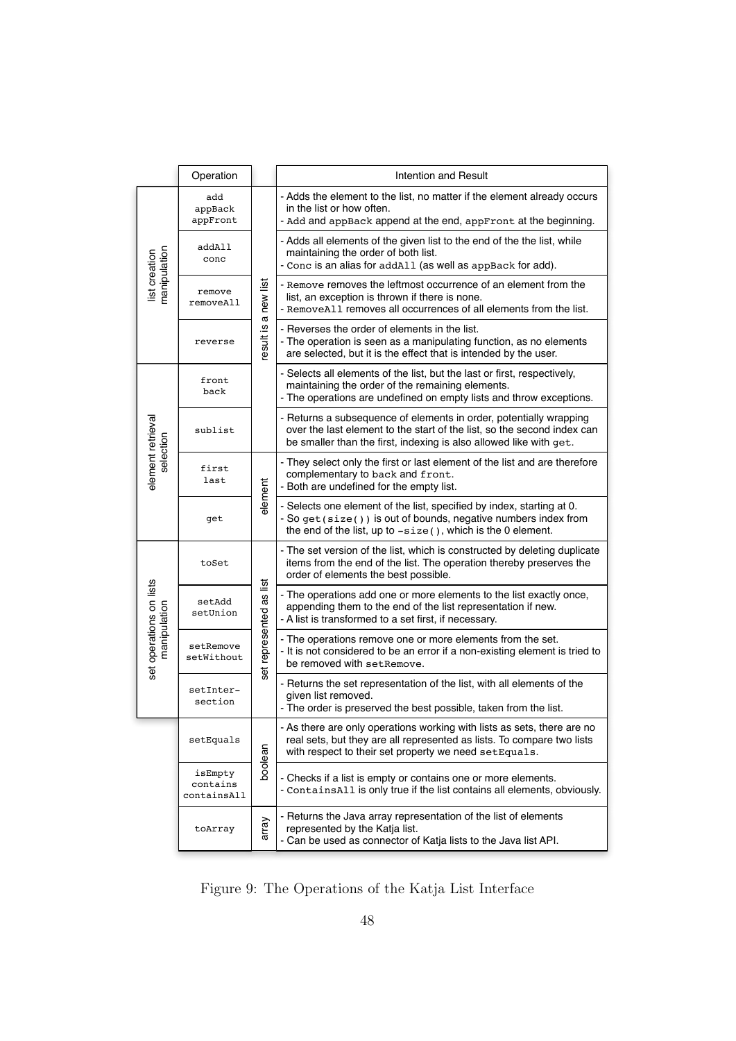| Category | Operation | Result type | Intention and Result |
|---|---|---|---|
| list creation manipulation | `add` `appBack` `appFront` | result is a new list | - Adds the element to the list, no matter if the element already occurs in the list or how often.<br>- `Add` and `appBack` append at the end, `appFront` at the beginning. |
| | `addAll` `conc` | | - Adds all elements of the given list to the end of the the list, while maintaining the order of both list.<br>- `Conc` is an alias for `addAll` (as well as `appBack` for add). |
| | `remove` `removeAll` | | - `Remove` removes the leftmost occurrence of an element from the list, an exception is thrown if there is none.<br>- `RemoveAll` removes all occurrences of all elements from the list. |
| | `reverse` | | - Reverses the order of elements in the list.<br>- The operation is seen as a manipulating function, as no elements are selected, but it is the effect that is intended by the user. |
| element retrieval selection | `front` `back` | | - Selects all elements of the list, but the last or first, respectively, maintaining the order of the remaining elements.<br>- The operations are undefined on empty lists and throw exceptions. |
| | `sublist` | | - Returns a subsequence of elements in order, potentially wrapping over the last element to the start of the list, so the second index can be smaller than the first, indexing is also allowed like with `get`. |
| | `first` `last` | element | - They select only the first or last element of the list and are therefore complementary to `back` and `front`.<br>- Both are undefined for the empty list. |
| | `get` | | - Selects one element of the list, specified by index, starting at 0.<br>- So `get(size())` is out of bounds, negative numbers index from the end of the list, up to `-size()`, which is the 0 element. |
| set operations on lists manipulation | `toSet` | set represented as list | - The set version of the list, which is constructed by deleting duplicate items from the end of the list. The operation thereby preserves the order of elements the best possible. |
| | `setAdd` `setUnion` | | - The operations add one or more elements to the list exactly once, appending them to the end of the list representation if new.<br>- A list is transformed to a set first, if necessary. |
| | `setRemove` `setWithout` | | - The operations remove one or more elements from the set.<br>- It is not considered to be an error if a non-existing element is tried to be removed with `setRemove`. |
| | `setInter-section` | | - Returns the set representation of the list, with all elements of the given list removed.<br>- The order is preserved the best possible, taken from the list. |
| | `setEquals` | boolean | - As there are only operations working with lists as sets, there are no real sets, but they are all represented as lists. To compare two lists with respect to their set property we need `setEquals`. |
| | `isEmpty` `contains` `containsAll` | | - Checks if a list is empty or contains one or more elements.<br>- `ContainsAll` is only true if the list contains all elements, obviously. |
| | `toArray` | array | - Returns the Java array representation of the list of elements represented by the Katja list.<br>- Can be used as connector of Katja lists to the Java list API. |

Figure 9: The Operations of the Katja List Interface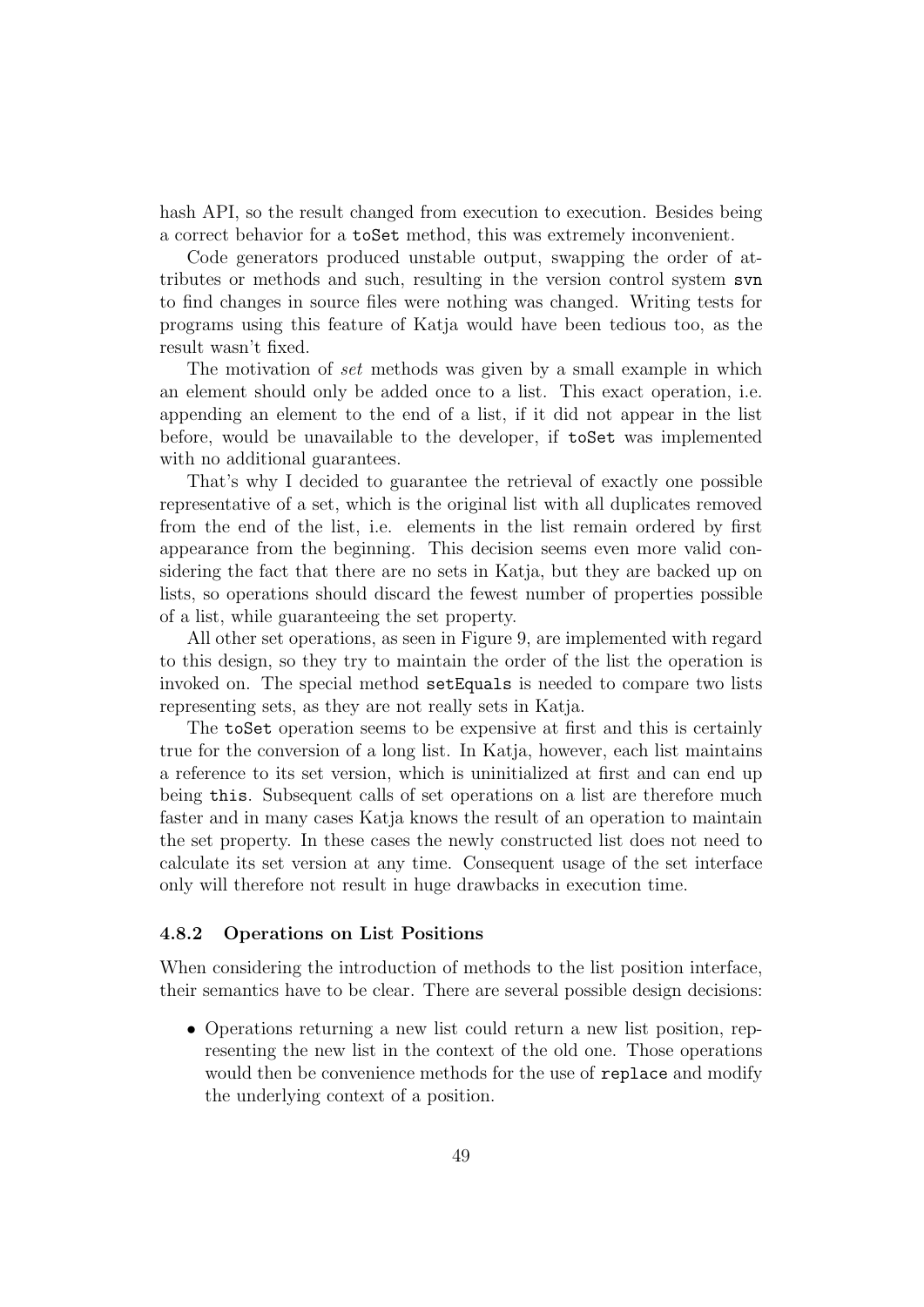hash API, so the result changed from execution to execution. Besides being a correct behavior for a `toSet` method, this was extremely inconvenient.

Code generators produced unstable output, swapping the order of attributes or methods and such, resulting in the version control system `svn` to find changes in source files were nothing was changed. Writing tests for programs using this feature of Katja would have been tedious too, as the result wasn't fixed.

The motivation of *set* methods was given by a small example in which an element should only be added once to a list. This exact operation, i.e. appending an element to the end of a list, if it did not appear in the list before, would be unavailable to the developer, if `toSet` was implemented with no additional guarantees.

That's why I decided to guarantee the retrieval of exactly one possible representative of a set, which is the original list with all duplicates removed from the end of the list, i.e. elements in the list remain ordered by first appearance from the beginning. This decision seems even more valid considering the fact that there are no sets in Katja, but they are backed up on lists, so operations should discard the fewest number of properties possible of a list, while guaranteeing the set property.

All other set operations, as seen in Figure 9, are implemented with regard to this design, so they try to maintain the order of the list the operation is invoked on. The special method `setEquals` is needed to compare two lists representing sets, as they are not really sets in Katja.

The `toSet` operation seems to be expensive at first and this is certainly true for the conversion of a long list. In Katja, however, each list maintains a reference to its set version, which is uninitialized at first and can end up being `this`. Subsequent calls of set operations on a list are therefore much faster and in many cases Katja knows the result of an operation to maintain the set property. In these cases the newly constructed list does not need to calculate its set version at any time. Consequent usage of the set interface only will therefore not result in huge drawbacks in execution time.

### 4.8.2 Operations on List Positions

When considering the introduction of methods to the list position interface, their semantics have to be clear. There are several possible design decisions:

- Operations returning a new list could return a new list position, representing the new list in the context of the old one. Those operations would then be convenience methods for the use of `replace` and modify the underlying context of a position.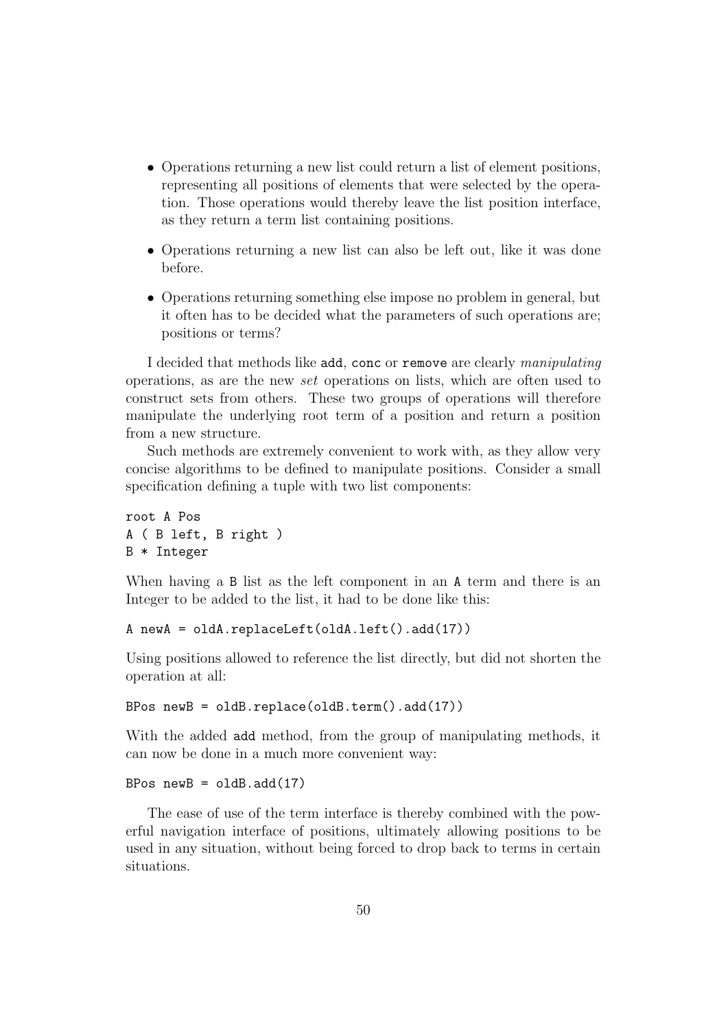- Operations returning a new list could return a list of element positions, representing all positions of elements that were selected by the operation. Those operations would thereby leave the list position interface, as they return a term list containing positions.
- Operations returning a new list can also be left out, like it was done before.
- Operations returning something else impose no problem in general, but it often has to be decided what the parameters of such operations are; positions or terms?

I decided that methods like `add`, `conc` or `remove` are clearly *manipulating* operations, as are the new *set* operations on lists, which are often used to construct sets from others. These two groups of operations will therefore manipulate the underlying root term of a position and return a position from a new structure.

Such methods are extremely convenient to work with, as they allow very concise algorithms to be defined to manipulate positions. Consider a small specification defining a tuple with two list components:

```
root A Pos
A ( B left, B right )
B * Integer
```

When having a B list as the left component in an A term and there is an Integer to be added to the list, it had to be done like this:

```
A newA = oldA.replaceLeft(oldA.left().add(17))
```

Using positions allowed to reference the list directly, but did not shorten the operation at all:

```
BPos newB = oldB.replace(oldB.term().add(17))
```

With the added `add` method, from the group of manipulating methods, it can now be done in a much more convenient way:

```
BPos newB = oldB.add(17)
```

The ease of use of the term interface is thereby combined with the powerful navigation interface of positions, ultimately allowing positions to be used in any situation, without being forced to drop back to terms in certain situations.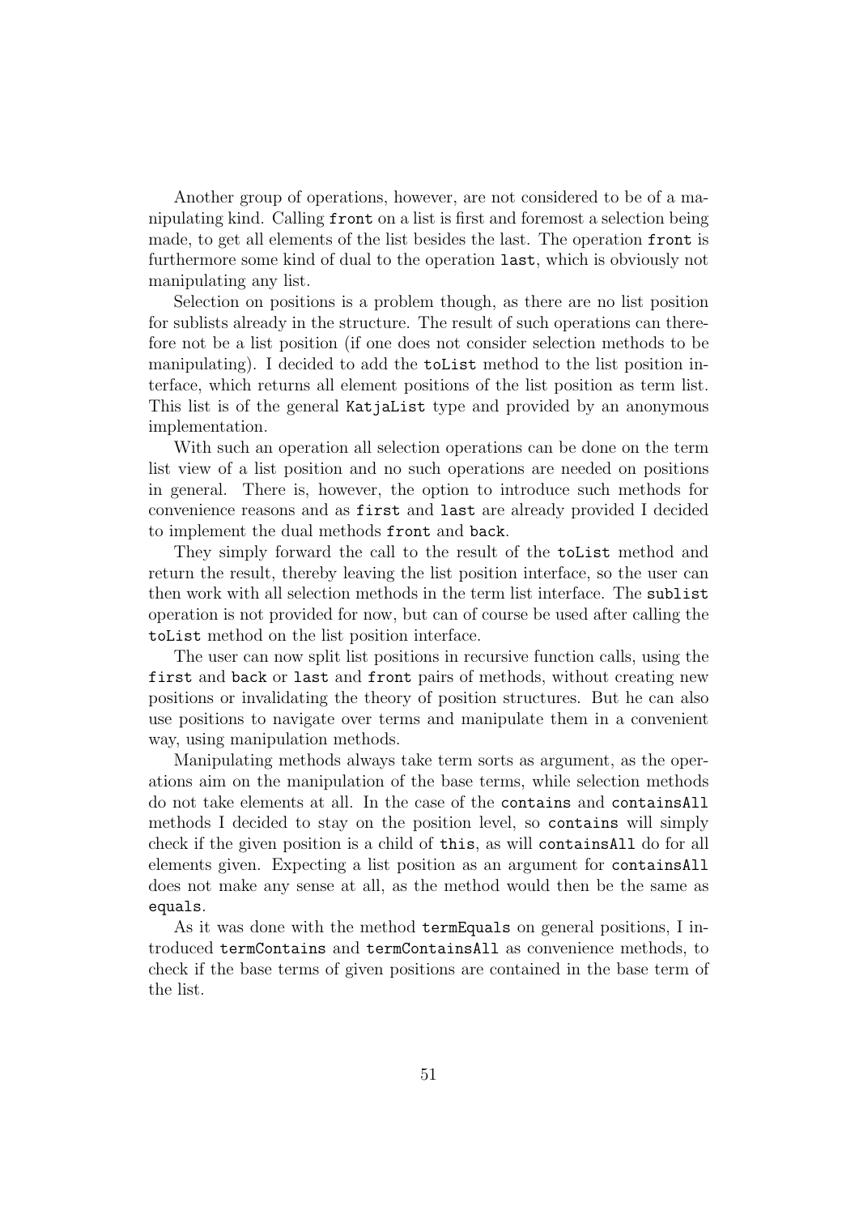Another group of operations, however, are not considered to be of a manipulating kind. Calling `front` on a list is first and foremost a selection being made, to get all elements of the list besides the last. The operation `front` is furthermore some kind of dual to the operation `last`, which is obviously not manipulating any list.

Selection on positions is a problem though, as there are no list position for sublists already in the structure. The result of such operations can therefore not be a list position (if one does not consider selection methods to be manipulating). I decided to add the `toList` method to the list position interface, which returns all element positions of the list position as term list. This list is of the general `KatjaList` type and provided by an anonymous implementation.

With such an operation all selection operations can be done on the term list view of a list position and no such operations are needed on positions in general. There is, however, the option to introduce such methods for convenience reasons and as `first` and `last` are already provided I decided to implement the dual methods `front` and `back`.

They simply forward the call to the result of the `toList` method and return the result, thereby leaving the list position interface, so the user can then work with all selection methods in the term list interface. The `sublist` operation is not provided for now, but can of course be used after calling the `toList` method on the list position interface.

The user can now split list positions in recursive function calls, using the `first` and `back` or `last` and `front` pairs of methods, without creating new positions or invalidating the theory of position structures. But he can also use positions to navigate over terms and manipulate them in a convenient way, using manipulation methods.

Manipulating methods always take term sorts as argument, as the operations aim on the manipulation of the base terms, while selection methods do not take elements at all. In the case of the `contains` and `containsAll` methods I decided to stay on the position level, so `contains` will simply check if the given position is a child of `this`, as will `containsAll` do for all elements given. Expecting a list position as an argument for `containsAll` does not make any sense at all, as the method would then be the same as `equals`.

As it was done with the method `termEquals` on general positions, I introduced `termContains` and `termContainsAll` as convenience methods, to check if the base terms of given positions are contained in the base term of the list.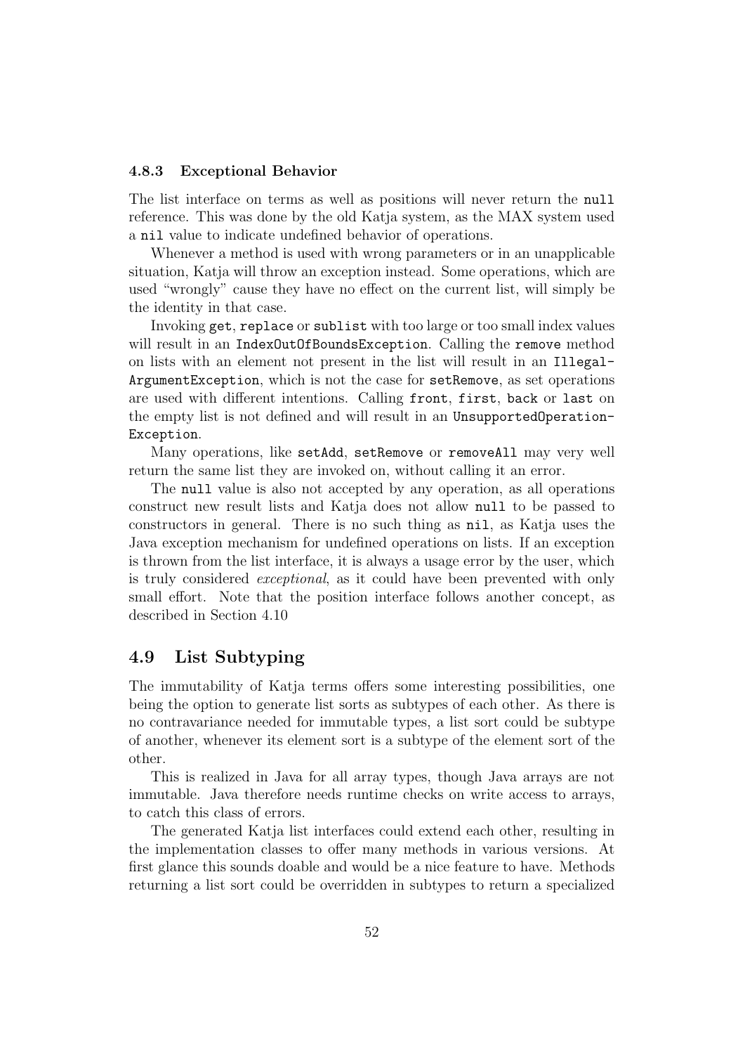### 4.8.3 Exceptional Behavior

The list interface on terms as well as positions will never return the `null` reference. This was done by the old Katja system, as the MAX system used a `nil` value to indicate undefined behavior of operations.

Whenever a method is used with wrong parameters or in an unapplicable situation, Katja will throw an exception instead. Some operations, which are used "wrongly" cause they have no effect on the current list, will simply be the identity in that case.

Invoking `get`, `replace` or `sublist` with too large or too small index values will result in an `IndexOutOfBoundsException`. Calling the `remove` method on lists with an element not present in the list will result in an `IllegalArgumentException`, which is not the case for `setRemove`, as set operations are used with different intentions. Calling `front`, `first`, `back` or `last` on the empty list is not defined and will result in an `UnsupportedOperationException`.

Many operations, like `setAdd`, `setRemove` or `removeAll` may very well return the same list they are invoked on, without calling it an error.

The `null` value is also not accepted by any operation, as all operations construct new result lists and Katja does not allow `null` to be passed to constructors in general. There is no such thing as `nil`, as Katja uses the Java exception mechanism for undefined operations on lists. If an exception is thrown from the list interface, it is always a usage error by the user, which is truly considered *exceptional*, as it could have been prevented with only small effort. Note that the position interface follows another concept, as described in Section 4.10

## 4.9 List Subtyping

The immutability of Katja terms offers some interesting possibilities, one being the option to generate list sorts as subtypes of each other. As there is no contravariance needed for immutable types, a list sort could be subtype of another, whenever its element sort is a subtype of the element sort of the other.

This is realized in Java for all array types, though Java arrays are not immutable. Java therefore needs runtime checks on write access to arrays, to catch this class of errors.

The generated Katja list interfaces could extend each other, resulting in the implementation classes to offer many methods in various versions. At first glance this sounds doable and would be a nice feature to have. Methods returning a list sort could be overridden in subtypes to return a specialized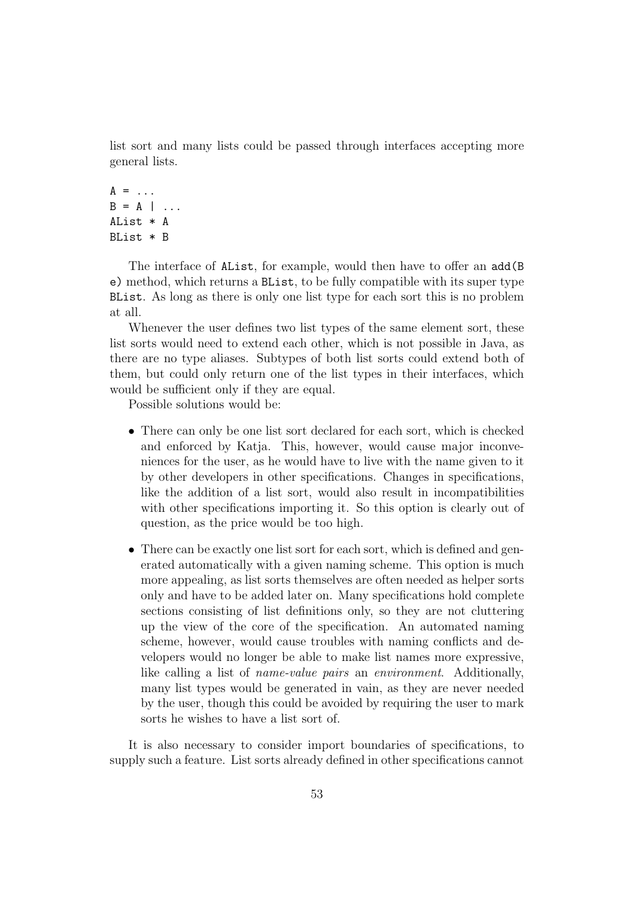list sort and many lists could be passed through interfaces accepting more general lists.

```
A = ...
B = A | ...
AList * A
BList * B
```

The interface of `AList`, for example, would then have to offer an `add(B e)` method, which returns a `BList`, to be fully compatible with its super type `BList`. As long as there is only one list type for each sort this is no problem at all.

Whenever the user defines two list types of the same element sort, these list sorts would need to extend each other, which is not possible in Java, as there are no type aliases. Subtypes of both list sorts could extend both of them, but could only return one of the list types in their interfaces, which would be sufficient only if they are equal.

Possible solutions would be:

- There can only be one list sort declared for each sort, which is checked and enforced by Katja. This, however, would cause major inconveniences for the user, as he would have to live with the name given to it by other developers in other specifications. Changes in specifications, like the addition of a list sort, would also result in incompatibilities with other specifications importing it. So this option is clearly out of question, as the price would be too high.

- There can be exactly one list sort for each sort, which is defined and generated automatically with a given naming scheme. This option is much more appealing, as list sorts themselves are often needed as helper sorts only and have to be added later on. Many specifications hold complete sections consisting of list definitions only, so they are not cluttering up the view of the core of the specification. An automated naming scheme, however, would cause troubles with naming conflicts and developers would no longer be able to make list names more expressive, like calling a list of *name-value pairs* an *environment*. Additionally, many list types would be generated in vain, as they are never needed by the user, though this could be avoided by requiring the user to mark sorts he wishes to have a list sort of.

It is also necessary to consider import boundaries of specifications, to supply such a feature. List sorts already defined in other specifications cannot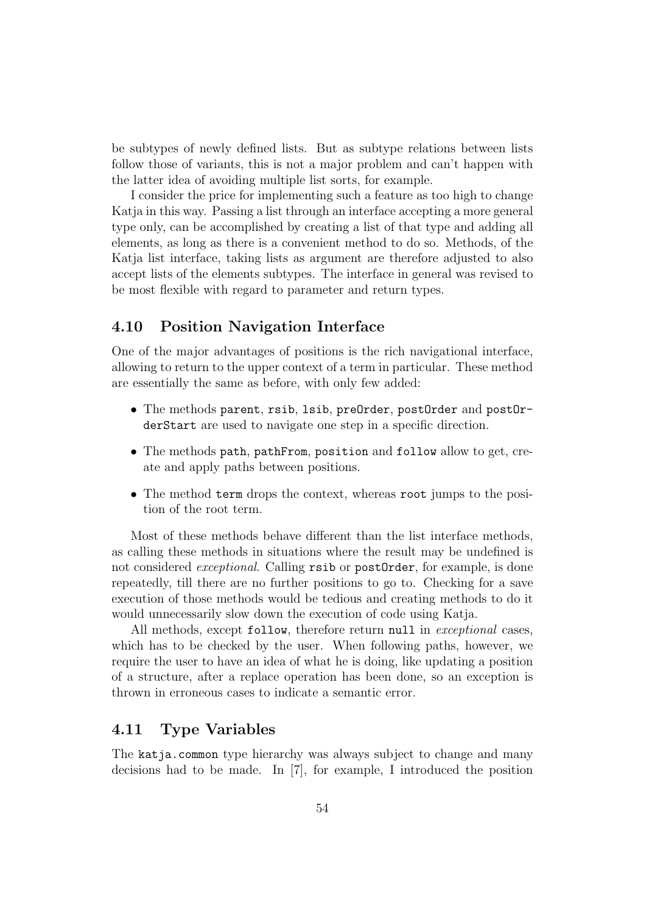be subtypes of newly defined lists. But as subtype relations between lists follow those of variants, this is not a major problem and can't happen with the latter idea of avoiding multiple list sorts, for example.

I consider the price for implementing such a feature as too high to change Katja in this way. Passing a list through an interface accepting a more general type only, can be accomplished by creating a list of that type and adding all elements, as long as there is a convenient method to do so. Methods, of the Katja list interface, taking lists as argument are therefore adjusted to also accept lists of the elements subtypes. The interface in general was revised to be most flexible with regard to parameter and return types.

## 4.10 Position Navigation Interface

One of the major advantages of positions is the rich navigational interface, allowing to return to the upper context of a term in particular. These method are essentially the same as before, with only few added:

- The methods `parent`, `rsib`, `lsib`, `preOrder`, `postOrder` and `postOrderStart` are used to navigate one step in a specific direction.
- The methods `path`, `pathFrom`, `position` and `follow` allow to get, create and apply paths between positions.
- The method `term` drops the context, whereas `root` jumps to the position of the root term.

Most of these methods behave different than the list interface methods, as calling these methods in situations where the result may be undefined is not considered *exceptional*. Calling `rsib` or `postOrder`, for example, is done repeatedly, till there are no further positions to go to. Checking for a save execution of those methods would be tedious and creating methods to do it would unnecessarily slow down the execution of code using Katja.

All methods, except `follow`, therefore return `null` in *exceptional* cases, which has to be checked by the user. When following paths, however, we require the user to have an idea of what he is doing, like updating a position of a structure, after a replace operation has been done, so an exception is thrown in erroneous cases to indicate a semantic error.

## 4.11 Type Variables

The `katja.common` type hierarchy was always subject to change and many decisions had to be made. In [7], for example, I introduced the position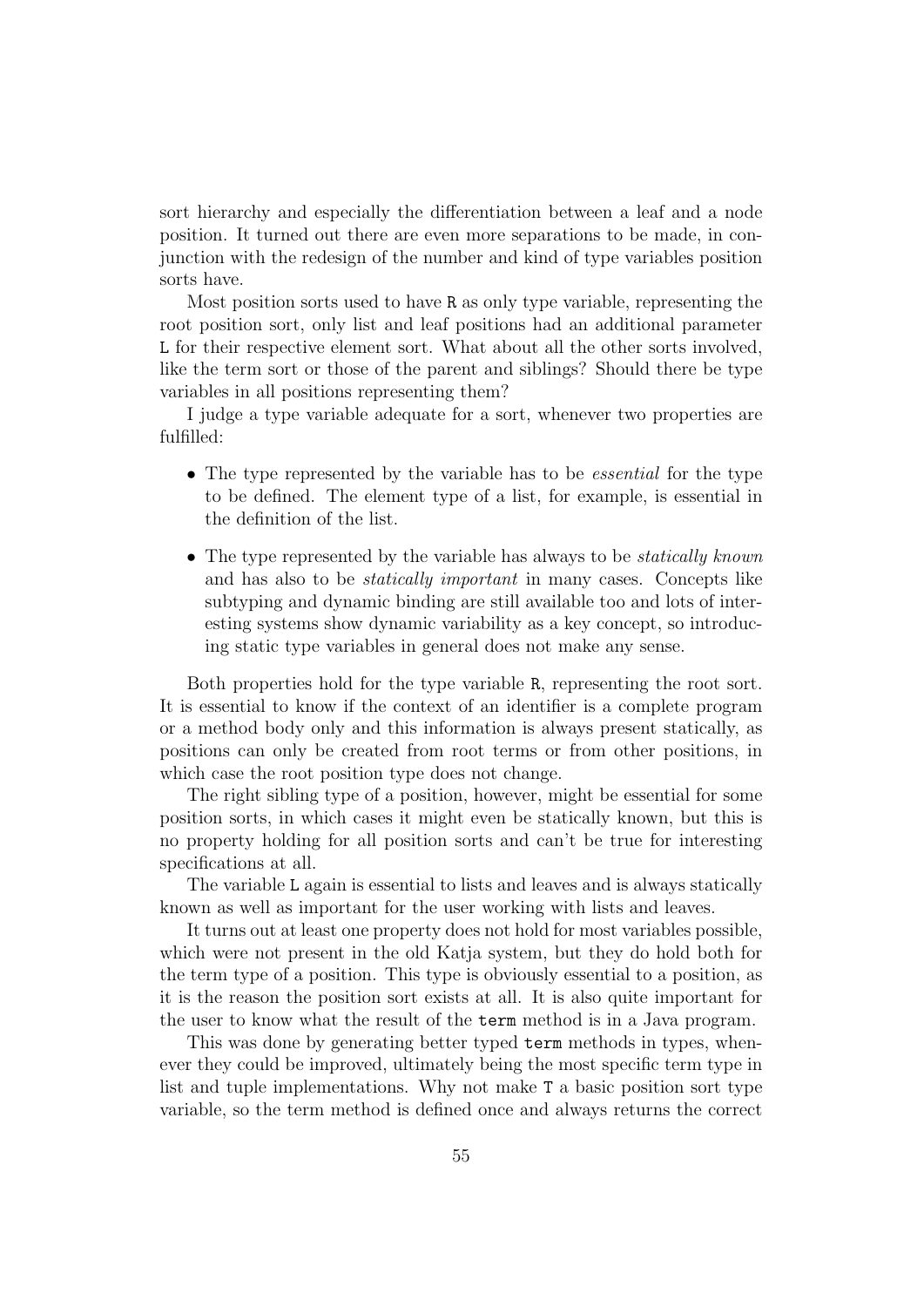sort hierarchy and especially the differentiation between a leaf and a node position. It turned out there are even more separations to be made, in conjunction with the redesign of the number and kind of type variables position sorts have.

Most position sorts used to have `R` as only type variable, representing the root position sort, only list and leaf positions had an additional parameter `L` for their respective element sort. What about all the other sorts involved, like the term sort or those of the parent and siblings? Should there be type variables in all positions representing them?

I judge a type variable adequate for a sort, whenever two properties are fulfilled:

- The type represented by the variable has to be *essential* for the type to be defined. The element type of a list, for example, is essential in the definition of the list.
- The type represented by the variable has always to be *statically known* and has also to be *statically important* in many cases. Concepts like subtyping and dynamic binding are still available too and lots of interesting systems show dynamic variability as a key concept, so introducing static type variables in general does not make any sense.

Both properties hold for the type variable `R`, representing the root sort. It is essential to know if the context of an identifier is a complete program or a method body only and this information is always present statically, as positions can only be created from root terms or from other positions, in which case the root position type does not change.

The right sibling type of a position, however, might be essential for some position sorts, in which cases it might even be statically known, but this is no property holding for all position sorts and can't be true for interesting specifications at all.

The variable `L` again is essential to lists and leaves and is always statically known as well as important for the user working with lists and leaves.

It turns out at least one property does not hold for most variables possible, which were not present in the old Katja system, but they do hold both for the term type of a position. This type is obviously essential to a position, as it is the reason the position sort exists at all. It is also quite important for the user to know what the result of the `term` method is in a Java program.

This was done by generating better typed `term` methods in types, whenever they could be improved, ultimately being the most specific term type in list and tuple implementations. Why not make `T` a basic position sort type variable, so the term method is defined once and always returns the correct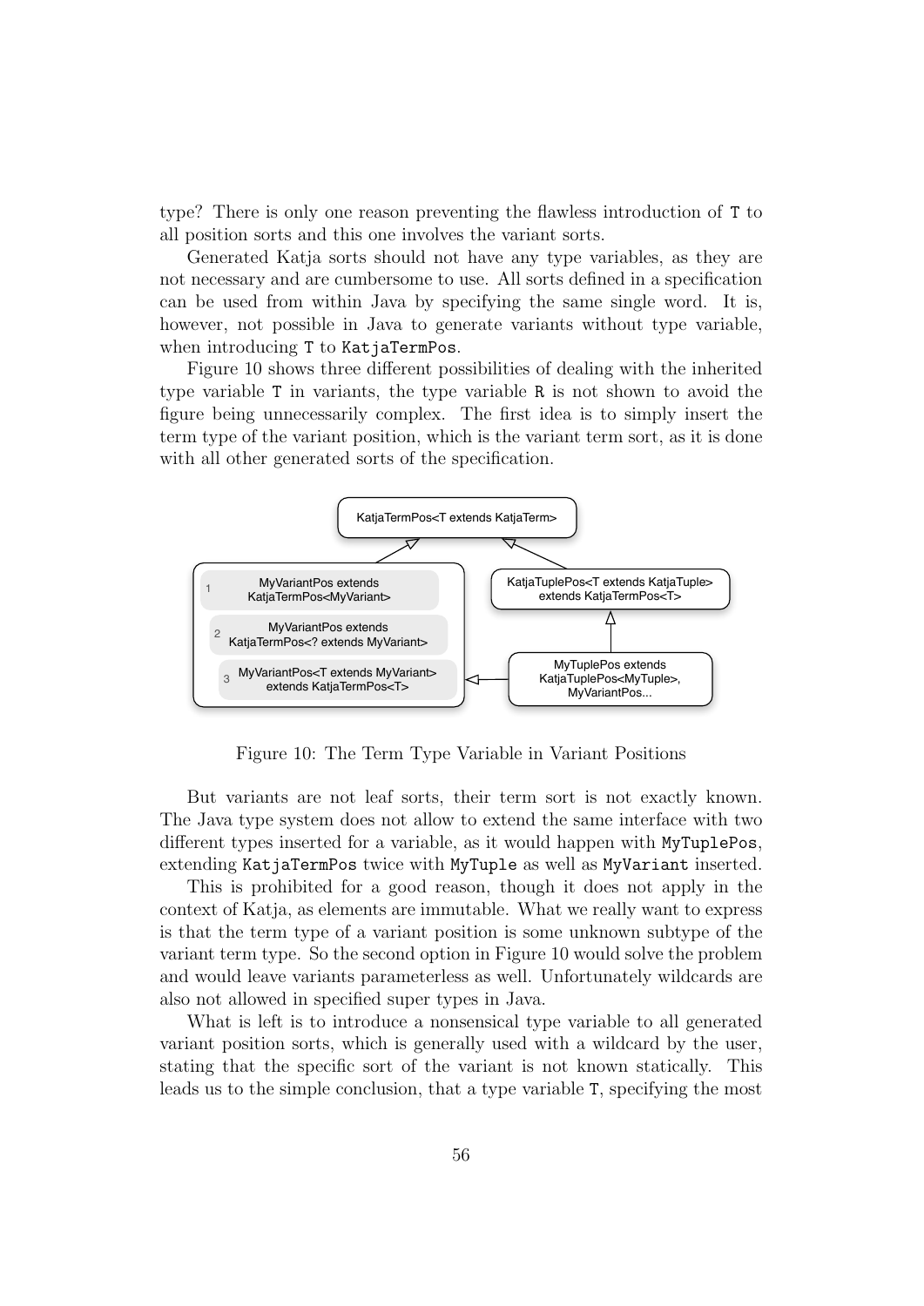type? There is only one reason preventing the flawless introduction of `T` to all position sorts and this one involves the variant sorts.

Generated Katja sorts should not have any type variables, as they are not necessary and are cumbersome to use. All sorts defined in a specification can be used from within Java by specifying the same single word. It is, however, not possible in Java to generate variants without type variable, when introducing `T` to `KatjaTermPos`.

Figure 10 shows three different possibilities of dealing with the inherited type variable `T` in variants, the type variable `R` is not shown to avoid the figure being unnecessarily complex. The first idea is to simply insert the term type of the variant position, which is the variant term sort, as it is done with all other generated sorts of the specification.

Figure 10: The Term Type Variable in Variant Positions

But variants are not leaf sorts, their term sort is not exactly known. The Java type system does not allow to extend the same interface with two different types inserted for a variable, as it would happen with `MyTuplePos`, extending `KatjaTermPos` twice with `MyTuple` as well as `MyVariant` inserted.

This is prohibited for a good reason, though it does not apply in the context of Katja, as elements are immutable. What we really want to express is that the term type of a variant position is some unknown subtype of the variant term type. So the second option in Figure 10 would solve the problem and would leave variants parameterless as well. Unfortunately wildcards are also not allowed in specified super types in Java.

What is left is to introduce a nonsensical type variable to all generated variant position sorts, which is generally used with a wildcard by the user, stating that the specific sort of the variant is not known statically. This leads us to the simple conclusion, that a type variable `T`, specifying the most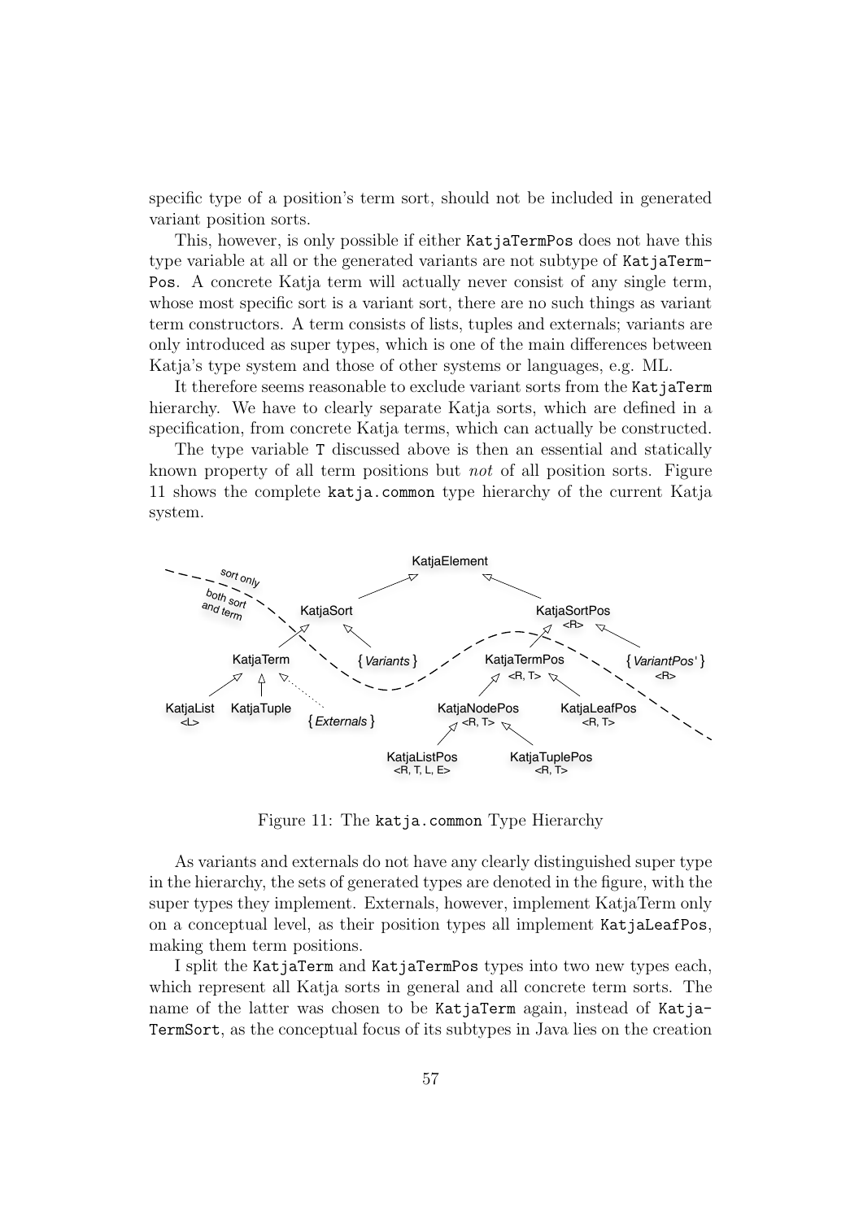specific type of a position's term sort, should not be included in generated variant position sorts.

This, however, is only possible if either `KatjaTermPos` does not have this type variable at all or the generated variants are not subtype of `KatjaTermPos`. A concrete Katja term will actually never consist of any single term, whose most specific sort is a variant sort, there are no such things as variant term constructors. A term consists of lists, tuples and externals; variants are only introduced as super types, which is one of the main differences between Katja's type system and those of other systems or languages, e.g. ML.

It therefore seems reasonable to exclude variant sorts from the `KatjaTerm` hierarchy. We have to clearly separate Katja sorts, which are defined in a specification, from concrete Katja terms, which can actually be constructed.

The type variable `T` discussed above is then an essential and statically known property of all term positions but *not* of all position sorts. Figure 11 shows the complete `katja.common` type hierarchy of the current Katja system.

Figure 11: The `katja.common` Type Hierarchy

As variants and externals do not have any clearly distinguished super type in the hierarchy, the sets of generated types are denoted in the figure, with the super types they implement. Externals, however, implement KatjaTerm only on a conceptual level, as their position types all implement `KatjaLeafPos`, making them term positions.

I split the `KatjaTerm` and `KatjaTermPos` types into two new types each, which represent all Katja sorts in general and all concrete term sorts. The name of the latter was chosen to be `KatjaTerm` again, instead of `KatjaTermSort`, as the conceptual focus of its subtypes in Java lies on the creation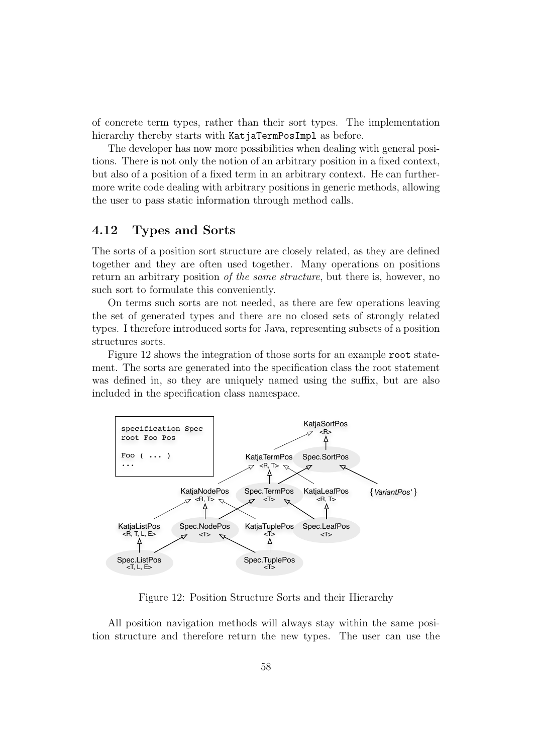of concrete term types, rather than their sort types. The implementation hierarchy thereby starts with KatjaTermPosImpl as before.

The developer has now more possibilities when dealing with general positions. There is not only the notion of an arbitrary position in a fixed context, but also of a position of a fixed term in an arbitrary context. He can furthermore write code dealing with arbitrary positions in generic methods, allowing the user to pass static information through method calls.

## 4.12 Types and Sorts

The sorts of a position sort structure are closely related, as they are defined together and they are often used together. Many operations on positions return an arbitrary position *of the same structure*, but there is, however, no such sort to formulate this conveniently.

On terms such sorts are not needed, as there are few operations leaving the set of generated types and there are no closed sets of strongly related types. I therefore introduced sorts for Java, representing subsets of a position structures sorts.

Figure 12 shows the integration of those sorts for an example `root` statement. The sorts are generated into the specification class the root statement was defined in, so they are uniquely named using the suffix, but are also included in the specification class namespace.

```
specification Spec
root Foo Pos

Foo ( ... )
...
```

Figure 12: Position Structure Sorts and their Hierarchy

All position navigation methods will always stay within the same position structure and therefore return the new types. The user can use the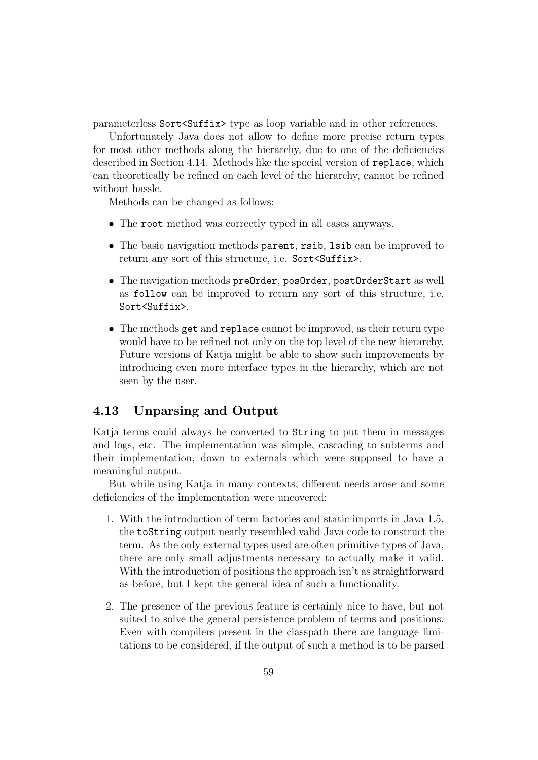parameterless `Sort<Suffix>` type as loop variable and in other references.

Unfortunately Java does not allow to define more precise return types for most other methods along the hierarchy, due to one of the deficiencies described in Section 4.14. Methods like the special version of `replace`, which can theoretically be refined on each level of the hierarchy, cannot be refined without hassle.

Methods can be changed as follows:

- The `root` method was correctly typed in all cases anyways.
- The basic navigation methods `parent`, `rsib`, `lsib` can be improved to return any sort of this structure, i.e. `Sort<Suffix>`.
- The navigation methods `preOrder`, `posOrder`, `postOrderStart` as well as `follow` can be improved to return any sort of this structure, i.e. `Sort<Suffix>`.
- The methods `get` and `replace` cannot be improved, as their return type would have to be refined not only on the top level of the new hierarchy. Future versions of Katja might be able to show such improvements by introducing even more interface types in the hierarchy, which are not seen by the user.

## 4.13 Unparsing and Output

Katja terms could always be converted to `String` to put them in messages and logs, etc. The implementation was simple, cascading to subterms and their implementation, down to externals which were supposed to have a meaningful output.

But while using Katja in many contexts, different needs arose and some deficiencies of the implementation were uncovered:

1. With the introduction of term factories and static imports in Java 1.5, the `toString` output nearly resembled valid Java code to construct the term. As the only external types used are often primitive types of Java, there are only small adjustments necessary to actually make it valid. With the introduction of positions the approach isn't as straightforward as before, but I kept the general idea of such a functionality.
2. The presence of the previous feature is certainly nice to have, but not suited to solve the general persistence problem of terms and positions. Even with compilers present in the classpath there are language limitations to be considered, if the output of such a method is to be parsed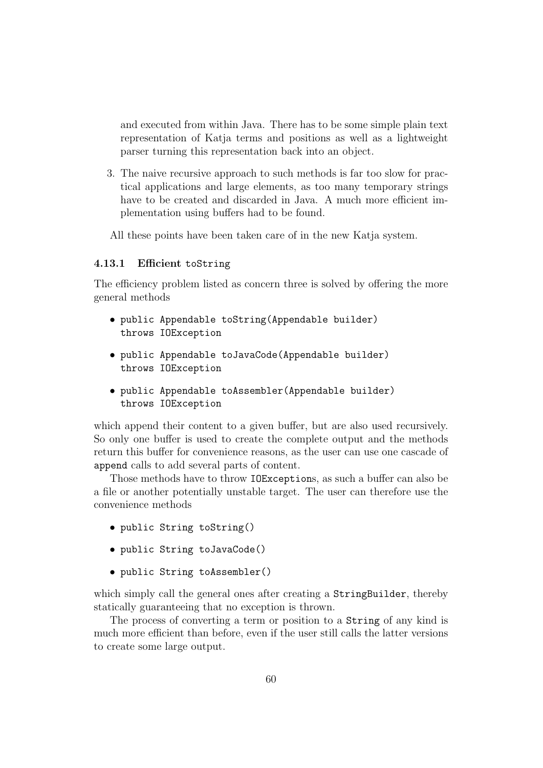and executed from within Java. There has to be some simple plain text representation of Katja terms and positions as well as a lightweight parser turning this representation back into an object.

3. The naive recursive approach to such methods is far too slow for practical applications and large elements, as too many temporary strings have to be created and discarded in Java. A much more efficient implementation using buffers had to be found.

All these points have been taken care of in the new Katja system.

### 4.13.1 Efficient `toString`

The efficiency problem listed as concern three is solved by offering the more general methods

- `public Appendable toString(Appendable builder) throws IOException`
- `public Appendable toJavaCode(Appendable builder) throws IOException`
- `public Appendable toAssembler(Appendable builder) throws IOException`

which append their content to a given buffer, but are also used recursively. So only one buffer is used to create the complete output and the methods return this buffer for convenience reasons, as the user can use one cascade of `append` calls to add several parts of content.

Those methods have to throw `IOException`s, as such a buffer can also be a file or another potentially unstable target. The user can therefore use the convenience methods

- `public String toString()`
- `public String toJavaCode()`
- `public String toAssembler()`

which simply call the general ones after creating a `StringBuilder`, thereby statically guaranteeing that no exception is thrown.

The process of converting a term or position to a `String` of any kind is much more efficient than before, even if the user still calls the latter versions to create some large output.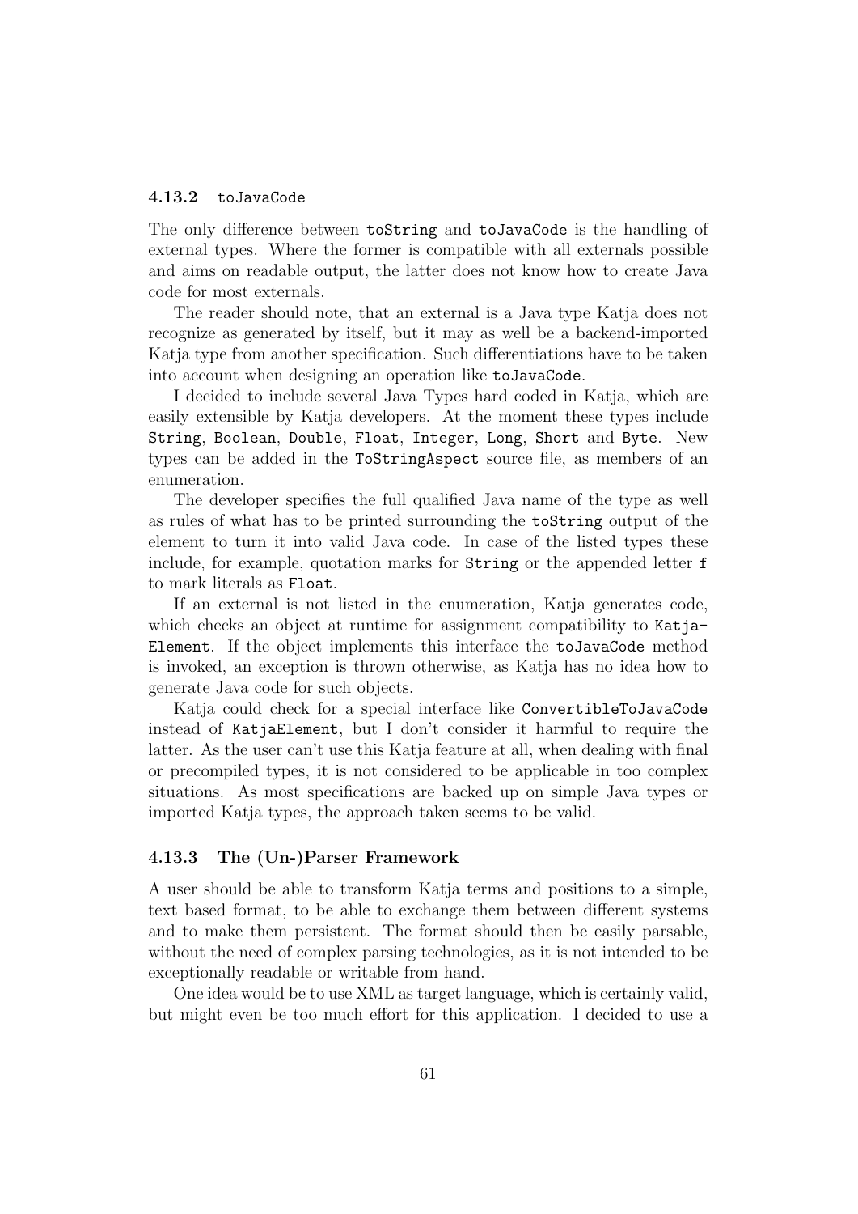### 4.13.2 `toJavaCode`

The only difference between `toString` and `toJavaCode` is the handling of external types. Where the former is compatible with all externals possible and aims on readable output, the latter does not know how to create Java code for most externals.

The reader should note, that an external is a Java type Katja does not recognize as generated by itself, but it may as well be a backend-imported Katja type from another specification. Such differentiations have to be taken into account when designing an operation like `toJavaCode`.

I decided to include several Java Types hard coded in Katja, which are easily extensible by Katja developers. At the moment these types include `String`, `Boolean`, `Double`, `Float`, `Integer`, `Long`, `Short` and `Byte`. New types can be added in the `ToStringAspect` source file, as members of an enumeration.

The developer specifies the full qualified Java name of the type as well as rules of what has to be printed surrounding the `toString` output of the element to turn it into valid Java code. In case of the listed types these include, for example, quotation marks for `String` or the appended letter `f` to mark literals as `Float`.

If an external is not listed in the enumeration, Katja generates code, which checks an object at runtime for assignment compatibility to `KatjaElement`. If the object implements this interface the `toJavaCode` method is invoked, an exception is thrown otherwise, as Katja has no idea how to generate Java code for such objects.

Katja could check for a special interface like `ConvertibleToJavaCode` instead of `KatjaElement`, but I don't consider it harmful to require the latter. As the user can't use this Katja feature at all, when dealing with final or precompiled types, it is not considered to be applicable in too complex situations. As most specifications are backed up on simple Java types or imported Katja types, the approach taken seems to be valid.

### 4.13.3 The (Un-)Parser Framework

A user should be able to transform Katja terms and positions to a simple, text based format, to be able to exchange them between different systems and to make them persistent. The format should then be easily parsable, without the need of complex parsing technologies, as it is not intended to be exceptionally readable or writable from hand.

One idea would be to use XML as target language, which is certainly valid, but might even be too much effort for this application. I decided to use a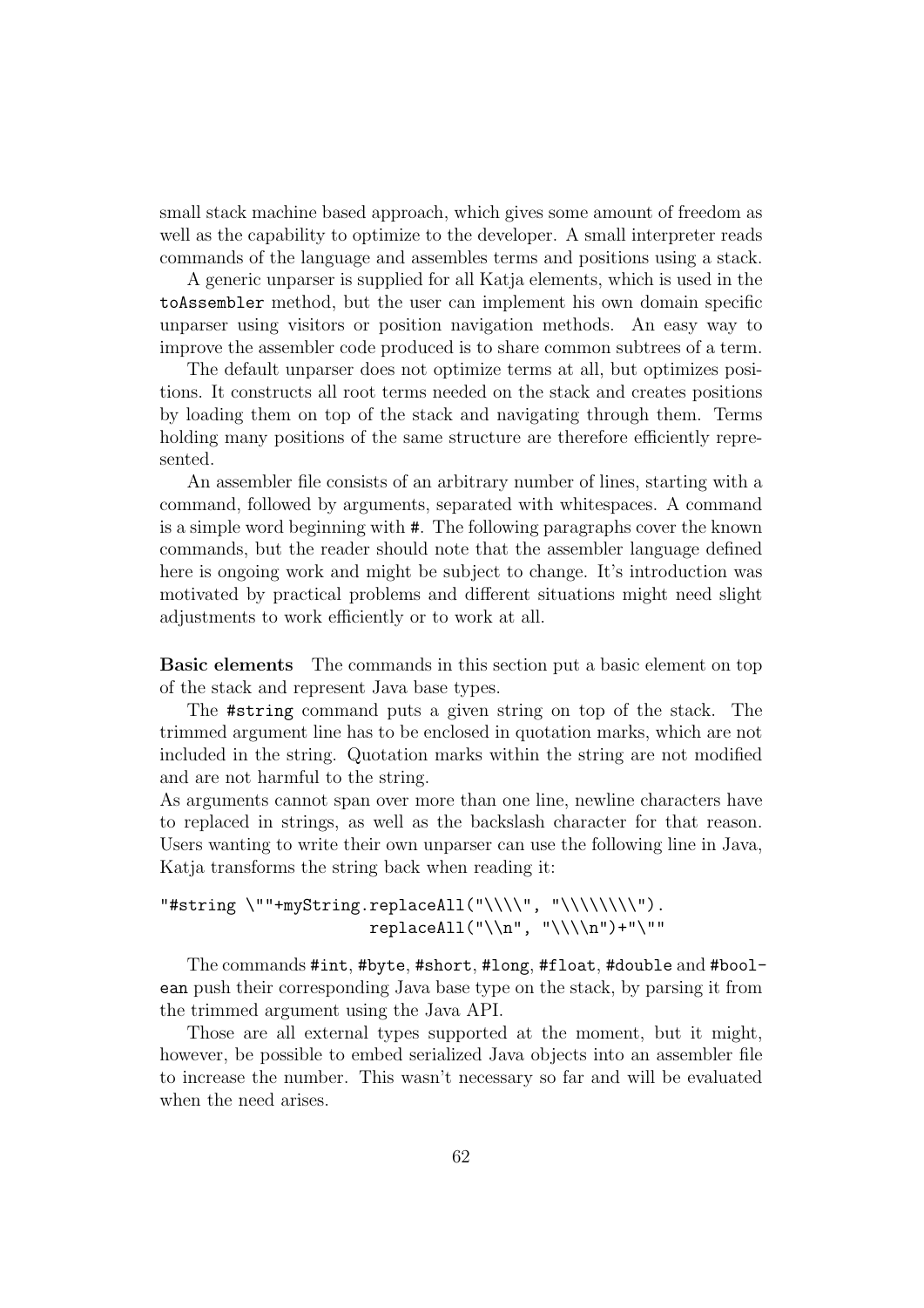small stack machine based approach, which gives some amount of freedom as well as the capability to optimize to the developer. A small interpreter reads commands of the language and assembles terms and positions using a stack.

A generic unparser is supplied for all Katja elements, which is used in the `toAssembler` method, but the user can implement his own domain specific unparser using visitors or position navigation methods. An easy way to improve the assembler code produced is to share common subtrees of a term.

The default unparser does not optimize terms at all, but optimizes positions. It constructs all root terms needed on the stack and creates positions by loading them on top of the stack and navigating through them. Terms holding many positions of the same structure are therefore efficiently represented.

An assembler file consists of an arbitrary number of lines, starting with a command, followed by arguments, separated with whitespaces. A command is a simple word beginning with `#`. The following paragraphs cover the known commands, but the reader should note that the assembler language defined here is ongoing work and might be subject to change. It's introduction was motivated by practical problems and different situations might need slight adjustments to work efficiently or to work at all.

**Basic elements** The commands in this section put a basic element on top of the stack and represent Java base types.

The `#string` command puts a given string on top of the stack. The trimmed argument line has to be enclosed in quotation marks, which are not included in the string. Quotation marks within the string are not modified and are not harmful to the string.
As arguments cannot span over more than one line, newline characters have to replaced in strings, as well as the backslash character for that reason. Users wanting to write their own unparser can use the following line in Java, Katja transforms the string back when reading it:

```
"#string \""+myString.replaceAll("\\\\", "\\\\\\\\").
                      replaceAll("\\n", "\\\\n")+"\""
```

The commands `#int`, `#byte`, `#short`, `#long`, `#float`, `#double` and `#boolean` push their corresponding Java base type on the stack, by parsing it from the trimmed argument using the Java API.

Those are all external types supported at the moment, but it might, however, be possible to embed serialized Java objects into an assembler file to increase the number. This wasn't necessary so far and will be evaluated when the need arises.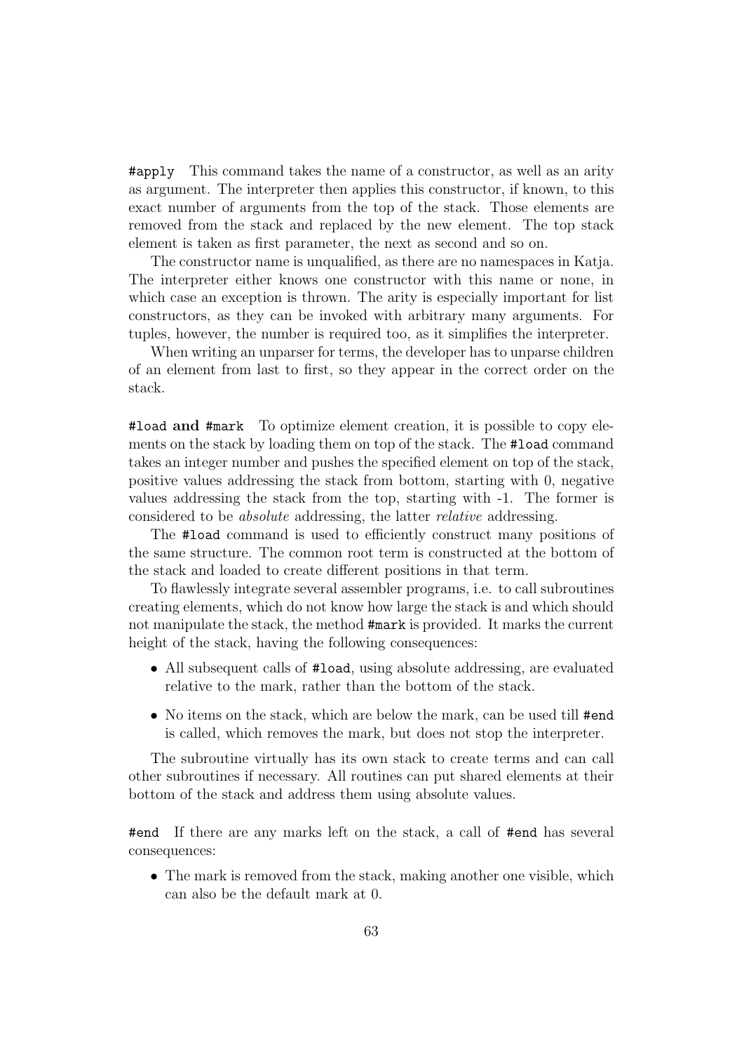`#apply` This command takes the name of a constructor, as well as an arity as argument. The interpreter then applies this constructor, if known, to this exact number of arguments from the top of the stack. Those elements are removed from the stack and replaced by the new element. The top stack element is taken as first parameter, the next as second and so on.

The constructor name is unqualified, as there are no namespaces in Katja. The interpreter either knows one constructor with this name or none, in which case an exception is thrown. The arity is especially important for list constructors, as they can be invoked with arbitrary many arguments. For tuples, however, the number is required too, as it simplifies the interpreter.

When writing an unparser for terms, the developer has to unparse children of an element from last to first, so they appear in the correct order on the stack.

`#load` **and** `#mark` To optimize element creation, it is possible to copy elements on the stack by loading them on top of the stack. The `#load` command takes an integer number and pushes the specified element on top of the stack, positive values addressing the stack from bottom, starting with 0, negative values addressing the stack from the top, starting with -1. The former is considered to be *absolute* addressing, the latter *relative* addressing.

The `#load` command is used to efficiently construct many positions of the same structure. The common root term is constructed at the bottom of the stack and loaded to create different positions in that term.

To flawlessly integrate several assembler programs, i.e. to call subroutines creating elements, which do not know how large the stack is and which should not manipulate the stack, the method `#mark` is provided. It marks the current height of the stack, having the following consequences:

- All subsequent calls of `#load`, using absolute addressing, are evaluated relative to the mark, rather than the bottom of the stack.
- No items on the stack, which are below the mark, can be used till `#end` is called, which removes the mark, but does not stop the interpreter.

The subroutine virtually has its own stack to create terms and can call other subroutines if necessary. All routines can put shared elements at their bottom of the stack and address them using absolute values.

`#end` If there are any marks left on the stack, a call of `#end` has several consequences:

- The mark is removed from the stack, making another one visible, which can also be the default mark at 0.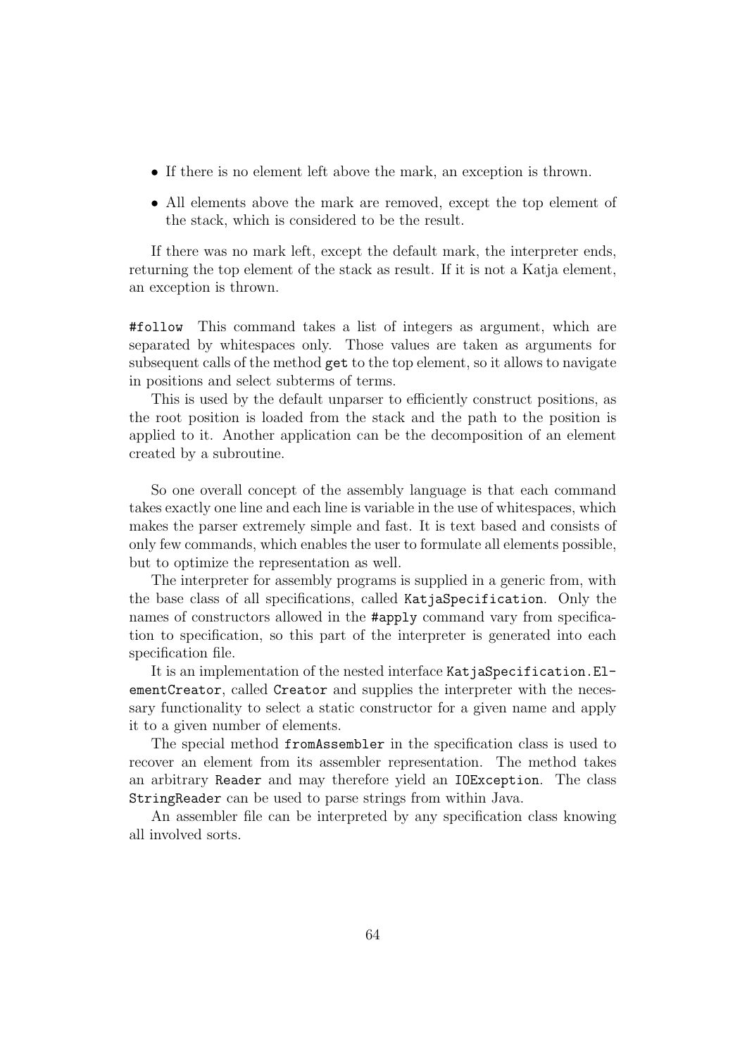- If there is no element left above the mark, an exception is thrown.
- All elements above the mark are removed, except the top element of the stack, which is considered to be the result.

If there was no mark left, except the default mark, the interpreter ends, returning the top element of the stack as result. If it is not a Katja element, an exception is thrown.

`#follow` This command takes a list of integers as argument, which are separated by whitespaces only. Those values are taken as arguments for subsequent calls of the method `get` to the top element, so it allows to navigate in positions and select subterms of terms.

This is used by the default unparser to efficiently construct positions, as the root position is loaded from the stack and the path to the position is applied to it. Another application can be the decomposition of an element created by a subroutine.

So one overall concept of the assembly language is that each command takes exactly one line and each line is variable in the use of whitespaces, which makes the parser extremely simple and fast. It is text based and consists of only few commands, which enables the user to formulate all elements possible, but to optimize the representation as well.

The interpreter for assembly programs is supplied in a generic from, with the base class of all specifications, called `KatjaSpecification`. Only the names of constructors allowed in the `#apply` command vary from specification to specification, so this part of the interpreter is generated into each specification file.

It is an implementation of the nested interface `KatjaSpecification.ElementCreator`, called `Creator` and supplies the interpreter with the necessary functionality to select a static constructor for a given name and apply it to a given number of elements.

The special method `fromAssembler` in the specification class is used to recover an element from its assembler representation. The method takes an arbitrary `Reader` and may therefore yield an `IOException`. The class `StringReader` can be used to parse strings from within Java.

An assembler file can be interpreted by any specification class knowing all involved sorts.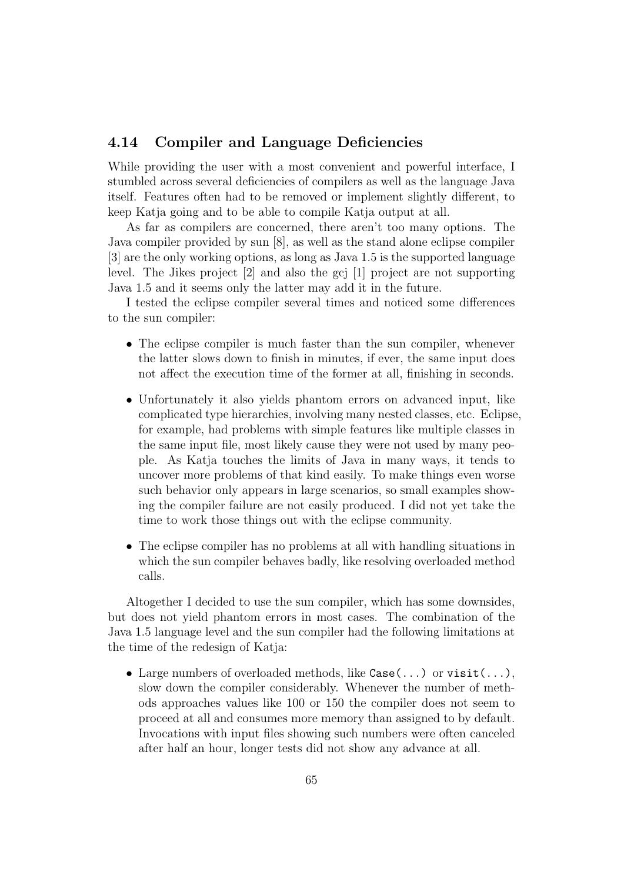## 4.14 Compiler and Language Deficiencies

While providing the user with a most convenient and powerful interface, I stumbled across several deficiencies of compilers as well as the language Java itself. Features often had to be removed or implement slightly different, to keep Katja going and to be able to compile Katja output at all.

As far as compilers are concerned, there aren't too many options. The Java compiler provided by sun [8], as well as the stand alone eclipse compiler [3] are the only working options, as long as Java 1.5 is the supported language level. The Jikes project [2] and also the gcj [1] project are not supporting Java 1.5 and it seems only the latter may add it in the future.

I tested the eclipse compiler several times and noticed some differences to the sun compiler:

- The eclipse compiler is much faster than the sun compiler, whenever the latter slows down to finish in minutes, if ever, the same input does not affect the execution time of the former at all, finishing in seconds.
- Unfortunately it also yields phantom errors on advanced input, like complicated type hierarchies, involving many nested classes, etc. Eclipse, for example, had problems with simple features like multiple classes in the same input file, most likely cause they were not used by many people. As Katja touches the limits of Java in many ways, it tends to uncover more problems of that kind easily. To make things even worse such behavior only appears in large scenarios, so small examples showing the compiler failure are not easily produced. I did not yet take the time to work those things out with the eclipse community.
- The eclipse compiler has no problems at all with handling situations in which the sun compiler behaves badly, like resolving overloaded method calls.

Altogether I decided to use the sun compiler, which has some downsides, but does not yield phantom errors in most cases. The combination of the Java 1.5 language level and the sun compiler had the following limitations at the time of the redesign of Katja:

- Large numbers of overloaded methods, like `Case(...)` or `visit(...)`, slow down the compiler considerably. Whenever the number of methods approaches values like 100 or 150 the compiler does not seem to proceed at all and consumes more memory than assigned to by default. Invocations with input files showing such numbers were often canceled after half an hour, longer tests did not show any advance at all.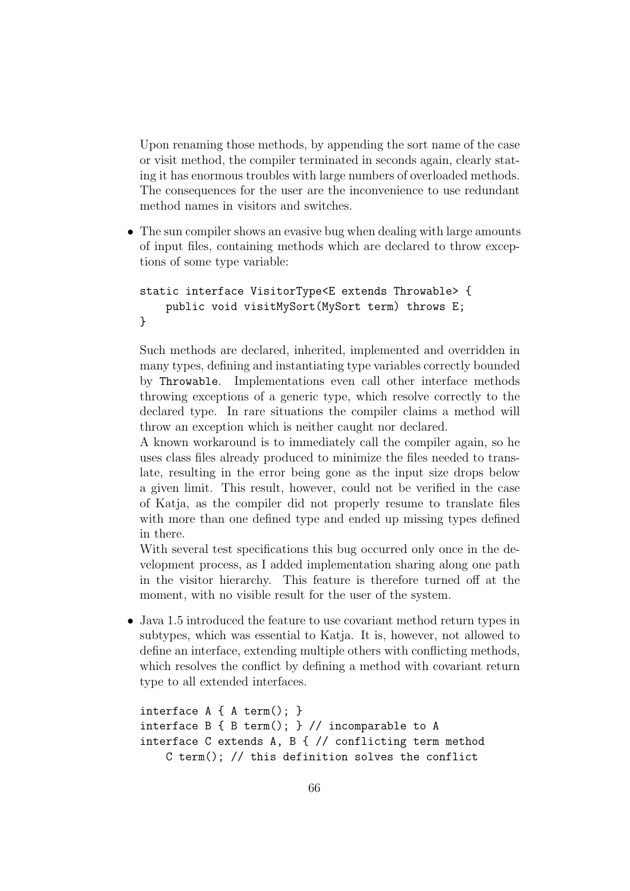Upon renaming those methods, by appending the sort name of the case or visit method, the compiler terminated in seconds again, clearly stating it has enormous troubles with large numbers of overloaded methods. The consequences for the user are the inconvenience to use redundant method names in visitors and switches.

- The sun compiler shows an evasive bug when dealing with large amounts of input files, containing methods which are declared to throw exceptions of some type variable:

  ```
  static interface VisitorType<E extends Throwable> {
      public void visitMySort(MySort term) throws E;
  }
  ```

  Such methods are declared, inherited, implemented and overridden in many types, defining and instantiating type variables correctly bounded by `Throwable`. Implementations even call other interface methods throwing exceptions of a generic type, which resolve correctly to the declared type. In rare situations the compiler claims a method will throw an exception which is neither caught nor declared.
  A known workaround is to immediately call the compiler again, so he uses class files already produced to minimize the files needed to translate, resulting in the error being gone as the input size drops below a given limit. This result, however, could not be verified in the case of Katja, as the compiler did not properly resume to translate files with more than one defined type and ended up missing types defined in there.
  With several test specifications this bug occurred only once in the development process, as I added implementation sharing along one path in the visitor hierarchy. This feature is therefore turned off at the moment, with no visible result for the user of the system.

- Java 1.5 introduced the feature to use covariant method return types in subtypes, which was essential to Katja. It is, however, not allowed to define an interface, extending multiple others with conflicting methods, which resolves the conflict by defining a method with covariant return type to all extended interfaces.

  ```
  interface A { A term(); }
  interface B { B term(); } // incomparable to A
  interface C extends A, B { // conflicting term method
      C term(); // this definition solves the conflict
  ```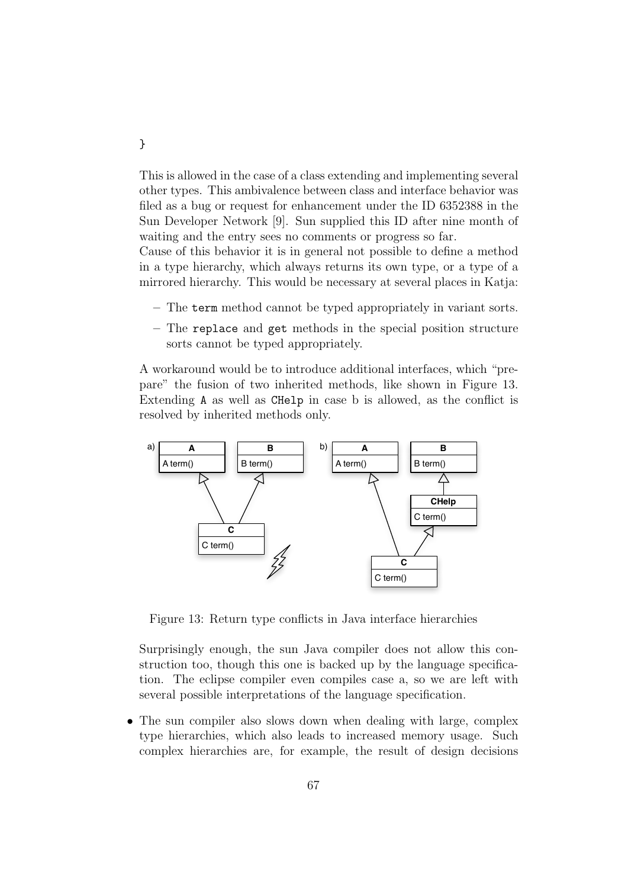```
}
```

This is allowed in the case of a class extending and implementing several other types. This ambivalence between class and interface behavior was filed as a bug or request for enhancement under the ID 6352388 in the Sun Developer Network [9]. Sun supplied this ID after nine month of waiting and the entry sees no comments or progress so far.
Cause of this behavior it is in general not possible to define a method in a type hierarchy, which always returns its own type, or a type of a mirrored hierarchy. This would be necessary at several places in Katja:

- The `term` method cannot be typed appropriately in variant sorts.
- The `replace` and `get` methods in the special position structure sorts cannot be typed appropriately.

A workaround would be to introduce additional interfaces, which "prepare" the fusion of two inherited methods, like shown in Figure 13. Extending `A` as well as `CHelp` in case b is allowed, as the conflict is resolved by inherited methods only.

Figure 13: Return type conflicts in Java interface hierarchies

Surprisingly enough, the sun Java compiler does not allow this construction too, though this one is backed up by the language specification. The eclipse compiler even compiles case a, so we are left with several possible interpretations of the language specification.

- The sun compiler also slows down when dealing with large, complex type hierarchies, which also leads to increased memory usage. Such complex hierarchies are, for example, the result of design decisions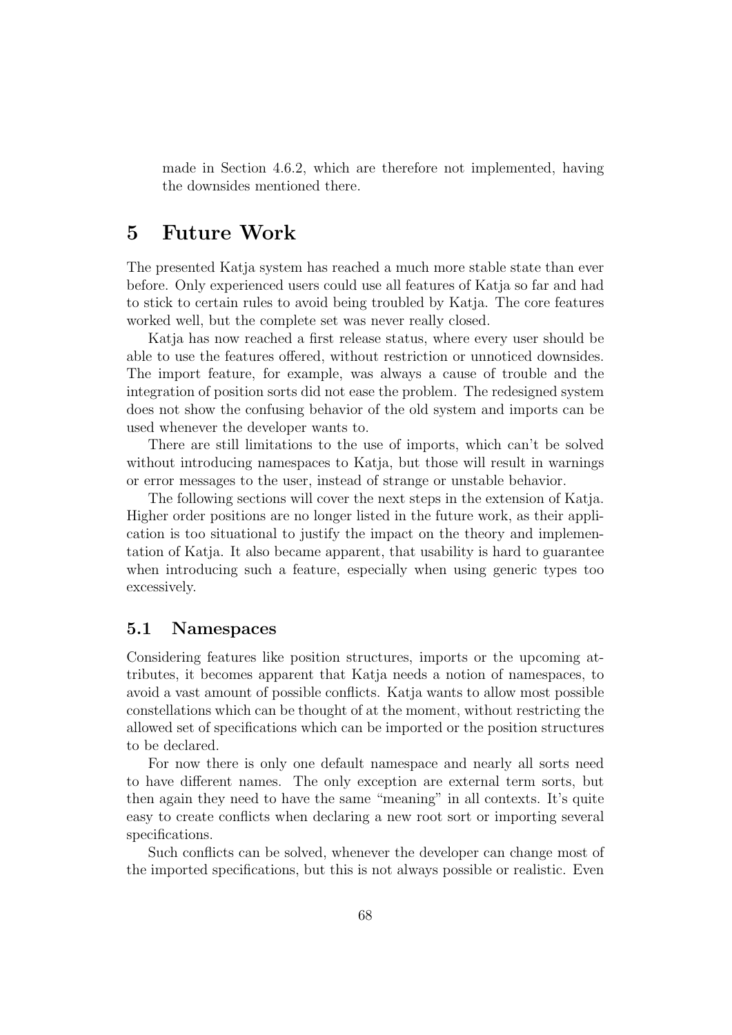made in Section 4.6.2, which are therefore not implemented, having the downsides mentioned there.

# 5 Future Work

The presented Katja system has reached a much more stable state than ever before. Only experienced users could use all features of Katja so far and had to stick to certain rules to avoid being troubled by Katja. The core features worked well, but the complete set was never really closed.

Katja has now reached a first release status, where every user should be able to use the features offered, without restriction or unnoticed downsides. The import feature, for example, was always a cause of trouble and the integration of position sorts did not ease the problem. The redesigned system does not show the confusing behavior of the old system and imports can be used whenever the developer wants to.

There are still limitations to the use of imports, which can't be solved without introducing namespaces to Katja, but those will result in warnings or error messages to the user, instead of strange or unstable behavior.

The following sections will cover the next steps in the extension of Katja. Higher order positions are no longer listed in the future work, as their application is too situational to justify the impact on the theory and implementation of Katja. It also became apparent, that usability is hard to guarantee when introducing such a feature, especially when using generic types too excessively.

## 5.1 Namespaces

Considering features like position structures, imports or the upcoming attributes, it becomes apparent that Katja needs a notion of namespaces, to avoid a vast amount of possible conflicts. Katja wants to allow most possible constellations which can be thought of at the moment, without restricting the allowed set of specifications which can be imported or the position structures to be declared.

For now there is only one default namespace and nearly all sorts need to have different names. The only exception are external term sorts, but then again they need to have the same "meaning" in all contexts. It's quite easy to create conflicts when declaring a new root sort or importing several specifications.

Such conflicts can be solved, whenever the developer can change most of the imported specifications, but this is not always possible or realistic. Even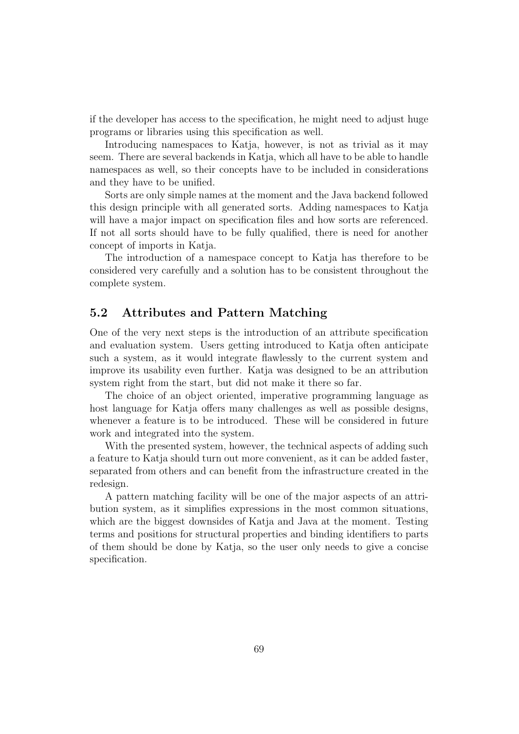if the developer has access to the specification, he might need to adjust huge programs or libraries using this specification as well.

Introducing namespaces to Katja, however, is not as trivial as it may seem. There are several backends in Katja, which all have to be able to handle namespaces as well, so their concepts have to be included in considerations and they have to be unified.

Sorts are only simple names at the moment and the Java backend followed this design principle with all generated sorts. Adding namespaces to Katja will have a major impact on specification files and how sorts are referenced. If not all sorts should have to be fully qualified, there is need for another concept of imports in Katja.

The introduction of a namespace concept to Katja has therefore to be considered very carefully and a solution has to be consistent throughout the complete system.

## 5.2 Attributes and Pattern Matching

One of the very next steps is the introduction of an attribute specification and evaluation system. Users getting introduced to Katja often anticipate such a system, as it would integrate flawlessly to the current system and improve its usability even further. Katja was designed to be an attribution system right from the start, but did not make it there so far.

The choice of an object oriented, imperative programming language as host language for Katja offers many challenges as well as possible designs, whenever a feature is to be introduced. These will be considered in future work and integrated into the system.

With the presented system, however, the technical aspects of adding such a feature to Katja should turn out more convenient, as it can be added faster, separated from others and can benefit from the infrastructure created in the redesign.

A pattern matching facility will be one of the major aspects of an attribution system, as it simplifies expressions in the most common situations, which are the biggest downsides of Katja and Java at the moment. Testing terms and positions for structural properties and binding identifiers to parts of them should be done by Katja, so the user only needs to give a concise specification.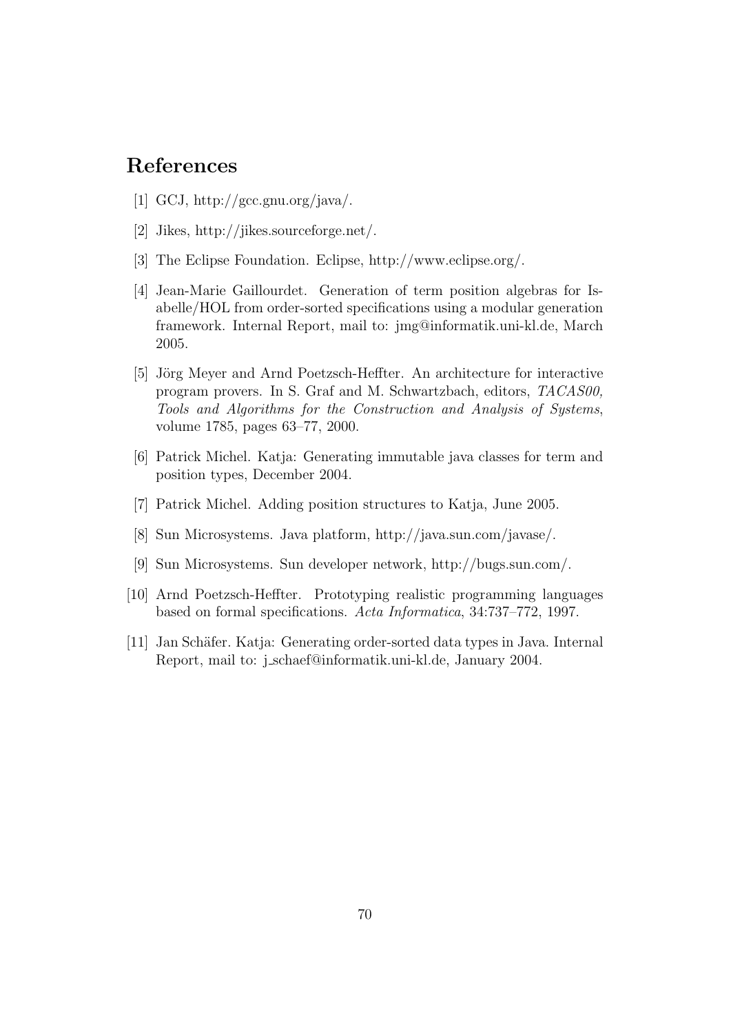# References

[1] GCJ, http://gcc.gnu.org/java/.

[2] Jikes, http://jikes.sourceforge.net/.

[3] The Eclipse Foundation. Eclipse, http://www.eclipse.org/.

[4] Jean-Marie Gaillourdet. Generation of term position algebras for Isabelle/HOL from order-sorted specifications using a modular generation framework. Internal Report, mail to: jmg@informatik.uni-kl.de, March 2005.

[5] Jörg Meyer and Arnd Poetzsch-Heffter. An architecture for interactive program provers. In S. Graf and M. Schwartzbach, editors, *TACAS00, Tools and Algorithms for the Construction and Analysis of Systems*, volume 1785, pages 63–77, 2000.

[6] Patrick Michel. Katja: Generating immutable java classes for term and position types, December 2004.

[7] Patrick Michel. Adding position structures to Katja, June 2005.

[8] Sun Microsystems. Java platform, http://java.sun.com/javase/.

[9] Sun Microsystems. Sun developer network, http://bugs.sun.com/.

[10] Arnd Poetzsch-Heffter. Prototyping realistic programming languages based on formal specifications. *Acta Informatica*, 34:737–772, 1997.

[11] Jan Schäfer. Katja: Generating order-sorted data types in Java. Internal Report, mail to: j_schaef@informatik.uni-kl.de, January 2004.